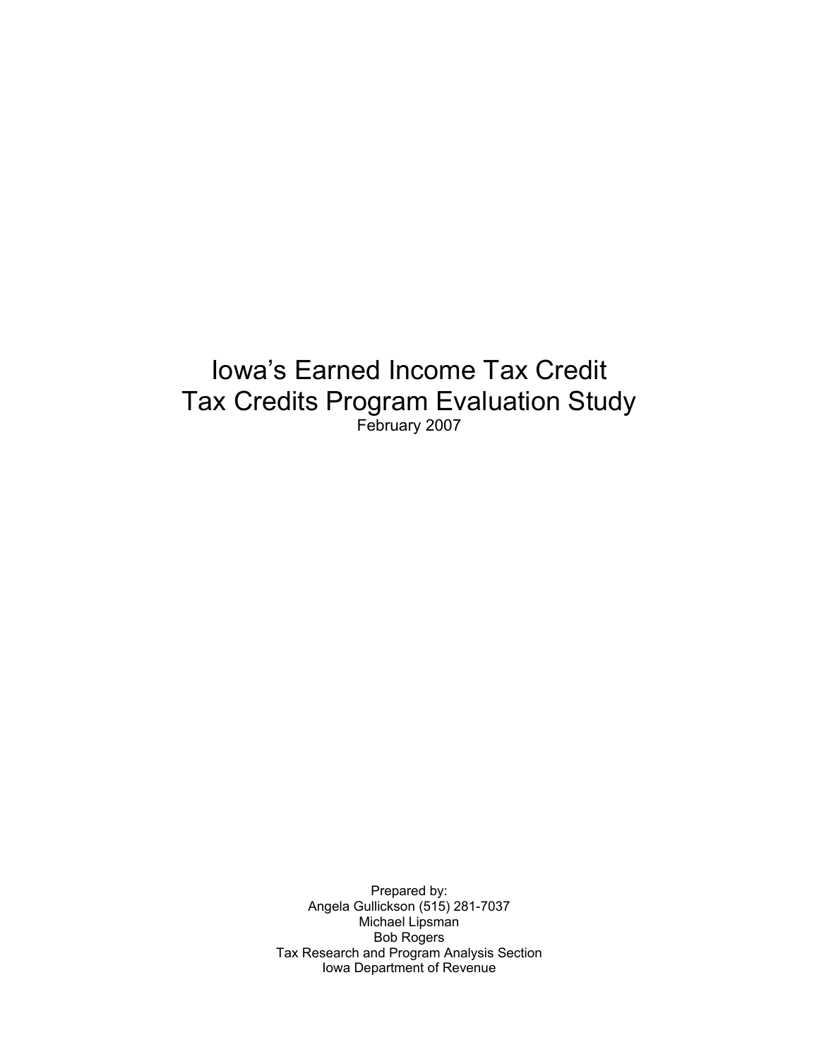# Iowa's Earned Income Tax Credit
# Tax Credits Program Evaluation Study

February 2007

Prepared by:
Angela Gullickson (515) 281-7037
Michael Lipsman
Bob Rogers
Tax Research and Program Analysis Section
Iowa Department of Revenue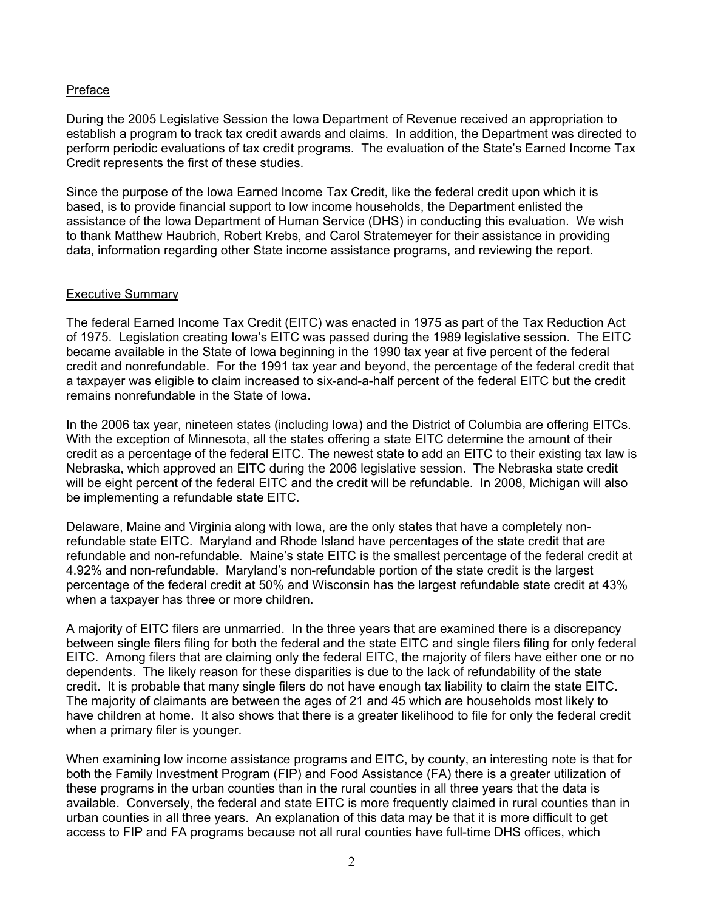## Preface

During the 2005 Legislative Session the Iowa Department of Revenue received an appropriation to establish a program to track tax credit awards and claims. In addition, the Department was directed to perform periodic evaluations of tax credit programs. The evaluation of the State's Earned Income Tax Credit represents the first of these studies.

Since the purpose of the Iowa Earned Income Tax Credit, like the federal credit upon which it is based, is to provide financial support to low income households, the Department enlisted the assistance of the Iowa Department of Human Service (DHS) in conducting this evaluation. We wish to thank Matthew Haubrich, Robert Krebs, and Carol Stratemeyer for their assistance in providing data, information regarding other State income assistance programs, and reviewing the report.

## Executive Summary

The federal Earned Income Tax Credit (EITC) was enacted in 1975 as part of the Tax Reduction Act of 1975. Legislation creating Iowa's EITC was passed during the 1989 legislative session. The EITC became available in the State of Iowa beginning in the 1990 tax year at five percent of the federal credit and nonrefundable. For the 1991 tax year and beyond, the percentage of the federal credit that a taxpayer was eligible to claim increased to six-and-a-half percent of the federal EITC but the credit remains nonrefundable in the State of Iowa.

In the 2006 tax year, nineteen states (including Iowa) and the District of Columbia are offering EITCs. With the exception of Minnesota, all the states offering a state EITC determine the amount of their credit as a percentage of the federal EITC. The newest state to add an EITC to their existing tax law is Nebraska, which approved an EITC during the 2006 legislative session. The Nebraska state credit will be eight percent of the federal EITC and the credit will be refundable. In 2008, Michigan will also be implementing a refundable state EITC.

Delaware, Maine and Virginia along with Iowa, are the only states that have a completely non-refundable state EITC. Maryland and Rhode Island have percentages of the state credit that are refundable and non-refundable. Maine's state EITC is the smallest percentage of the federal credit at 4.92% and non-refundable. Maryland's non-refundable portion of the state credit is the largest percentage of the federal credit at 50% and Wisconsin has the largest refundable state credit at 43% when a taxpayer has three or more children.

A majority of EITC filers are unmarried. In the three years that are examined there is a discrepancy between single filers filing for both the federal and the state EITC and single filers filing for only federal EITC. Among filers that are claiming only the federal EITC, the majority of filers have either one or no dependents. The likely reason for these disparities is due to the lack of refundability of the state credit. It is probable that many single filers do not have enough tax liability to claim the state EITC. The majority of claimants are between the ages of 21 and 45 which are households most likely to have children at home. It also shows that there is a greater likelihood to file for only the federal credit when a primary filer is younger.

When examining low income assistance programs and EITC, by county, an interesting note is that for both the Family Investment Program (FIP) and Food Assistance (FA) there is a greater utilization of these programs in the urban counties than in the rural counties in all three years that the data is available. Conversely, the federal and state EITC is more frequently claimed in rural counties than in urban counties in all three years. An explanation of this data may be that it is more difficult to get access to FIP and FA programs because not all rural counties have full-time DHS offices, which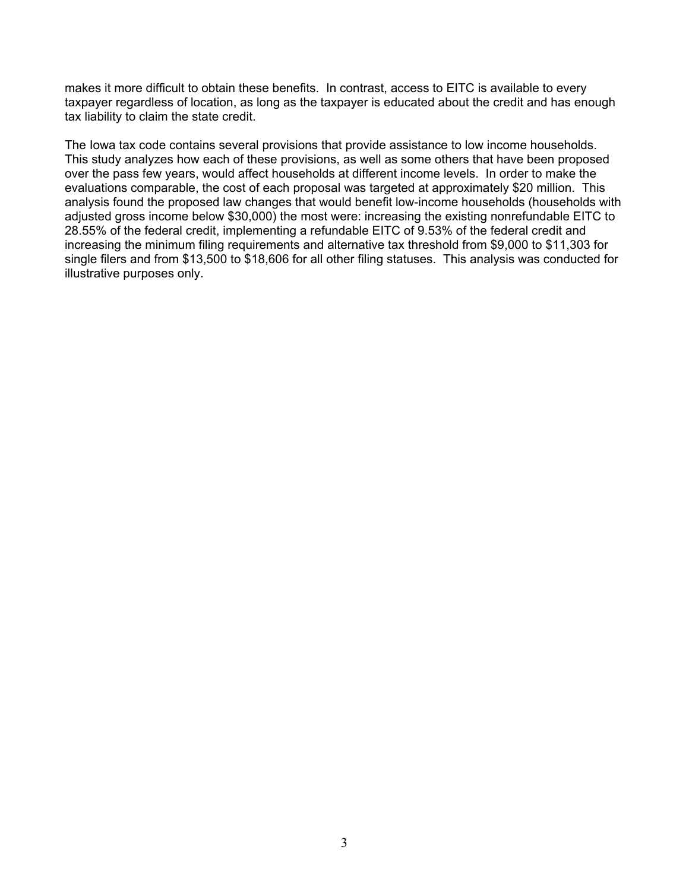makes it more difficult to obtain these benefits. In contrast, access to EITC is available to every taxpayer regardless of location, as long as the taxpayer is educated about the credit and has enough tax liability to claim the state credit.

The Iowa tax code contains several provisions that provide assistance to low income households. This study analyzes how each of these provisions, as well as some others that have been proposed over the pass few years, would affect households at different income levels. In order to make the evaluations comparable, the cost of each proposal was targeted at approximately $20 million. This analysis found the proposed law changes that would benefit low-income households (households with adjusted gross income below $30,000) the most were: increasing the existing nonrefundable EITC to 28.55% of the federal credit, implementing a refundable EITC of 9.53% of the federal credit and increasing the minimum filing requirements and alternative tax threshold from $9,000 to $11,303 for single filers and from $13,500 to $18,606 for all other filing statuses. This analysis was conducted for illustrative purposes only.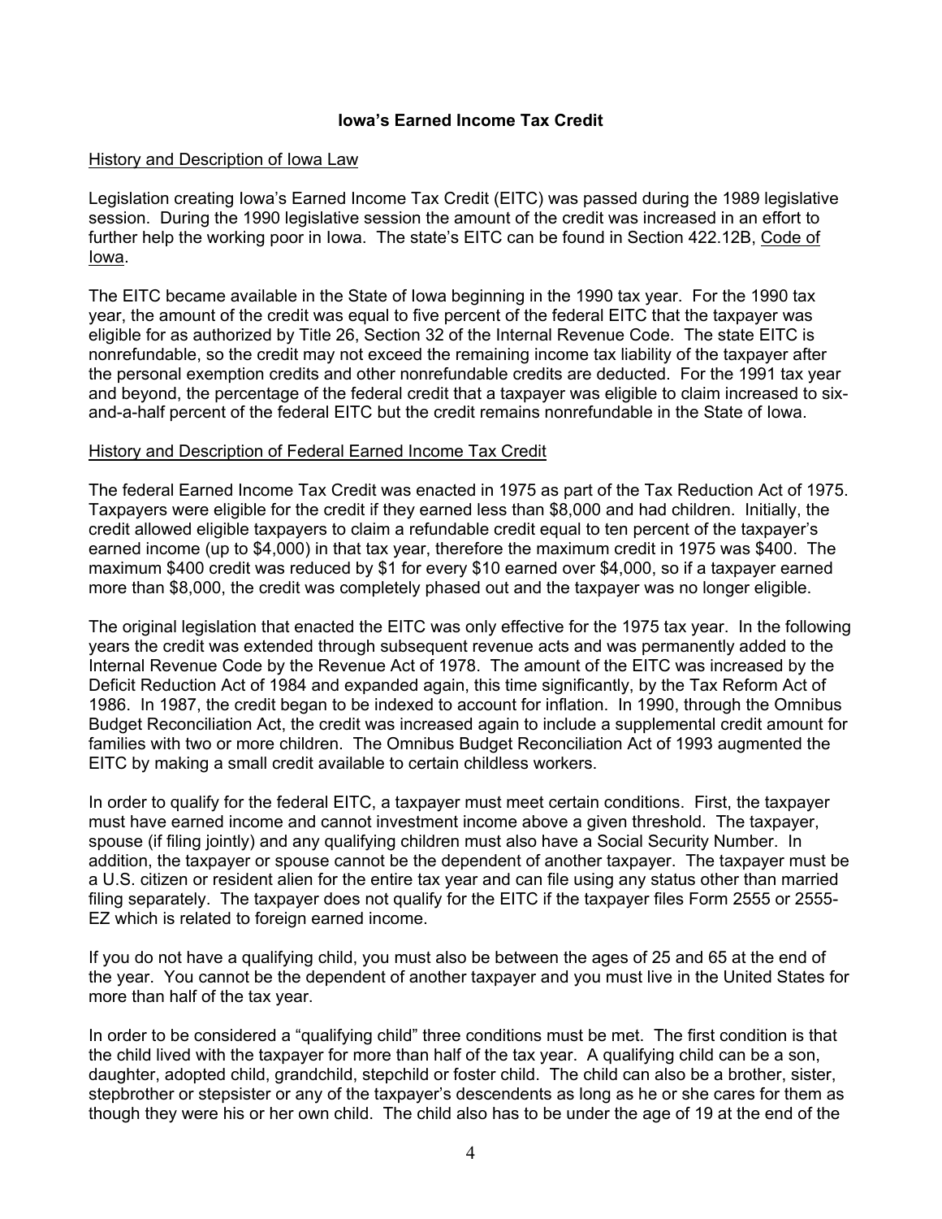# Iowa's Earned Income Tax Credit

## History and Description of Iowa Law

Legislation creating Iowa's Earned Income Tax Credit (EITC) was passed during the 1989 legislative session. During the 1990 legislative session the amount of the credit was increased in an effort to further help the working poor in Iowa. The state's EITC can be found in Section 422.12B, Code of Iowa.

The EITC became available in the State of Iowa beginning in the 1990 tax year. For the 1990 tax year, the amount of the credit was equal to five percent of the federal EITC that the taxpayer was eligible for as authorized by Title 26, Section 32 of the Internal Revenue Code. The state EITC is nonrefundable, so the credit may not exceed the remaining income tax liability of the taxpayer after the personal exemption credits and other nonrefundable credits are deducted. For the 1991 tax year and beyond, the percentage of the federal credit that a taxpayer was eligible to claim increased to six-and-a-half percent of the federal EITC but the credit remains nonrefundable in the State of Iowa.

## History and Description of Federal Earned Income Tax Credit

The federal Earned Income Tax Credit was enacted in 1975 as part of the Tax Reduction Act of 1975. Taxpayers were eligible for the credit if they earned less than $8,000 and had children. Initially, the credit allowed eligible taxpayers to claim a refundable credit equal to ten percent of the taxpayer's earned income (up to $4,000) in that tax year, therefore the maximum credit in 1975 was $400. The maximum $400 credit was reduced by $1 for every $10 earned over $4,000, so if a taxpayer earned more than $8,000, the credit was completely phased out and the taxpayer was no longer eligible.

The original legislation that enacted the EITC was only effective for the 1975 tax year. In the following years the credit was extended through subsequent revenue acts and was permanently added to the Internal Revenue Code by the Revenue Act of 1978. The amount of the EITC was increased by the Deficit Reduction Act of 1984 and expanded again, this time significantly, by the Tax Reform Act of 1986. In 1987, the credit began to be indexed to account for inflation. In 1990, through the Omnibus Budget Reconciliation Act, the credit was increased again to include a supplemental credit amount for families with two or more children. The Omnibus Budget Reconciliation Act of 1993 augmented the EITC by making a small credit available to certain childless workers.

In order to qualify for the federal EITC, a taxpayer must meet certain conditions. First, the taxpayer must have earned income and cannot investment income above a given threshold. The taxpayer, spouse (if filing jointly) and any qualifying children must also have a Social Security Number. In addition, the taxpayer or spouse cannot be the dependent of another taxpayer. The taxpayer must be a U.S. citizen or resident alien for the entire tax year and can file using any status other than married filing separately. The taxpayer does not qualify for the EITC if the taxpayer files Form 2555 or 2555-EZ which is related to foreign earned income.

If you do not have a qualifying child, you must also be between the ages of 25 and 65 at the end of the year. You cannot be the dependent of another taxpayer and you must live in the United States for more than half of the tax year.

In order to be considered a "qualifying child" three conditions must be met. The first condition is that the child lived with the taxpayer for more than half of the tax year. A qualifying child can be a son, daughter, adopted child, grandchild, stepchild or foster child. The child can also be a brother, sister, stepbrother or stepsister or any of the taxpayer's descendents as long as he or she cares for them as though they were his or her own child. The child also has to be under the age of 19 at the end of the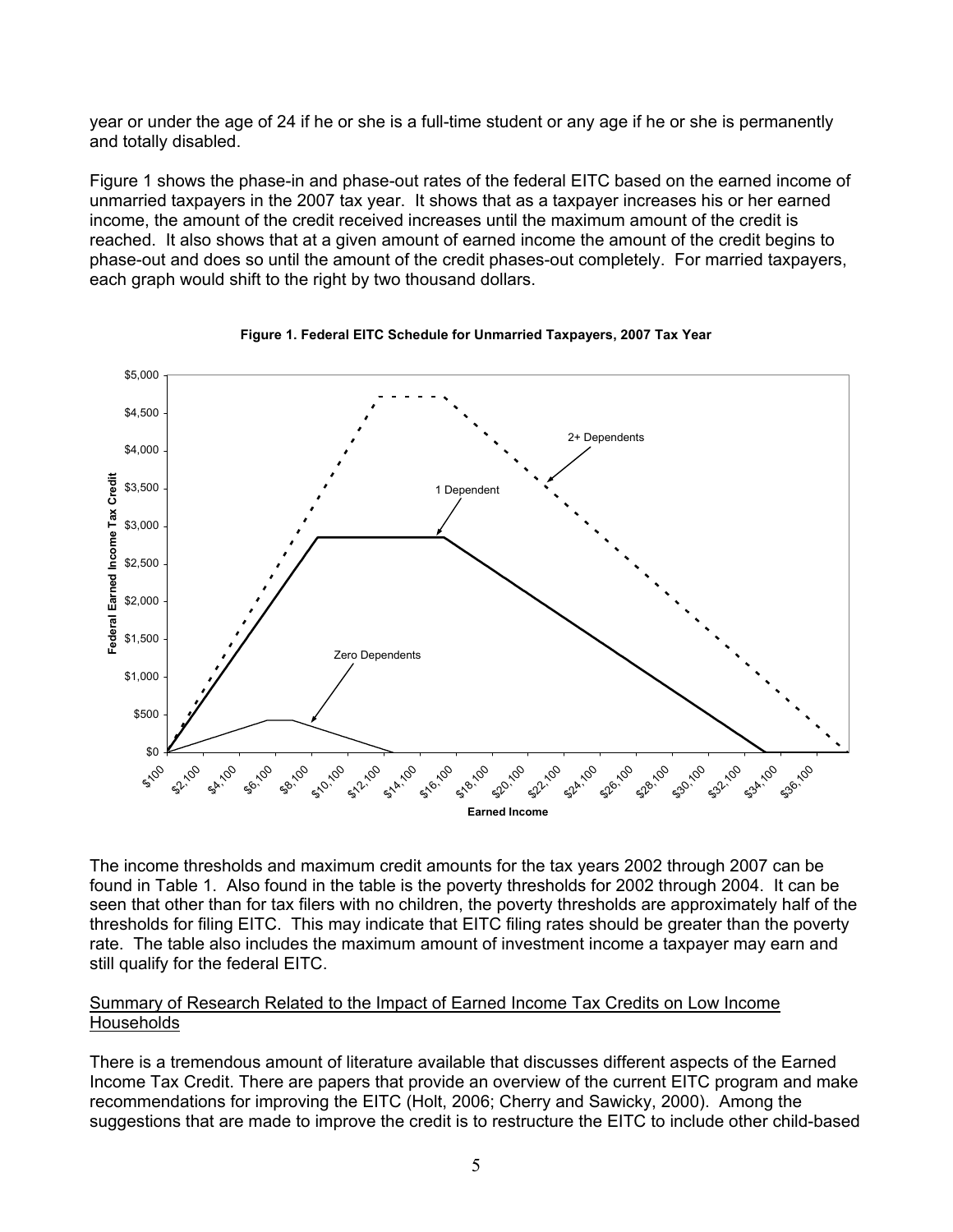year or under the age of 24 if he or she is a full-time student or any age if he or she is permanently and totally disabled.

Figure 1 shows the phase-in and phase-out rates of the federal EITC based on the earned income of unmarried taxpayers in the 2007 tax year. It shows that as a taxpayer increases his or her earned income, the amount of the credit received increases until the maximum amount of the credit is reached. It also shows that at a given amount of earned income the amount of the credit begins to phase-out and does so until the amount of the credit phases-out completely. For married taxpayers, each graph would shift to the right by two thousand dollars.

**Figure 1. Federal EITC Schedule for Unmarried Taxpayers, 2007 Tax Year**

The income thresholds and maximum credit amounts for the tax years 2002 through 2007 can be found in Table 1. Also found in the table is the poverty thresholds for 2002 through 2004. It can be seen that other than for tax filers with no children, the poverty thresholds are approximately half of the thresholds for filing EITC. This may indicate that EITC filing rates should be greater than the poverty rate. The table also includes the maximum amount of investment income a taxpayer may earn and still qualify for the federal EITC.

## Summary of Research Related to the Impact of Earned Income Tax Credits on Low Income Households

There is a tremendous amount of literature available that discusses different aspects of the Earned Income Tax Credit. There are papers that provide an overview of the current EITC program and make recommendations for improving the EITC (Holt, 2006; Cherry and Sawicky, 2000). Among the suggestions that are made to improve the credit is to restructure the EITC to include other child-based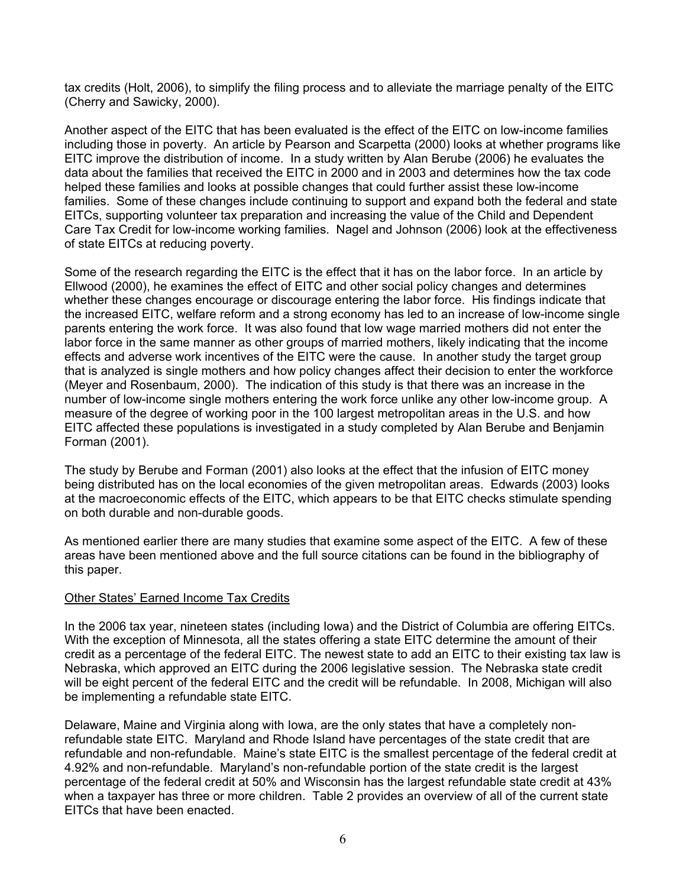tax credits (Holt, 2006), to simplify the filing process and to alleviate the marriage penalty of the EITC (Cherry and Sawicky, 2000).

Another aspect of the EITC that has been evaluated is the effect of the EITC on low-income families including those in poverty. An article by Pearson and Scarpetta (2000) looks at whether programs like EITC improve the distribution of income. In a study written by Alan Berube (2006) he evaluates the data about the families that received the EITC in 2000 and in 2003 and determines how the tax code helped these families and looks at possible changes that could further assist these low-income families. Some of these changes include continuing to support and expand both the federal and state EITCs, supporting volunteer tax preparation and increasing the value of the Child and Dependent Care Tax Credit for low-income working families. Nagel and Johnson (2006) look at the effectiveness of state EITCs at reducing poverty.

Some of the research regarding the EITC is the effect that it has on the labor force. In an article by Ellwood (2000), he examines the effect of EITC and other social policy changes and determines whether these changes encourage or discourage entering the labor force. His findings indicate that the increased EITC, welfare reform and a strong economy has led to an increase of low-income single parents entering the work force. It was also found that low wage married mothers did not enter the labor force in the same manner as other groups of married mothers, likely indicating that the income effects and adverse work incentives of the EITC were the cause. In another study the target group that is analyzed is single mothers and how policy changes affect their decision to enter the workforce (Meyer and Rosenbaum, 2000). The indication of this study is that there was an increase in the number of low-income single mothers entering the work force unlike any other low-income group. A measure of the degree of working poor in the 100 largest metropolitan areas in the U.S. and how EITC affected these populations is investigated in a study completed by Alan Berube and Benjamin Forman (2001).

The study by Berube and Forman (2001) also looks at the effect that the infusion of EITC money being distributed has on the local economies of the given metropolitan areas. Edwards (2003) looks at the macroeconomic effects of the EITC, which appears to be that EITC checks stimulate spending on both durable and non-durable goods.

As mentioned earlier there are many studies that examine some aspect of the EITC. A few of these areas have been mentioned above and the full source citations can be found in the bibliography of this paper.

## Other States' Earned Income Tax Credits

In the 2006 tax year, nineteen states (including Iowa) and the District of Columbia are offering EITCs. With the exception of Minnesota, all the states offering a state EITC determine the amount of their credit as a percentage of the federal EITC. The newest state to add an EITC to their existing tax law is Nebraska, which approved an EITC during the 2006 legislative session. The Nebraska state credit will be eight percent of the federal EITC and the credit will be refundable. In 2008, Michigan will also be implementing a refundable state EITC.

Delaware, Maine and Virginia along with Iowa, are the only states that have a completely non-refundable state EITC. Maryland and Rhode Island have percentages of the state credit that are refundable and non-refundable. Maine's state EITC is the smallest percentage of the federal credit at 4.92% and non-refundable. Maryland's non-refundable portion of the state credit is the largest percentage of the federal credit at 50% and Wisconsin has the largest refundable state credit at 43% when a taxpayer has three or more children. Table 2 provides an overview of all of the current state EITCs that have been enacted.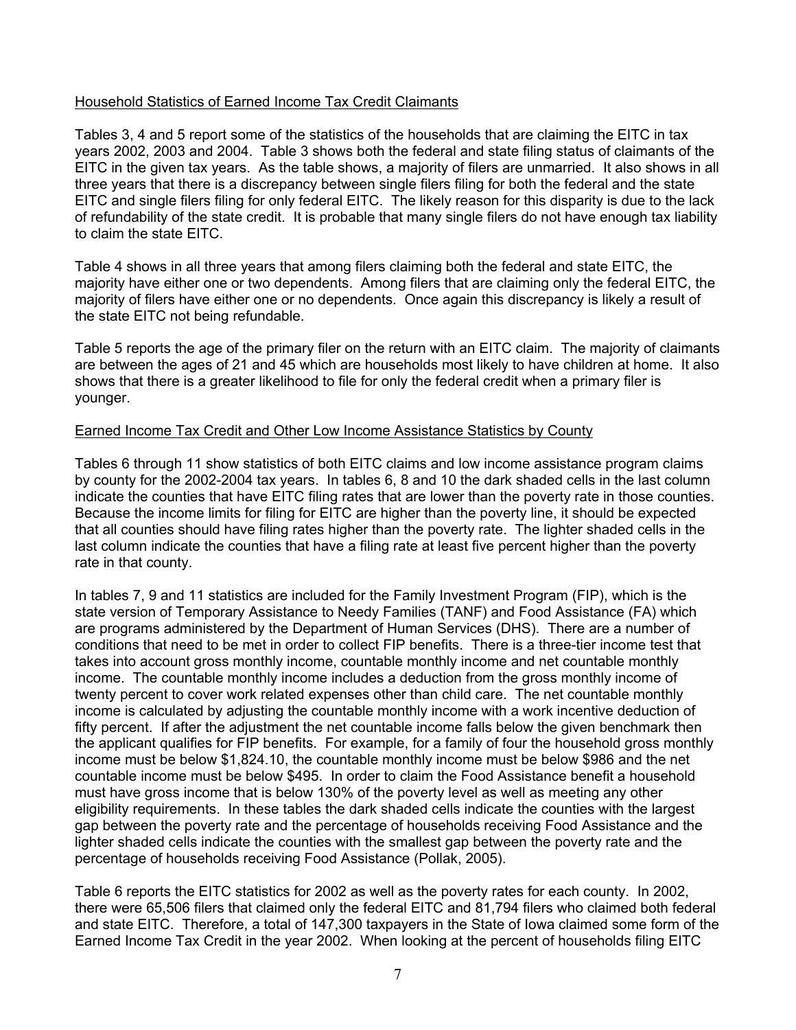## Household Statistics of Earned Income Tax Credit Claimants

Tables 3, 4 and 5 report some of the statistics of the households that are claiming the EITC in tax years 2002, 2003 and 2004. Table 3 shows both the federal and state filing status of claimants of the EITC in the given tax years. As the table shows, a majority of filers are unmarried. It also shows in all three years that there is a discrepancy between single filers filing for both the federal and the state EITC and single filers filing for only federal EITC. The likely reason for this disparity is due to the lack of refundability of the state credit. It is probable that many single filers do not have enough tax liability to claim the state EITC.

Table 4 shows in all three years that among filers claiming both the federal and state EITC, the majority have either one or two dependents. Among filers that are claiming only the federal EITC, the majority of filers have either one or no dependents. Once again this discrepancy is likely a result of the state EITC not being refundable.

Table 5 reports the age of the primary filer on the return with an EITC claim. The majority of claimants are between the ages of 21 and 45 which are households most likely to have children at home. It also shows that there is a greater likelihood to file for only the federal credit when a primary filer is younger.

## Earned Income Tax Credit and Other Low Income Assistance Statistics by County

Tables 6 through 11 show statistics of both EITC claims and low income assistance program claims by county for the 2002-2004 tax years. In tables 6, 8 and 10 the dark shaded cells in the last column indicate the counties that have EITC filing rates that are lower than the poverty rate in those counties. Because the income limits for filing for EITC are higher than the poverty line, it should be expected that all counties should have filing rates higher than the poverty rate. The lighter shaded cells in the last column indicate the counties that have a filing rate at least five percent higher than the poverty rate in that county.

In tables 7, 9 and 11 statistics are included for the Family Investment Program (FIP), which is the state version of Temporary Assistance to Needy Families (TANF) and Food Assistance (FA) which are programs administered by the Department of Human Services (DHS). There are a number of conditions that need to be met in order to collect FIP benefits. There is a three-tier income test that takes into account gross monthly income, countable monthly income and net countable monthly income. The countable monthly income includes a deduction from the gross monthly income of twenty percent to cover work related expenses other than child care. The net countable monthly income is calculated by adjusting the countable monthly income with a work incentive deduction of fifty percent. If after the adjustment the net countable income falls below the given benchmark then the applicant qualifies for FIP benefits. For example, for a family of four the household gross monthly income must be below $1,824.10, the countable monthly income must be below $986 and the net countable income must be below $495. In order to claim the Food Assistance benefit a household must have gross income that is below 130% of the poverty level as well as meeting any other eligibility requirements. In these tables the dark shaded cells indicate the counties with the largest gap between the poverty rate and the percentage of households receiving Food Assistance and the lighter shaded cells indicate the counties with the smallest gap between the poverty rate and the percentage of households receiving Food Assistance (Pollak, 2005).

Table 6 reports the EITC statistics for 2002 as well as the poverty rates for each county. In 2002, there were 65,506 filers that claimed only the federal EITC and 81,794 filers who claimed both federal and state EITC. Therefore, a total of 147,300 taxpayers in the State of Iowa claimed some form of the Earned Income Tax Credit in the year 2002. When looking at the percent of households filing EITC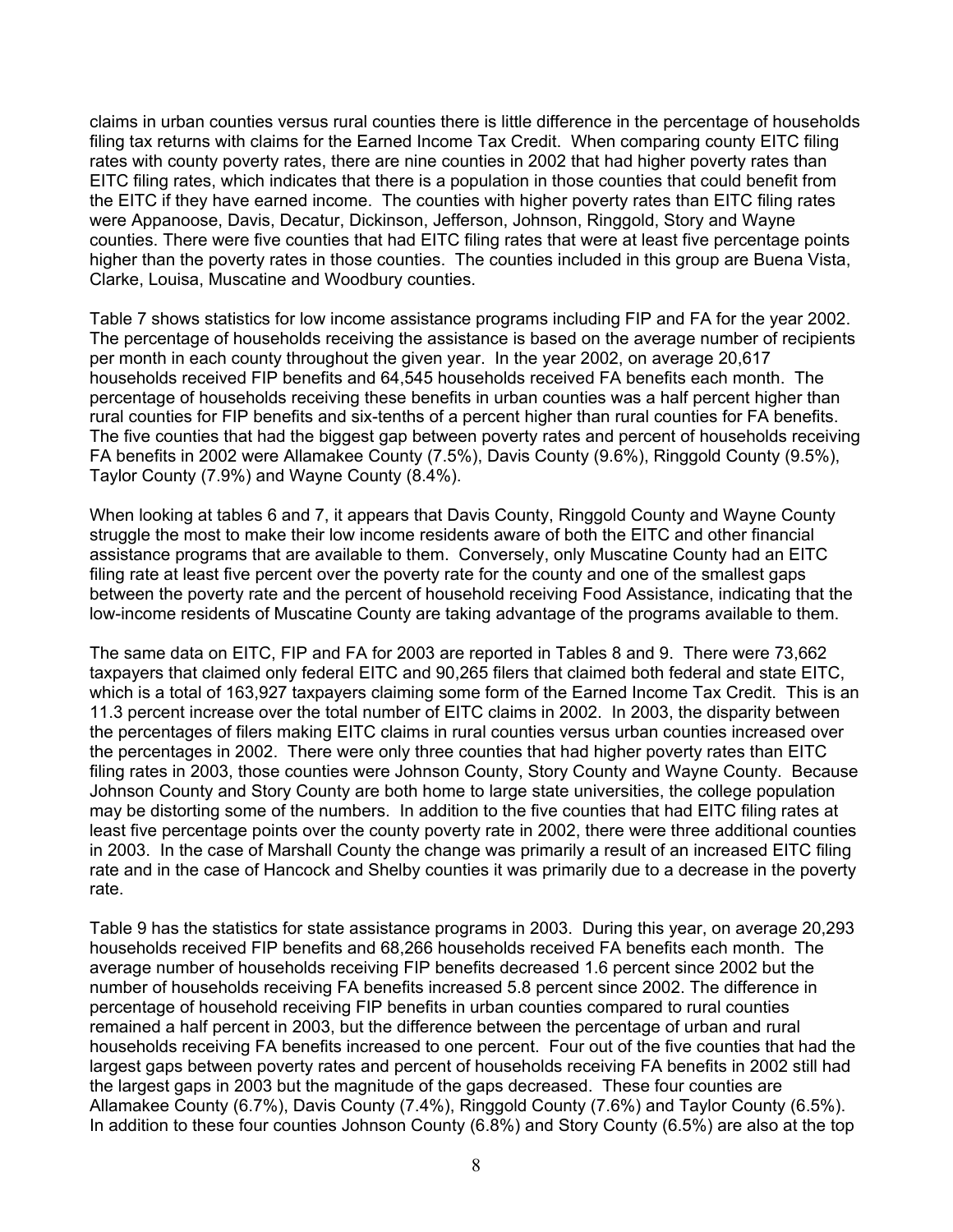claims in urban counties versus rural counties there is little difference in the percentage of households filing tax returns with claims for the Earned Income Tax Credit. When comparing county EITC filing rates with county poverty rates, there are nine counties in 2002 that had higher poverty rates than EITC filing rates, which indicates that there is a population in those counties that could benefit from the EITC if they have earned income. The counties with higher poverty rates than EITC filing rates were Appanoose, Davis, Decatur, Dickinson, Jefferson, Johnson, Ringgold, Story and Wayne counties. There were five counties that had EITC filing rates that were at least five percentage points higher than the poverty rates in those counties. The counties included in this group are Buena Vista, Clarke, Louisa, Muscatine and Woodbury counties.

Table 7 shows statistics for low income assistance programs including FIP and FA for the year 2002. The percentage of households receiving the assistance is based on the average number of recipients per month in each county throughout the given year. In the year 2002, on average 20,617 households received FIP benefits and 64,545 households received FA benefits each month. The percentage of households receiving these benefits in urban counties was a half percent higher than rural counties for FIP benefits and six-tenths of a percent higher than rural counties for FA benefits. The five counties that had the biggest gap between poverty rates and percent of households receiving FA benefits in 2002 were Allamakee County (7.5%), Davis County (9.6%), Ringgold County (9.5%), Taylor County (7.9%) and Wayne County (8.4%).

When looking at tables 6 and 7, it appears that Davis County, Ringgold County and Wayne County struggle the most to make their low income residents aware of both the EITC and other financial assistance programs that are available to them. Conversely, only Muscatine County had an EITC filing rate at least five percent over the poverty rate for the county and one of the smallest gaps between the poverty rate and the percent of household receiving Food Assistance, indicating that the low-income residents of Muscatine County are taking advantage of the programs available to them.

The same data on EITC, FIP and FA for 2003 are reported in Tables 8 and 9. There were 73,662 taxpayers that claimed only federal EITC and 90,265 filers that claimed both federal and state EITC, which is a total of 163,927 taxpayers claiming some form of the Earned Income Tax Credit. This is an 11.3 percent increase over the total number of EITC claims in 2002. In 2003, the disparity between the percentages of filers making EITC claims in rural counties versus urban counties increased over the percentages in 2002. There were only three counties that had higher poverty rates than EITC filing rates in 2003, those counties were Johnson County, Story County and Wayne County. Because Johnson County and Story County are both home to large state universities, the college population may be distorting some of the numbers. In addition to the five counties that had EITC filing rates at least five percentage points over the county poverty rate in 2002, there were three additional counties in 2003. In the case of Marshall County the change was primarily a result of an increased EITC filing rate and in the case of Hancock and Shelby counties it was primarily due to a decrease in the poverty rate.

Table 9 has the statistics for state assistance programs in 2003. During this year, on average 20,293 households received FIP benefits and 68,266 households received FA benefits each month. The average number of households receiving FIP benefits decreased 1.6 percent since 2002 but the number of households receiving FA benefits increased 5.8 percent since 2002. The difference in percentage of household receiving FIP benefits in urban counties compared to rural counties remained a half percent in 2003, but the difference between the percentage of urban and rural households receiving FA benefits increased to one percent. Four out of the five counties that had the largest gaps between poverty rates and percent of households receiving FA benefits in 2002 still had the largest gaps in 2003 but the magnitude of the gaps decreased. These four counties are Allamakee County (6.7%), Davis County (7.4%), Ringgold County (7.6%) and Taylor County (6.5%). In addition to these four counties Johnson County (6.8%) and Story County (6.5%) are also at the top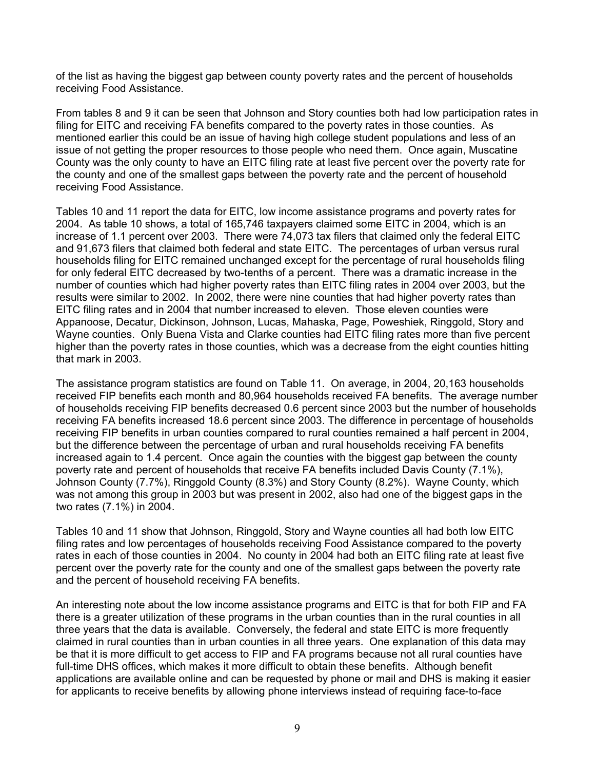of the list as having the biggest gap between county poverty rates and the percent of households receiving Food Assistance.

From tables 8 and 9 it can be seen that Johnson and Story counties both had low participation rates in filing for EITC and receiving FA benefits compared to the poverty rates in those counties. As mentioned earlier this could be an issue of having high college student populations and less of an issue of not getting the proper resources to those people who need them. Once again, Muscatine County was the only county to have an EITC filing rate at least five percent over the poverty rate for the county and one of the smallest gaps between the poverty rate and the percent of household receiving Food Assistance.

Tables 10 and 11 report the data for EITC, low income assistance programs and poverty rates for 2004. As table 10 shows, a total of 165,746 taxpayers claimed some EITC in 2004, which is an increase of 1.1 percent over 2003. There were 74,073 tax filers that claimed only the federal EITC and 91,673 filers that claimed both federal and state EITC. The percentages of urban versus rural households filing for EITC remained unchanged except for the percentage of rural households filing for only federal EITC decreased by two-tenths of a percent. There was a dramatic increase in the number of counties which had higher poverty rates than EITC filing rates in 2004 over 2003, but the results were similar to 2002. In 2002, there were nine counties that had higher poverty rates than EITC filing rates and in 2004 that number increased to eleven. Those eleven counties were Appanoose, Decatur, Dickinson, Johnson, Lucas, Mahaska, Page, Poweshiek, Ringgold, Story and Wayne counties. Only Buena Vista and Clarke counties had EITC filing rates more than five percent higher than the poverty rates in those counties, which was a decrease from the eight counties hitting that mark in 2003.

The assistance program statistics are found on Table 11. On average, in 2004, 20,163 households received FIP benefits each month and 80,964 households received FA benefits. The average number of households receiving FIP benefits decreased 0.6 percent since 2003 but the number of households receiving FA benefits increased 18.6 percent since 2003. The difference in percentage of households receiving FIP benefits in urban counties compared to rural counties remained a half percent in 2004, but the difference between the percentage of urban and rural households receiving FA benefits increased again to 1.4 percent. Once again the counties with the biggest gap between the county poverty rate and percent of households that receive FA benefits included Davis County (7.1%), Johnson County (7.7%), Ringgold County (8.3%) and Story County (8.2%). Wayne County, which was not among this group in 2003 but was present in 2002, also had one of the biggest gaps in the two rates (7.1%) in 2004.

Tables 10 and 11 show that Johnson, Ringgold, Story and Wayne counties all had both low EITC filing rates and low percentages of households receiving Food Assistance compared to the poverty rates in each of those counties in 2004. No county in 2004 had both an EITC filing rate at least five percent over the poverty rate for the county and one of the smallest gaps between the poverty rate and the percent of household receiving FA benefits.

An interesting note about the low income assistance programs and EITC is that for both FIP and FA there is a greater utilization of these programs in the urban counties than in the rural counties in all three years that the data is available. Conversely, the federal and state EITC is more frequently claimed in rural counties than in urban counties in all three years. One explanation of this data may be that it is more difficult to get access to FIP and FA programs because not all rural counties have full-time DHS offices, which makes it more difficult to obtain these benefits. Although benefit applications are available online and can be requested by phone or mail and DHS is making it easier for applicants to receive benefits by allowing phone interviews instead of requiring face-to-face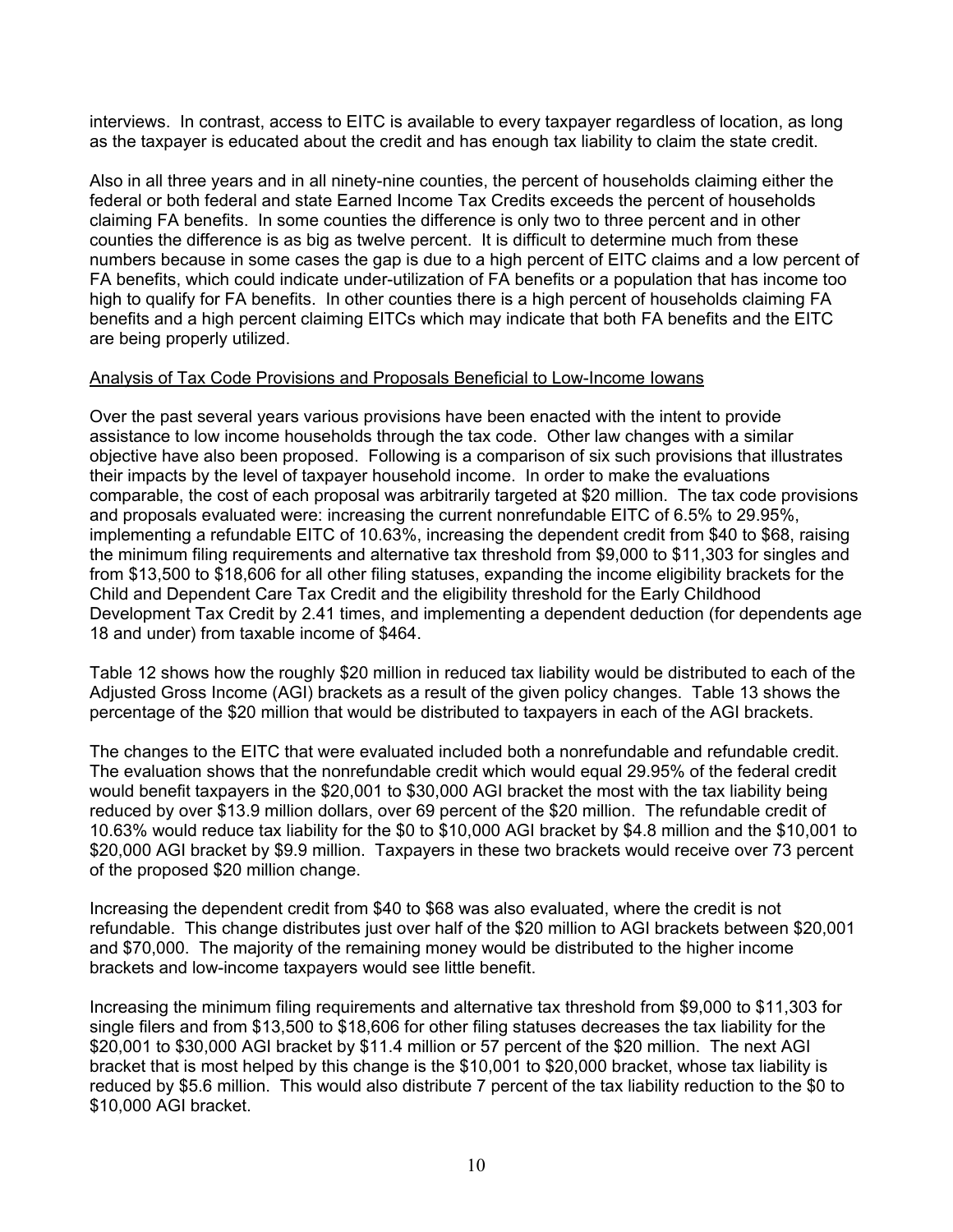interviews. In contrast, access to EITC is available to every taxpayer regardless of location, as long as the taxpayer is educated about the credit and has enough tax liability to claim the state credit.

Also in all three years and in all ninety-nine counties, the percent of households claiming either the federal or both federal and state Earned Income Tax Credits exceeds the percent of households claiming FA benefits. In some counties the difference is only two to three percent and in other counties the difference is as big as twelve percent. It is difficult to determine much from these numbers because in some cases the gap is due to a high percent of EITC claims and a low percent of FA benefits, which could indicate under-utilization of FA benefits or a population that has income too high to qualify for FA benefits. In other counties there is a high percent of households claiming FA benefits and a high percent claiming EITCs which may indicate that both FA benefits and the EITC are being properly utilized.

Analysis of Tax Code Provisions and Proposals Beneficial to Low-Income Iowans

Over the past several years various provisions have been enacted with the intent to provide assistance to low income households through the tax code. Other law changes with a similar objective have also been proposed. Following is a comparison of six such provisions that illustrates their impacts by the level of taxpayer household income. In order to make the evaluations comparable, the cost of each proposal was arbitrarily targeted at $20 million. The tax code provisions and proposals evaluated were: increasing the current nonrefundable EITC of 6.5% to 29.95%, implementing a refundable EITC of 10.63%, increasing the dependent credit from $40 to $68, raising the minimum filing requirements and alternative tax threshold from $9,000 to $11,303 for singles and from $13,500 to $18,606 for all other filing statuses, expanding the income eligibility brackets for the Child and Dependent Care Tax Credit and the eligibility threshold for the Early Childhood Development Tax Credit by 2.41 times, and implementing a dependent deduction (for dependents age 18 and under) from taxable income of $464.

Table 12 shows how the roughly $20 million in reduced tax liability would be distributed to each of the Adjusted Gross Income (AGI) brackets as a result of the given policy changes. Table 13 shows the percentage of the $20 million that would be distributed to taxpayers in each of the AGI brackets.

The changes to the EITC that were evaluated included both a nonrefundable and refundable credit. The evaluation shows that the nonrefundable credit which would equal 29.95% of the federal credit would benefit taxpayers in the $20,001 to $30,000 AGI bracket the most with the tax liability being reduced by over $13.9 million dollars, over 69 percent of the $20 million. The refundable credit of 10.63% would reduce tax liability for the $0 to $10,000 AGI bracket by $4.8 million and the $10,001 to $20,000 AGI bracket by $9.9 million. Taxpayers in these two brackets would receive over 73 percent of the proposed $20 million change.

Increasing the dependent credit from $40 to $68 was also evaluated, where the credit is not refundable. This change distributes just over half of the $20 million to AGI brackets between $20,001 and $70,000. The majority of the remaining money would be distributed to the higher income brackets and low-income taxpayers would see little benefit.

Increasing the minimum filing requirements and alternative tax threshold from $9,000 to $11,303 for single filers and from $13,500 to $18,606 for other filing statuses decreases the tax liability for the $20,001 to $30,000 AGI bracket by $11.4 million or 57 percent of the $20 million. The next AGI bracket that is most helped by this change is the $10,001 to $20,000 bracket, whose tax liability is reduced by $5.6 million. This would also distribute 7 percent of the tax liability reduction to the $0 to $10,000 AGI bracket.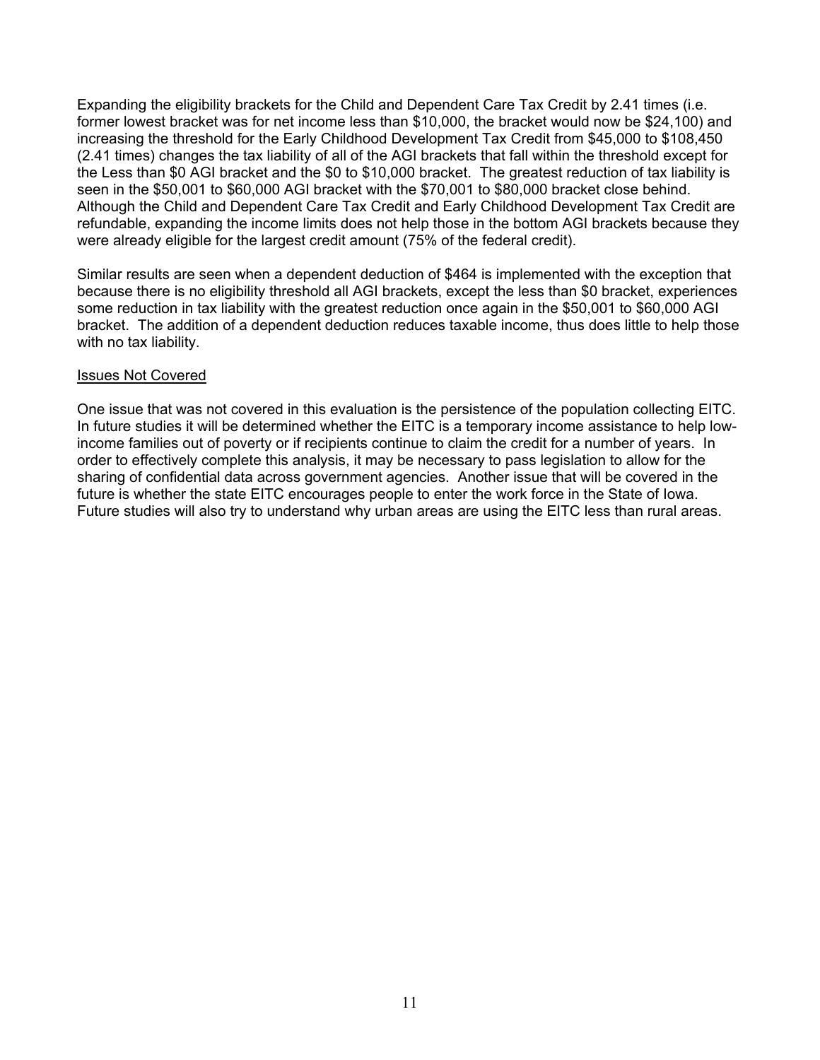Expanding the eligibility brackets for the Child and Dependent Care Tax Credit by 2.41 times (i.e. former lowest bracket was for net income less than $10,000, the bracket would now be $24,100) and increasing the threshold for the Early Childhood Development Tax Credit from $45,000 to $108,450 (2.41 times) changes the tax liability of all of the AGI brackets that fall within the threshold except for the Less than $0 AGI bracket and the $0 to $10,000 bracket. The greatest reduction of tax liability is seen in the $50,001 to $60,000 AGI bracket with the $70,001 to $80,000 bracket close behind. Although the Child and Dependent Care Tax Credit and Early Childhood Development Tax Credit are refundable, expanding the income limits does not help those in the bottom AGI brackets because they were already eligible for the largest credit amount (75% of the federal credit).

Similar results are seen when a dependent deduction of $464 is implemented with the exception that because there is no eligibility threshold all AGI brackets, except the less than $0 bracket, experiences some reduction in tax liability with the greatest reduction once again in the $50,001 to $60,000 AGI bracket. The addition of a dependent deduction reduces taxable income, thus does little to help those with no tax liability.

<u>Issues Not Covered</u>

One issue that was not covered in this evaluation is the persistence of the population collecting EITC. In future studies it will be determined whether the EITC is a temporary income assistance to help low-income families out of poverty or if recipients continue to claim the credit for a number of years. In order to effectively complete this analysis, it may be necessary to pass legislation to allow for the sharing of confidential data across government agencies. Another issue that will be covered in the future is whether the state EITC encourages people to enter the work force in the State of Iowa. Future studies will also try to understand why urban areas are using the EITC less than rural areas.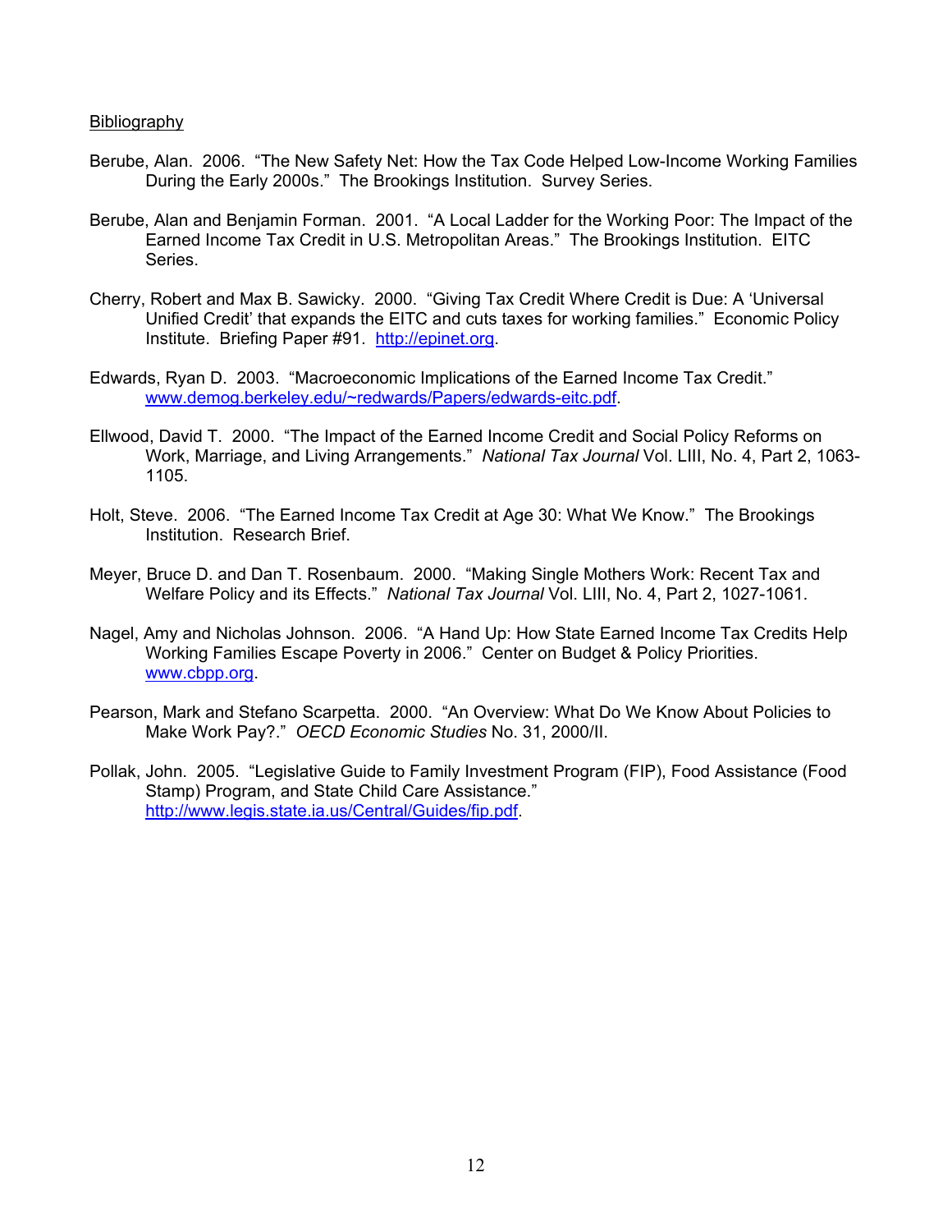Bibliography

Berube, Alan. 2006. "The New Safety Net: How the Tax Code Helped Low-Income Working Families During the Early 2000s." The Brookings Institution. Survey Series.

Berube, Alan and Benjamin Forman. 2001. "A Local Ladder for the Working Poor: The Impact of the Earned Income Tax Credit in U.S. Metropolitan Areas." The Brookings Institution. EITC Series.

Cherry, Robert and Max B. Sawicky. 2000. "Giving Tax Credit Where Credit is Due: A 'Universal Unified Credit' that expands the EITC and cuts taxes for working families." Economic Policy Institute. Briefing Paper #91. http://epinet.org.

Edwards, Ryan D. 2003. "Macroeconomic Implications of the Earned Income Tax Credit." www.demog.berkeley.edu/~redwards/Papers/edwards-eitc.pdf.

Ellwood, David T. 2000. "The Impact of the Earned Income Credit and Social Policy Reforms on Work, Marriage, and Living Arrangements." *National Tax Journal* Vol. LIII, No. 4, Part 2, 1063-1105.

Holt, Steve. 2006. "The Earned Income Tax Credit at Age 30: What We Know." The Brookings Institution. Research Brief.

Meyer, Bruce D. and Dan T. Rosenbaum. 2000. "Making Single Mothers Work: Recent Tax and Welfare Policy and its Effects." *National Tax Journal* Vol. LIII, No. 4, Part 2, 1027-1061.

Nagel, Amy and Nicholas Johnson. 2006. "A Hand Up: How State Earned Income Tax Credits Help Working Families Escape Poverty in 2006." Center on Budget & Policy Priorities. www.cbpp.org.

Pearson, Mark and Stefano Scarpetta. 2000. "An Overview: What Do We Know About Policies to Make Work Pay?." *OECD Economic Studies* No. 31, 2000/II.

Pollak, John. 2005. "Legislative Guide to Family Investment Program (FIP), Food Assistance (Food Stamp) Program, and State Child Care Assistance." http://www.legis.state.ia.us/Central/Guides/fip.pdf.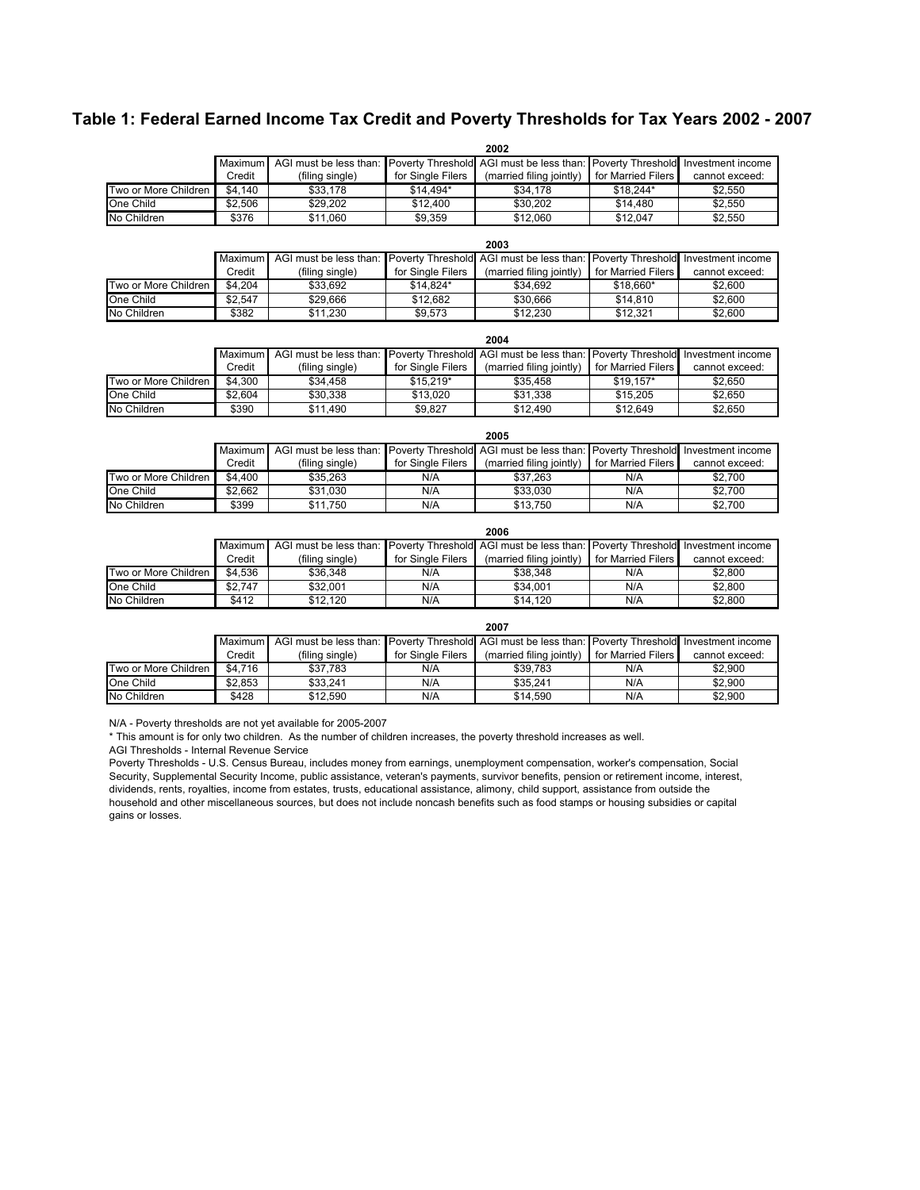# Table 1: Federal Earned Income Tax Credit and Poverty Thresholds for Tax Years 2002 - 2007

**2002**

| | Maximum Credit | AGI must be less than: (filing single) | Poverty Threshold for Single Filers | AGI must be less than: (married filing jointly) | Poverty Threshold for Married Filers | Investment income cannot exceed: |
|---|---|---|---|---|---|---|
| Two or More Children | $4,140 | $33,178 | $14,494* | $34,178 | $18,244* | $2,550 |
| One Child | $2,506 | $29,202 | $12,400 | $30,202 | $14,480 | $2,550 |
| No Children | $376 | $11,060 | $9,359 | $12,060 | $12,047 | $2,550 |

**2003**

| | Maximum Credit | AGI must be less than: (filing single) | Poverty Threshold for Single Filers | AGI must be less than: (married filing jointly) | Poverty Threshold for Married Filers | Investment income cannot exceed: |
|---|---|---|---|---|---|---|
| Two or More Children | $4,204 | $33,692 | $14,824* | $34,692 | $18,660* | $2,600 |
| One Child | $2,547 | $29,666 | $12,682 | $30,666 | $14,810 | $2,600 |
| No Children | $382 | $11,230 | $9,573 | $12,230 | $12,321 | $2,600 |

**2004**

| | Maximum Credit | AGI must be less than: (filing single) | Poverty Threshold for Single Filers | AGI must be less than: (married filing jointly) | Poverty Threshold for Married Filers | Investment income cannot exceed: |
|---|---|---|---|---|---|---|
| Two or More Children | $4,300 | $34,458 | $15,219* | $35,458 | $19,157* | $2,650 |
| One Child | $2,604 | $30,338 | $13,020 | $31,338 | $15,205 | $2,650 |
| No Children | $390 | $11,490 | $9,827 | $12,490 | $12,649 | $2,650 |

**2005**

| | Maximum Credit | AGI must be less than: (filing single) | Poverty Threshold for Single Filers | AGI must be less than: (married filing jointly) | Poverty Threshold for Married Filers | Investment income cannot exceed: |
|---|---|---|---|---|---|---|
| Two or More Children | $4,400 | $35,263 | N/A | $37,263 | N/A | $2,700 |
| One Child | $2,662 | $31,030 | N/A | $33,030 | N/A | $2,700 |
| No Children | $399 | $11,750 | N/A | $13,750 | N/A | $2,700 |

**2006**

| | Maximum Credit | AGI must be less than: (filing single) | Poverty Threshold for Single Filers | AGI must be less than: (married filing jointly) | Poverty Threshold for Married Filers | Investment income cannot exceed: |
|---|---|---|---|---|---|---|
| Two or More Children | $4,536 | $36,348 | N/A | $38,348 | N/A | $2,800 |
| One Child | $2,747 | $32,001 | N/A | $34,001 | N/A | $2,800 |
| No Children | $412 | $12,120 | N/A | $14,120 | N/A | $2,800 |

**2007**

| | Maximum Credit | AGI must be less than: (filing single) | Poverty Threshold for Single Filers | AGI must be less than: (married filing jointly) | Poverty Threshold for Married Filers | Investment income cannot exceed: |
|---|---|---|---|---|---|---|
| Two or More Children | $4,716 | $37,783 | N/A | $39,783 | N/A | $2,900 |
| One Child | $2,853 | $33,241 | N/A | $35,241 | N/A | $2,900 |
| No Children | $428 | $12,590 | N/A | $14,590 | N/A | $2,900 |

N/A - Poverty thresholds are not yet available for 2005-2007

* This amount is for only two children. As the number of children increases, the poverty threshold increases as well.

AGI Thresholds - Internal Revenue Service

Poverty Thresholds - U.S. Census Bureau, includes money from earnings, unemployment compensation, worker's compensation, Social Security, Supplemental Security Income, public assistance, veteran's payments, survivor benefits, pension or retirement income, interest, dividends, rents, royalties, income from estates, trusts, educational assistance, alimony, child support, assistance from outside the household and other miscellaneous sources, but does not include noncash benefits such as food stamps or housing subsidies or capital gains or losses.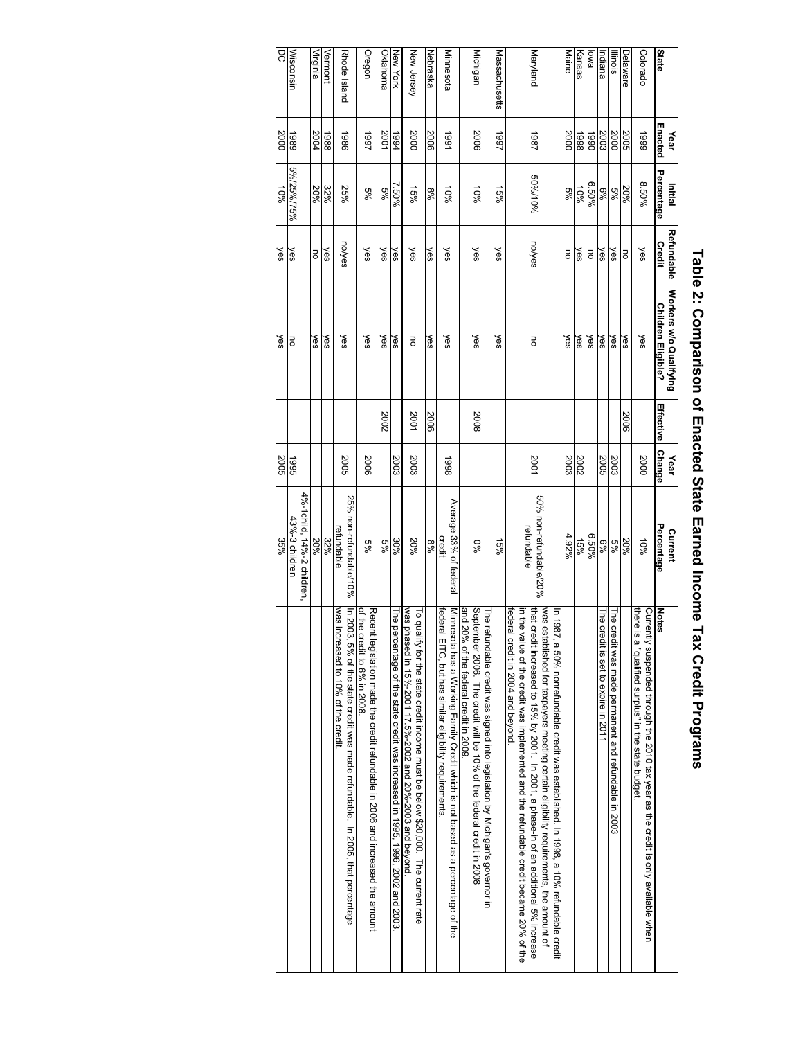# Table 2: Comparison of Enacted State Earned Income Tax Credit Programs

| State | Year Enacted | Initial Percentage | Refundable Credit | Workers w/o Qualifying Children Eligible? | Effective | Year Change | Current Percentage | Notes |
|---|---|---|---|---|---|---|---|---|
| Colorado | 1999 | 8.50% | yes | yes | | 2000 | 10% | Currently suspended through the 2010 tax year as the credit is only available when there is a "qualified surplus" in the state budget. |
| Delaware | 2005 | 20% | no | yes | 2006 | | 20% | |
| Illinois | 2000 | 5% | yes | yes | | 2003 | 5% | The credit was made permanent and refundable in 2003 |
| Indiana | 2003 | 6% | yes | yes | | 2005 | 6% | The credit is set to expire in 2011 |
| Iowa | 1990 | 6.50% | no | yes | | | 6.50% | |
| Kansas | 1998 | 10% | yes | yes | | 2002 | 15% | |
| Maine | 2000 | 5% | no | yes | | 2003 | 4.92% | |
| Maryland | 1987 | 50%/10% | no/yes | no | | 2001 | 50% non-refundable/20% refundable | In 1987, a 50% nonrefundable credit was established. In 1998, a 10% refundable credit was established for taxpayers meeting certain eligibility requirements, the amount of that credit increased to 15% by 2001. In 2001, a phase-in of an additional 5% increase in the value of the credit was implemented and the refundable credit became 20% of the federal credit in 2004 and beyond. |
| Massachusetts | 1997 | 15% | yes | yes | | | 15% | |
| Michigan | 2006 | 10% | yes | yes | 2008 | | 0% | The refundable credit was signed into legislation by Michigan's governor in September 2006. The credit will be 10% of the federal credit in 2008 and 20% of the federal credit in 2009. |
| Minnesota | 1991 | 10% | yes | yes | | 1998 | Average 33% of federal credit | Minnesota has a Working Family Credit which is not based as a percentage of the federal EITC, but has similar eligibility requirements. |
| Nebraska | 2006 | 8% | yes | yes | 2006 | | 8% | |
| New Jersey | 2000 | 15% | yes | no | 2001 | 2003 | 20% | To qualify for the state credit income must be below $20,000. The current rate was phased in 15%-2001 17.5%-2002 and 20%-2003 and beyond. |
| New York | 1994 | 7.50% | yes | yes | | 2003 | 30% | The percentage of the state credit was increased in 1995, 1996, 2002 and 2003. |
| Oklahoma | 2001 | 5% | yes | yes | 2002 | | 5% | |
| Oregon | 1997 | 5% | yes | yes | | 2006 | 5% | Recent legislation made the credit refundable in 2006 and increased the amount of the credit to 6% in 2008. |
| Rhode Island | 1986 | 25% | no/yes | yes | | 2005 | 25% non-refundable/10% refundable | In 2003, 5% of the state credit was made refundable. In 2005, that percentage was increased to 10% of the credit. |
| Vermont | 1988 | 32% | yes | yes | | | 32% | |
| Virginia | 2004 | 20% | no | yes | | | 20% | |
| Wisconsin | 1989 | 5%/25%/75% | yes | no | | 1995 | 4%-1child, 14%-2 children, 43%-3 children | |
| DC | 2000 | 10% | yes | yes | | 2005 | 35% | |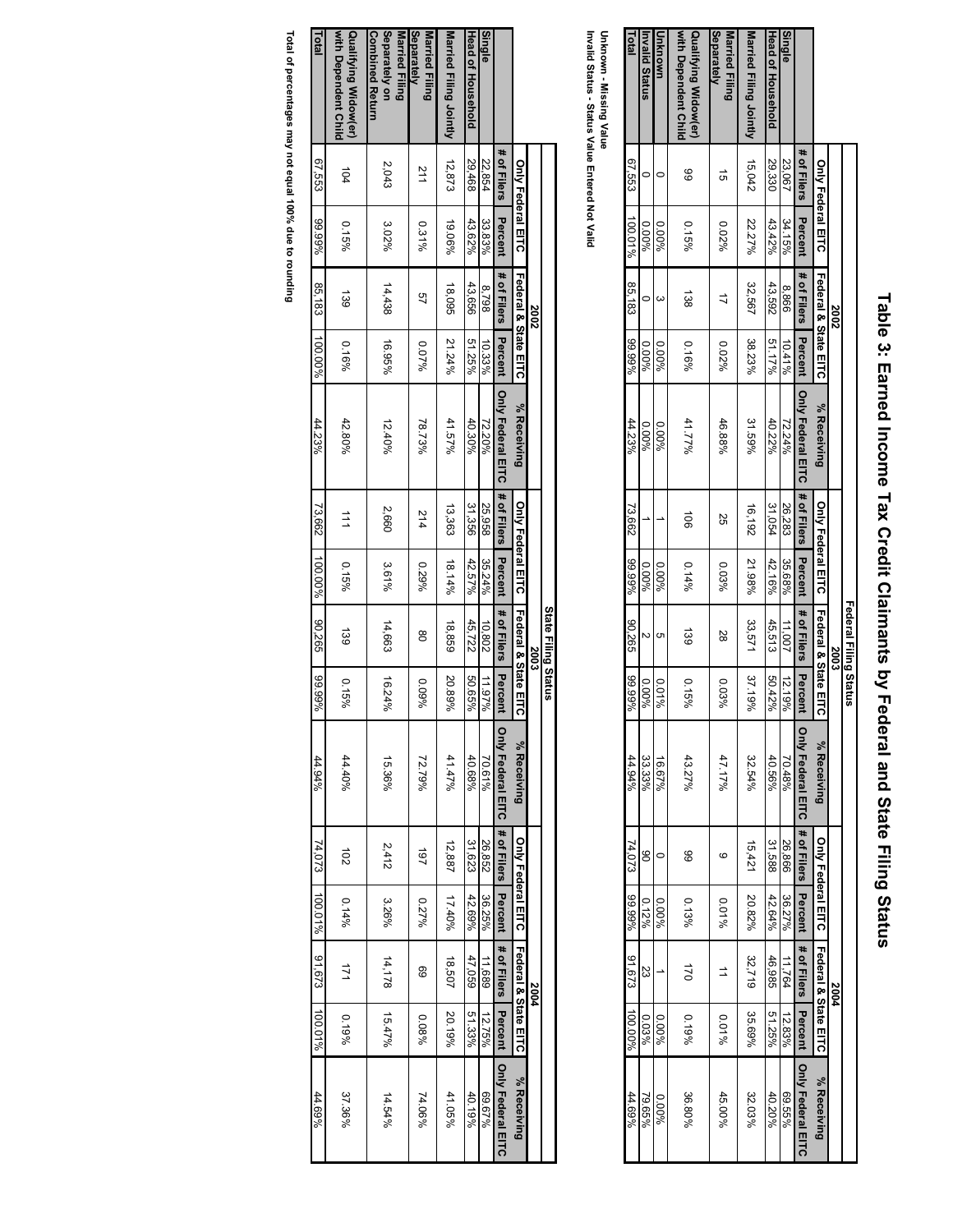# Table 3: Earned Income Tax Credit Claimants by Federal and State Filing Status

**Federal Filing Status**

| | 2002 | | | | | 2003 | | | | | 2004 | | | | |
|---|---|---|---|---|---|---|---|---|---|---|---|---|---|---|---|
| | Only Federal EITC | | Federal & State EITC | | % Receiving | Only Federal EITC | | Federal & State EITC | | % Receiving | Only Federal EITC | | Federal & State EITC | | % Receiving |
| | # of Filers | Percent | # of Filers | Percent | Only Federal EITC | # of Filers | Percent | # of Filers | Percent | Only Federal EITC | # of Filers | Percent | # of Filers | Percent | Only Federal EITC |
| Single | 23,067 | 34.15% | 8,866 | 10.41% | 72.24% | 26,283 | 35.68% | 11,007 | 12.19% | 70.48% | 26,866 | 36.27% | 11,764 | 12.83% | 69.55% |
| Head of Household | 29,330 | 43.42% | 43,592 | 51.17% | 40.22% | 31,054 | 42.16% | 45,513 | 50.42% | 40.56% | 31,588 | 42.64% | 46,985 | 51.25% | 40.20% |
| Married Filing Jointly | 15,042 | 22.27% | 32,567 | 38.23% | 31.59% | 16,192 | 21.98% | 33,571 | 37.19% | 32.54% | 15,421 | 20.82% | 32,719 | 35.69% | 32.03% |
| Married Filing Separately | 15 | 0.02% | 17 | 0.02% | 46.88% | 25 | 0.03% | 28 | 0.03% | 47.17% | 9 | 0.01% | 11 | 0.01% | 45.00% |
| Qualifying Widow(er) with Dependent Child | 99 | 0.15% | 138 | 0.16% | 41.77% | 106 | 0.14% | 139 | 0.15% | 43.27% | 99 | 0.13% | 170 | 0.19% | 36.80% |
| Unknown | 0 | 0.00% | 3 | 0.00% | 0.00% | 1 | 0.00% | 5 | 0.01% | 16.67% | 0 | 0.00% | 1 | 0.00% | 0.00% |
| Invalid Status | 0 | 0.00% | 0 | 0.00% | 0.00% | 1 | 0.00% | 2 | 0.00% | 33.33% | 90 | 0.12% | 23 | 0.03% | 79.65% |
| Total | 67,553 | 100.01% | 85,183 | 99.99% | 44.23% | 73,662 | 99.99% | 90,265 | 99.99% | 44.94% | 74,073 | 99.99% | 91,673 | 100.00% | 44.69% |

Unknown - Missing Value
Invalid Status - Status Value Entered Not Valid

**State Filing Status**

| | 2002 | | | | | 2003 | | | | | 2004 | | | | |
|---|---|---|---|---|---|---|---|---|---|---|---|---|---|---|---|
| | Only Federal EITC | | Federal & State EITC | | % Receiving | Only Federal EITC | | Federal & State EITC | | % Receiving | Only Federal EITC | | Federal & State EITC | | % Receiving |
| | # of Filers | Percent | # of Filers | Percent | Only Federal EITC | # of Filers | Percent | # of Filers | Percent | Only Federal EITC | # of Filers | Percent | # of Filers | Percent | Only Federal EITC |
| Single | 22,854 | 33.83% | 8,798 | 10.33% | 72.20% | 25,958 | 35.24% | 10,802 | 11.97% | 70.61% | 26,852 | 36.25% | 11,689 | 12.75% | 69.67% |
| Head of Household | 29,468 | 43.62% | 43,656 | 51.25% | 40.30% | 31,356 | 42.57% | 45,722 | 50.65% | 40.68% | 31,623 | 42.69% | 47,059 | 51.33% | 40.19% |
| Married Filing Jointly | 12,873 | 19.06% | 18,095 | 21.24% | 41.57% | 13,363 | 18.14% | 18,859 | 20.89% | 41.47% | 12,887 | 17.40% | 18,507 | 20.19% | 41.05% |
| Married Filing Separately | 211 | 0.31% | 57 | 0.07% | 78.73% | 214 | 0.29% | 80 | 0.09% | 72.79% | 197 | 0.27% | 69 | 0.08% | 74.06% |
| Married Filing Separately on Combined Return | 2,043 | 3.02% | 14,438 | 16.95% | 12.40% | 2,660 | 3.61% | 14,663 | 16.24% | 15.36% | 2,412 | 3.26% | 14,178 | 15.47% | 14.54% |
| Qualifying Widow(er) with Dependent Child | 104 | 0.15% | 139 | 0.16% | 42.80% | 111 | 0.15% | 139 | 0.15% | 44.40% | 102 | 0.14% | 171 | 0.19% | 37.36% |
| Total | 67,553 | 99.99% | 85,183 | 100.00% | 44.23% | 73,662 | 100.00% | 90,265 | 99.99% | 44.94% | 74,073 | 100.01% | 91,673 | 100.01% | 44.69% |

Total of percentages may not equal 100% due to rounding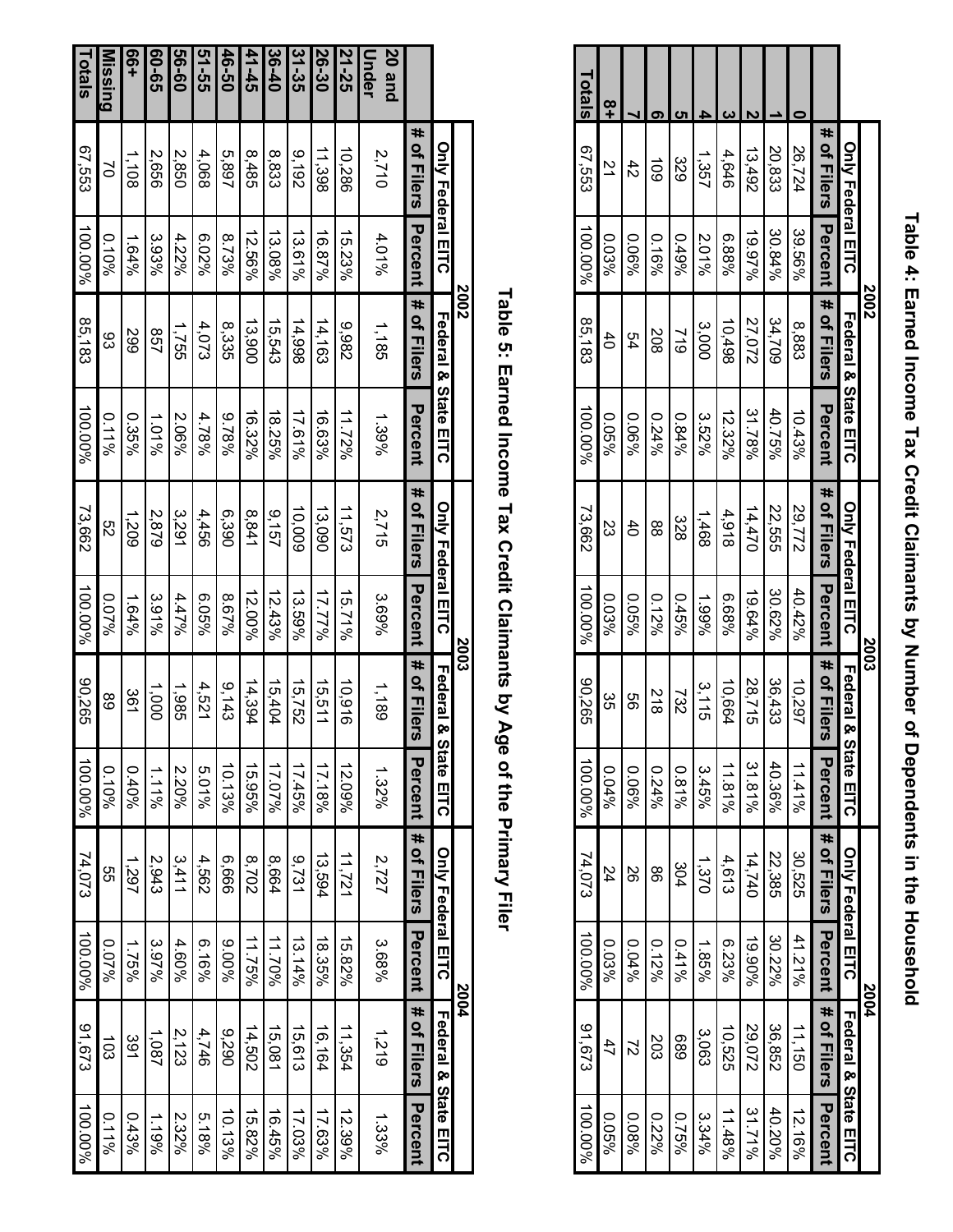# Table 4: Earned Income Tax Credit Claimants by Number of Dependents in the Household

| | 2002 | | | | 2003 | | | | 2004 | | | |
|---|---|---|---|---|---|---|---|---|---|---|---|---|
| | Only Federal EITC | | Federal & State EITC | | Only Federal EITC | | Federal & State EITC | | Only Federal EITC | | Federal & State EITC | |
| | # of Filers | Percent | # of Filers | Percent | # of Filers | Percent | # of Filers | Percent | # of Filers | Percent | # of Filers | Percent |
| 0 | 26,724 | 39.56% | 8,883 | 10.43% | 29,772 | 40.42% | 10,297 | 11.41% | 30,525 | 41.21% | 11,150 | 12.16% |
| 1 | 20,833 | 30.84% | 34,709 | 40.75% | 22,555 | 30.62% | 36,433 | 40.36% | 22,385 | 30.22% | 36,852 | 40.20% |
| 2 | 13,492 | 19.97% | 27,072 | 31.78% | 14,470 | 19.64% | 28,715 | 31.81% | 14,740 | 19.90% | 29,072 | 31.71% |
| 3 | 4,646 | 6.88% | 10,498 | 12.32% | 4,918 | 6.68% | 10,664 | 11.81% | 4,613 | 6.23% | 10,525 | 11.48% |
| 4 | 1,357 | 2.01% | 3,000 | 3.52% | 1,468 | 1.99% | 3,115 | 3.45% | 1,370 | 1.85% | 3,063 | 3.34% |
| 5 | 329 | 0.49% | 719 | 0.84% | 328 | 0.45% | 732 | 0.81% | 304 | 0.41% | 689 | 0.75% |
| 6 | 109 | 0.16% | 208 | 0.24% | 88 | 0.12% | 218 | 0.24% | 86 | 0.12% | 203 | 0.22% |
| 7 | 42 | 0.06% | 54 | 0.06% | 40 | 0.05% | 56 | 0.06% | 26 | 0.04% | 72 | 0.08% |
| 8+ | 21 | 0.03% | 40 | 0.05% | 23 | 0.03% | 35 | 0.04% | 24 | 0.03% | 47 | 0.05% |
| Totals | 67,553 | 100.00% | 85,183 | 100.00% | 73,662 | 100.00% | 90,265 | 100.00% | 74,073 | 100.00% | 91,673 | 100.00% |

# Table 5: Earned Income Tax Credit Claimants by Age of the Primary Filer

| | 2002 | | | | 2003 | | | | 2004 | | | |
|---|---|---|---|---|---|---|---|---|---|---|---|---|
| | Only Federal EITC | | Federal & State EITC | | Only Federal EITC | | Federal & State EITC | | Only Federal EITC | | Federal & State EITC | |
| | # of Filers | Percent | # of Filers | Percent | # of Filers | Percent | # of Filers | Percent | # of Filers | Percent | # of Filers | Percent |
| 20 and Under | 2,710 | 4.01% | 1,185 | 1.39% | 2,715 | 3.69% | 1,189 | 1.32% | 2,727 | 3.68% | 1,219 | 1.33% |
| 21-25 | 10,286 | 15.23% | 9,982 | 11.72% | 11,573 | 15.71% | 10,916 | 12.09% | 11,721 | 15.82% | 11,354 | 12.39% |
| 26-30 | 11,398 | 16.87% | 14,163 | 16.63% | 13,090 | 17.77% | 15,511 | 17.18% | 13,594 | 18.35% | 16,164 | 17.63% |
| 31-35 | 9,192 | 13.61% | 14,998 | 17.61% | 10,009 | 13.59% | 15,752 | 17.45% | 9,731 | 13.14% | 15,613 | 17.03% |
| 36-40 | 8,833 | 13.08% | 15,543 | 18.25% | 9,157 | 12.43% | 15,404 | 17.07% | 8,664 | 11.70% | 15,081 | 16.45% |
| 41-45 | 8,485 | 12.56% | 13,900 | 16.32% | 8,841 | 12.00% | 14,394 | 15.95% | 8,702 | 11.75% | 14,502 | 15.82% |
| 46-50 | 5,897 | 8.73% | 8,335 | 9.78% | 6,390 | 8.67% | 9,143 | 10.13% | 6,666 | 9.00% | 9,290 | 10.13% |
| 51-55 | 4,068 | 6.02% | 4,073 | 4.78% | 4,456 | 6.05% | 4,521 | 5.01% | 4,562 | 6.16% | 4,746 | 5.18% |
| 56-60 | 2,850 | 4.22% | 1,755 | 2.06% | 3,291 | 4.47% | 1,985 | 2.20% | 3,411 | 4.60% | 2,123 | 2.32% |
| 60-65 | 2,656 | 3.93% | 857 | 1.01% | 2,879 | 3.91% | 1,000 | 1.11% | 2,943 | 3.97% | 1,087 | 1.19% |
| 66+ | 1,108 | 1.64% | 299 | 0.35% | 1,209 | 1.64% | 361 | 0.40% | 1,297 | 1.75% | 391 | 0.43% |
| Missing | 70 | 0.10% | 93 | 0.11% | 52 | 0.07% | 89 | 0.10% | 55 | 0.07% | 103 | 0.11% |
| Totals | 67,553 | 100.00% | 85,183 | 100.00% | 73,662 | 100.00% | 90,265 | 100.00% | 74,073 | 100.00% | 91,673 | 100.00% |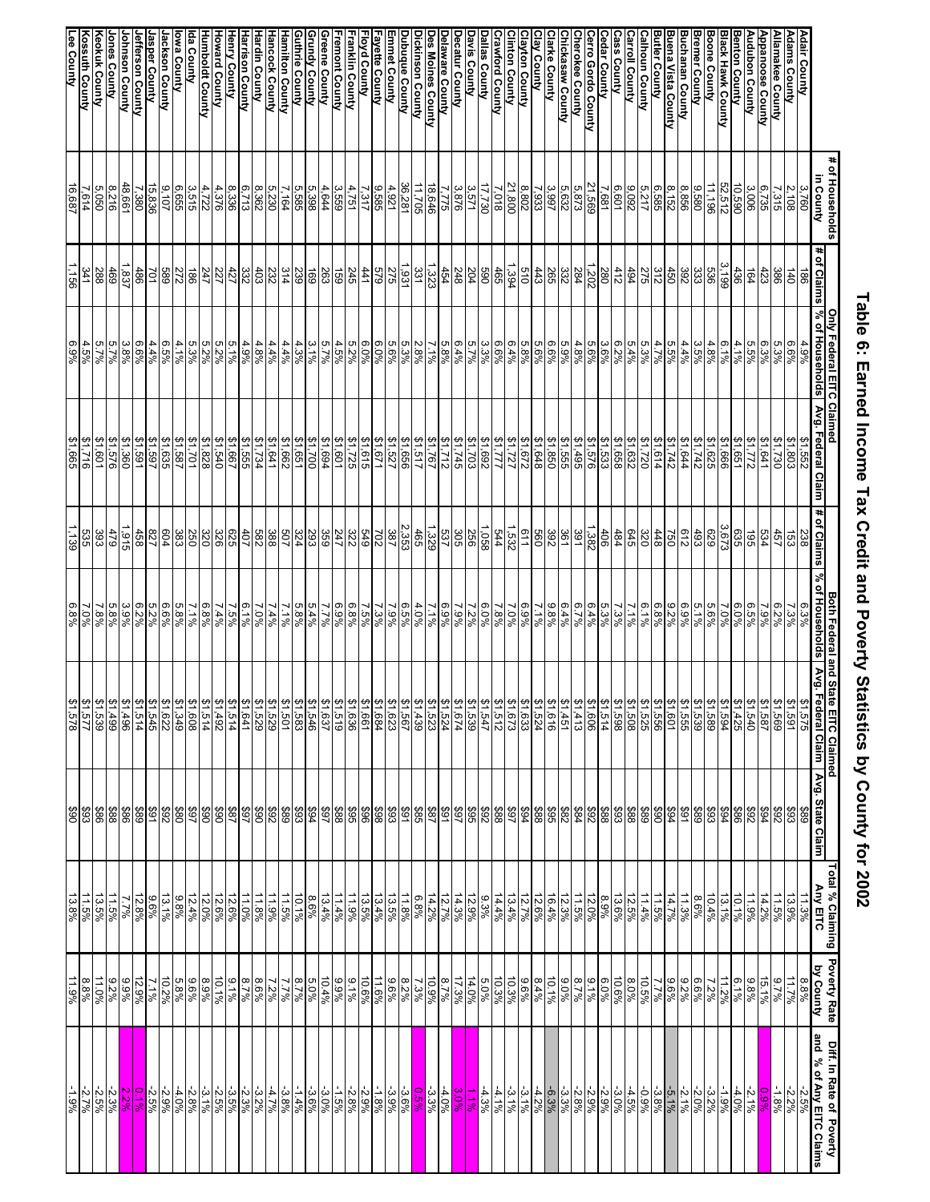# Table 6: Earned Income Tax Credit and Poverty Statistics by County for 2002

| | # of Households in County | Only Federal EITC Claimed | | | Both Federal and State EITC Claimed | | | | Total % Claiming Any EITC | Poverty Rate by County | Diff. In Rate of Poverty and % of Any EITC Claims |
|---|---|---|---|---|---|---|---|---|---|---|---|
| | | # of Claims | % of Households | Avg. Federal Claim | # of Claims | % of Households | Avg. Federal Claim | Avg. State Claim | | | |
| Adair County | 3,760 | 186 | 4.9% | $1,552 | 238 | 6.3% | $1,575 | $89 | 11.3% | 8.8% | -2.5% |
| Adams County | 2,108 | 140 | 6.6% | $1,803 | 153 | 7.3% | $1,591 | $93 | 13.9% | 11.7% | -2.2% |
| Allamakee County | 7,315 | 386 | 5.3% | $1,730 | 457 | 6.2% | $1,569 | $92 | 11.5% | 9.7% | -1.8% |
| Appanoose County | 6,735 | 423 | 6.3% | $1,641 | 534 | 7.9% | $1,587 | $94 | 14.2% | 15.1% | 0.9% |
| Audubon County | 3,006 | 164 | 5.5% | $1,772 | 195 | 6.5% | $1,540 | $92 | 11.9% | 9.8% | -2.1% |
| Benton County | 10,590 | 436 | 4.1% | $1,651 | 635 | 6.0% | $1,425 | $86 | 10.1% | 6.1% | -4.0% |
| Black Hawk County | 52,512 | 3,199 | 6.1% | $1,666 | 3,673 | 7.0% | $1,594 | $94 | 13.1% | 11.2% | -1.9% |
| Boone County | 11,196 | 536 | 4.8% | $1,625 | 629 | 5.6% | $1,589 | $93 | 10.4% | 7.2% | -3.2% |
| Bremer County | 9,580 | 333 | 3.5% | $1,742 | 493 | 5.1% | $1,539 | $89 | 8.6% | 6.6% | -2.0% |
| Buchanan County | 8,856 | 392 | 4.4% | $1,644 | 612 | 6.9% | $1,555 | $91 | 11.3% | 9.2% | -2.1% |
| Buena Vista County | 8,152 | 450 | 5.5% | $1,742 | 750 | 9.2% | $1,601 | $94 | 14.7% | 9.6% | -5.1% |
| Butler County | 6,585 | 312 | 4.7% | $1,614 | 448 | 6.8% | $1,556 | $90 | 11.5% | 7.7% | -3.8% |
| Calhoun County | 5,217 | 275 | 5.3% | $1,720 | 320 | 6.1% | $1,525 | $89 | 11.4% | 10.5% | -0.9% |
| Carroll County | 9,092 | 494 | 5.4% | $1,632 | 645 | 7.1% | $1,508 | $88 | 12.5% | 8.0% | -4.5% |
| Cass County | 6,601 | 412 | 6.2% | $1,658 | 484 | 7.3% | $1,598 | $93 | 13.6% | 10.6% | -3.0% |
| Cedar County | 7,681 | 280 | 3.6% | $1,533 | 406 | 5.3% | $1,514 | $88 | 8.9% | 6.0% | -2.9% |
| Cerro Gordo County | 21,569 | 1,202 | 5.6% | $1,576 | 1,382 | 6.4% | $1,606 | $92 | 12.0% | 9.1% | -2.9% |
| Cherokee County | 5,873 | 284 | 4.8% | $1,495 | 391 | 6.7% | $1,413 | $84 | 11.5% | 8.7% | -2.8% |
| Chickasaw County | 5,632 | 332 | 5.9% | $1,555 | 361 | 6.4% | $1,451 | $82 | 12.3% | 9.0% | -3.3% |
| Clarke County | 3,997 | 265 | 6.6% | $1,850 | 392 | 9.8% | $1,616 | $95 | 16.4% | 10.1% | -6.3% |
| Clay County | 7,933 | 443 | 5.6% | $1,648 | 560 | 7.1% | $1,524 | $88 | 12.6% | 8.4% | -4.2% |
| Clayton County | 8,802 | 510 | 5.8% | $1,672 | 611 | 6.9% | $1,633 | $94 | 12.7% | 9.6% | -3.1% |
| Clinton County | 21,800 | 1,394 | 6.4% | $1,727 | 1,532 | 7.0% | $1,673 | $97 | 13.4% | 10.3% | -3.1% |
| Crawford County | 7,018 | 465 | 6.6% | $1,777 | 544 | 7.8% | $1,512 | $88 | 14.4% | 10.3% | -4.1% |
| Dallas County | 17,730 | 590 | 3.3% | $1,692 | 1,058 | 6.0% | $1,547 | $92 | 9.3% | 5.0% | -4.3% |
| Davis County | 3,571 | 204 | 5.7% | $1,703 | 256 | 7.2% | $1,539 | $95 | 12.9% | 14.0% | 1.1% |
| Decatur County | 3,876 | 248 | 6.4% | $1,745 | 305 | 7.9% | $1,674 | $97 | 14.3% | 17.3% | 3.0% |
| Delaware County | 7,775 | 454 | 5.8% | $1,712 | 537 | 6.9% | $1,524 | $91 | 12.7% | 8.7% | -4.0% |
| Des Moines County | 18,646 | 1,323 | 7.1% | $1,767 | 1,329 | 7.1% | $1,523 | $87 | 14.2% | 10.9% | -3.3% |
| Dickinson County | 11,705 | 331 | 2.8% | $1,517 | 465 | 4.0% | $1,439 | $85 | 6.8% | 7.3% | 0.5% |
| Dubuque County | 36,281 | 1,931 | 5.3% | $1,656 | 2,353 | 6.5% | $1,567 | $91 | 11.8% | 8.2% | -3.6% |
| Emmet County | 4,921 | 275 | 5.6% | $1,527 | 387 | 7.9% | $1,623 | $93 | 13.5% | 9.6% | -3.9% |
| Fayette County | 9,585 | 579 | 6.0% | $1,671 | 702 | 7.3% | $1,684 | $98 | 13.4% | 11.6% | -1.8% |
| Floyd County | 7,317 | 441 | 6.0% | $1,615 | 549 | 7.5% | $1,661 | $96 | 13.5% | 10.6% | -2.9% |
| Franklin County | 4,751 | 245 | 5.2% | $1,725 | 322 | 6.8% | $1,636 | $95 | 11.9% | 9.1% | -2.8% |
| Fremont County | 3,559 | 159 | 4.5% | $1,601 | 247 | 6.9% | $1,519 | $88 | 11.4% | 9.9% | -1.5% |
| Greene County | 4,644 | 263 | 5.7% | $1,694 | 359 | 7.7% | $1,637 | $97 | 13.4% | 10.4% | -3.0% |
| Grundy County | 5,398 | 169 | 3.1% | $1,700 | 293 | 5.4% | $1,546 | $94 | 8.6% | 5.0% | -3.6% |
| Guthrie County | 5,585 | 239 | 4.3% | $1,651 | 324 | 5.8% | $1,583 | $93 | 10.1% | 8.7% | -1.4% |
| Hamilton County | 7,164 | 314 | 4.4% | $1,662 | 507 | 7.1% | $1,501 | $89 | 11.5% | 7.7% | -3.8% |
| Hancock County | 5,230 | 232 | 4.4% | $1,641 | 388 | 7.4% | $1,529 | $92 | 11.9% | 7.2% | -4.7% |
| Hardin County | 8,362 | 403 | 4.8% | $1,734 | 582 | 7.0% | $1,529 | $90 | 11.8% | 8.6% | -3.2% |
| Harrison County | 6,713 | 332 | 4.9% | $1,555 | 407 | 6.1% | $1,641 | $97 | 11.0% | 8.7% | -2.3% |
| Henry County | 8,336 | 427 | 5.1% | $1,667 | 625 | 7.5% | $1,514 | $87 | 12.6% | 9.1% | -3.5% |
| Howard County | 4,376 | 227 | 5.2% | $1,540 | 326 | 7.4% | $1,492 | $90 | 12.6% | 10.1% | -2.5% |
| Humboldt County | 4,722 | 247 | 5.2% | $1,828 | 320 | 6.8% | $1,514 | $90 | 12.0% | 8.9% | -3.1% |
| Ida County | 3,515 | 186 | 5.3% | $1,701 | 250 | 7.1% | $1,608 | $97 | 12.4% | 9.6% | -2.8% |
| Iowa County | 6,655 | 272 | 4.1% | $1,587 | 383 | 5.8% | $1,349 | $80 | 9.8% | 5.8% | -4.0% |
| Jackson County | 9,107 | 589 | 6.5% | $1,635 | 604 | 6.6% | $1,622 | $92 | 13.1% | 10.2% | -2.9% |
| Jasper County | 15,836 | 701 | 4.4% | $1,597 | 827 | 5.2% | $1,545 | $91 | 9.6% | 7.1% | -2.5% |
| Jefferson County | 7,380 | 486 | 6.6% | $1,591 | 458 | 6.2% | $1,514 | $89 | 12.8% | 12.9% | 0.1% |
| Johnson County | 48,661 | 1,837 | 3.8% | $1,360 | 1,915 | 3.9% | $1,496 | $86 | 7.7% | 9.9% | 2.2% |
| Jones County | 8,216 | 469 | 5.7% | $1,576 | 479 | 5.8% | $1,499 | $88 | 11.5% | 9.2% | -2.3% |
| Keokuk County | 5,050 | 288 | 5.7% | $1,601 | 393 | 7.8% | $1,539 | $86 | 13.5% | 11.0% | -2.5% |
| Kossuth County | 7,614 | 341 | 4.5% | $1,716 | 535 | 7.0% | $1,577 | $93 | 11.5% | 8.8% | -2.7% |
| Lee County | 16,687 | 1,156 | 6.9% | $1,665 | 1,139 | 6.8% | $1,578 | $90 | 13.8% | 11.9% | -1.9% |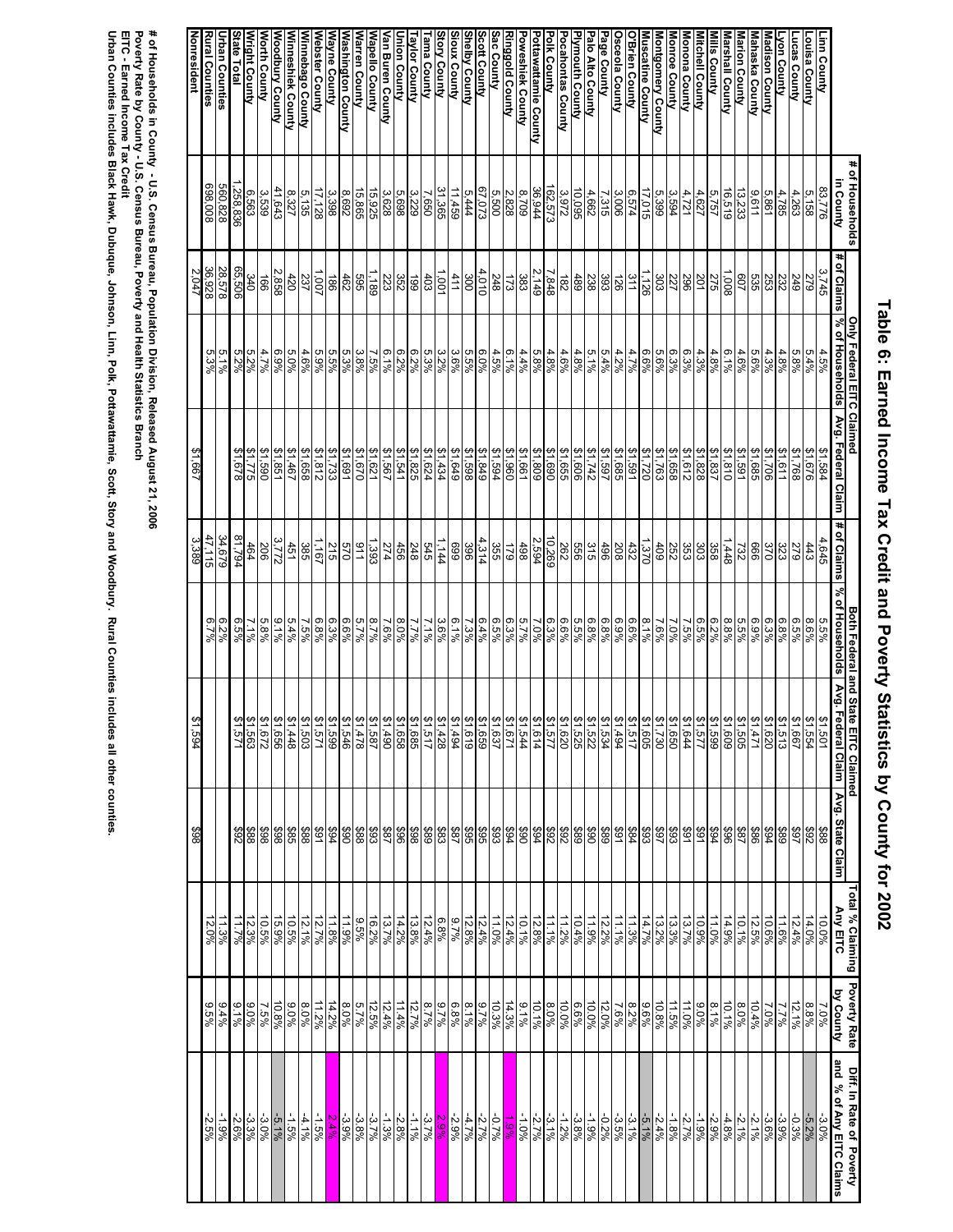# Table 6: Earned Income Tax Credit and Poverty Statistics by County for 2002

| | # of Households in County | Only Federal EITC Claimed | | | Both Federal and State EITC Claimed | | | | Total % Claiming Any EITC | Poverty Rate by County | Diff. In Rate of Poverty and % of Any EITC Claims |
|---|---|---|---|---|---|---|---|---|---|---|---|
| | | # of Claims | % of Households | Avg. Federal Claim | # of Claims | % of Households | Avg. Federal Claim | Avg. State Claim | | | |
| Linn County | 83,776 | 3,745 | 4.5% | $1,584 | 4,645 | 5.5% | $1,501 | $88 | 10.0% | 7.0% | -3.0% |
| Louisa County | 5,158 | 279 | 5.4% | $1,676 | 443 | 8.6% | $1,554 | $92 | 14.0% | 8.8% | -5.2% |
| Lucas County | 4,263 | 249 | 5.8% | $1,768 | 279 | 6.5% | $1,667 | $97 | 12.4% | 12.1% | -0.3% |
| Lyon County | 4,785 | 232 | 4.8% | $1,611 | 323 | 6.8% | $1,513 | $89 | 11.6% | 7.7% | -3.9% |
| Madison County | 5,861 | 253 | 4.3% | $1,706 | 370 | 6.3% | $1,620 | $94 | 10.6% | 7.0% | -3.6% |
| Mahaska County | 9,611 | 535 | 5.6% | $1,685 | 666 | 6.9% | $1,471 | $86 | 12.5% | 10.4% | -2.1% |
| Marion County | 13,233 | 607 | 4.6% | $1,591 | 732 | 5.5% | $1,505 | $87 | 10.1% | 8.0% | -2.1% |
| Marshall County | 16,519 | 1,008 | 6.1% | $1,810 | 1,448 | 8.8% | $1,609 | $96 | 14.9% | 10.1% | -4.8% |
| Mills County | 5,757 | 275 | 4.8% | $1,837 | 358 | 6.2% | $1,599 | $94 | 11.0% | 8.1% | -2.9% |
| Mitchell County | 4,627 | 201 | 4.3% | $1,828 | 303 | 6.5% | $1,577 | $91 | 10.9% | 9.0% | -1.9% |
| Monona County | 4,721 | 296 | 6.3% | $1,612 | 353 | 7.5% | $1,644 | $91 | 13.7% | 11.0% | -2.7% |
| Monroe County | 3,594 | 227 | 6.3% | $1,658 | 252 | 7.0% | $1,650 | $93 | 13.3% | 11.5% | -1.8% |
| Montgomery County | 5,399 | 303 | 5.6% | $1,763 | 409 | 7.6% | $1,730 | $97 | 13.2% | 10.8% | -2.4% |
| Muscatine County | 17,015 | 1,126 | 6.6% | $1,720 | 1,370 | 8.1% | $1,605 | $93 | 14.7% | 9.6% | -5.1% |
| O'Brien County | 6,574 | 311 | 4.7% | $1,591 | 432 | 6.6% | $1,517 | $84 | 11.3% | 8.2% | -3.1% |
| Osceola County | 3,006 | 126 | 4.2% | $1,685 | 208 | 6.9% | $1,494 | $91 | 11.1% | 7.6% | -3.5% |
| Page County | 7,315 | 393 | 5.4% | $1,597 | 496 | 6.8% | $1,534 | $89 | 12.2% | 12.0% | -0.2% |
| Palo Alto County | 4,662 | 238 | 5.1% | $1,742 | 315 | 6.8% | $1,522 | $90 | 11.9% | 10.0% | -1.9% |
| Plymouth County | 10,095 | 489 | 4.8% | $1,606 | 556 | 5.5% | $1,525 | $89 | 10.4% | 6.6% | -3.8% |
| Pocahontas County | 3,972 | 182 | 4.6% | $1,655 | 262 | 6.6% | $1,620 | $92 | 11.2% | 10.0% | -1.2% |
| Polk County | 162,573 | 7,848 | 4.8% | $1,690 | 10,269 | 6.3% | $1,577 | $92 | 11.1% | 8.0% | -3.1% |
| Pottawattamie County | 36,944 | 2,149 | 5.8% | $1,809 | 2,594 | 7.0% | $1,614 | $94 | 12.8% | 10.1% | -2.7% |
| Poweshiek County | 8,709 | 383 | 4.4% | $1,661 | 498 | 5.7% | $1,544 | $90 | 10.1% | 9.1% | -1.0% |
| Ringgold County | 2,828 | 173 | 6.1% | $1,960 | 179 | 6.3% | $1,671 | $94 | 12.4% | 14.3% | 1.9% |
| Sac County | 5,500 | 248 | 4.5% | $1,594 | 355 | 6.5% | $1,637 | $93 | 11.0% | 10.3% | -0.7% |
| Scott County | 67,073 | 4,010 | 6.0% | $1,849 | 4,314 | 6.4% | $1,659 | $95 | 12.4% | 9.7% | -2.7% |
| Shelby County | 5,444 | 300 | 5.5% | $1,598 | 396 | 7.3% | $1,619 | $95 | 12.8% | 8.1% | -4.7% |
| Sioux County | 11,459 | 411 | 3.6% | $1,649 | 699 | 6.1% | $1,494 | $87 | 9.7% | 6.8% | -2.9% |
| Story County | 31,365 | 1,001 | 3.2% | $1,434 | 1,144 | 3.6% | $1,428 | $83 | 6.8% | 9.7% | 2.9% |
| Tama County | 7,650 | 403 | 5.3% | $1,624 | 545 | 7.1% | $1,517 | $89 | 12.4% | 8.7% | -3.7% |
| Taylor County | 3,229 | 199 | 6.2% | $1,825 | 248 | 7.7% | $1,685 | $98 | 13.8% | 12.7% | -1.1% |
| Union County | 5,698 | 352 | 6.2% | $1,541 | 456 | 8.0% | $1,658 | $96 | 14.2% | 11.4% | -2.8% |
| Van Buren County | 3,628 | 223 | 6.1% | $1,567 | 274 | 7.6% | $1,490 | $87 | 13.7% | 12.4% | -1.3% |
| Wapello County | 15,925 | 1,189 | 7.5% | $1,621 | 1,393 | 8.7% | $1,587 | $93 | 16.2% | 12.5% | -3.7% |
| Warren County | 15,865 | 595 | 3.8% | $1,670 | 911 | 5.7% | $1,478 | $88 | 9.5% | 5.7% | -3.8% |
| Washington County | 8,692 | 462 | 5.3% | $1,691 | 570 | 6.6% | $1,546 | $90 | 11.9% | 8.0% | -3.9% |
| Wayne County | 3,398 | 186 | 5.5% | $1,733 | 215 | 6.3% | $1,599 | $94 | 11.8% | 14.2% | 2.4% |
| Webster County | 17,128 | 1,007 | 5.9% | $1,812 | 1,167 | 6.8% | $1,571 | $91 | 12.7% | 11.2% | -1.5% |
| Winnebago County | 5,135 | 237 | 4.6% | $1,658 | 385 | 7.5% | $1,503 | $88 | 12.1% | 8.0% | -4.1% |
| Winneshiek County | 8,327 | 420 | 5.0% | $1,467 | 451 | 5.4% | $1,448 | $85 | 10.5% | 9.0% | -1.5% |
| Woodbury County | 41,643 | 2,858 | 6.9% | $1,851 | 3,772 | 9.1% | $1,656 | $98 | 15.9% | 10.8% | -5.1% |
| Worth County | 3,539 | 166 | 4.7% | $1,590 | 206 | 5.8% | $1,672 | $98 | 10.5% | 7.5% | -3.0% |
| Wright County | 6,563 | 340 | 5.2% | $1,775 | 464 | 7.1% | $1,563 | $88 | 12.3% | 9.0% | -3.3% |
| State Total | 1,258,836 | 65,506 | 5.2% | $1,678 | 81,794 | 6.5% | $1,571 | $92 | 11.7% | 9.1% | -2.6% |
| Urban Counties | 560,828 | 28,578 | 5.1% | | 34,679 | 6.2% | | | 11.3% | 9.4% | -1.9% |
| Rural Counties | 698,008 | 36,928 | 5.3% | | 47,115 | 6.7% | | | 12.0% | 9.5% | -2.5% |
| Nonresident | | 2,047 | | $1,667 | 3,389 | | $1,594 | $98 | | | |

**# of Households in County - U.S. Census Bureau, Population Division, Released August 21, 2006**
**Poverty Rate by County - U.S. Census Bureau, Poverty and Health Statistics Branch**
**EITC - Earned Income Tax Credit**
**Urban Counties includes Black Hawk, Dubuque, Johnson, Linn, Polk, Pottawattamie, Scott, Story and Woodbury. Rural Counties includes all other counties.**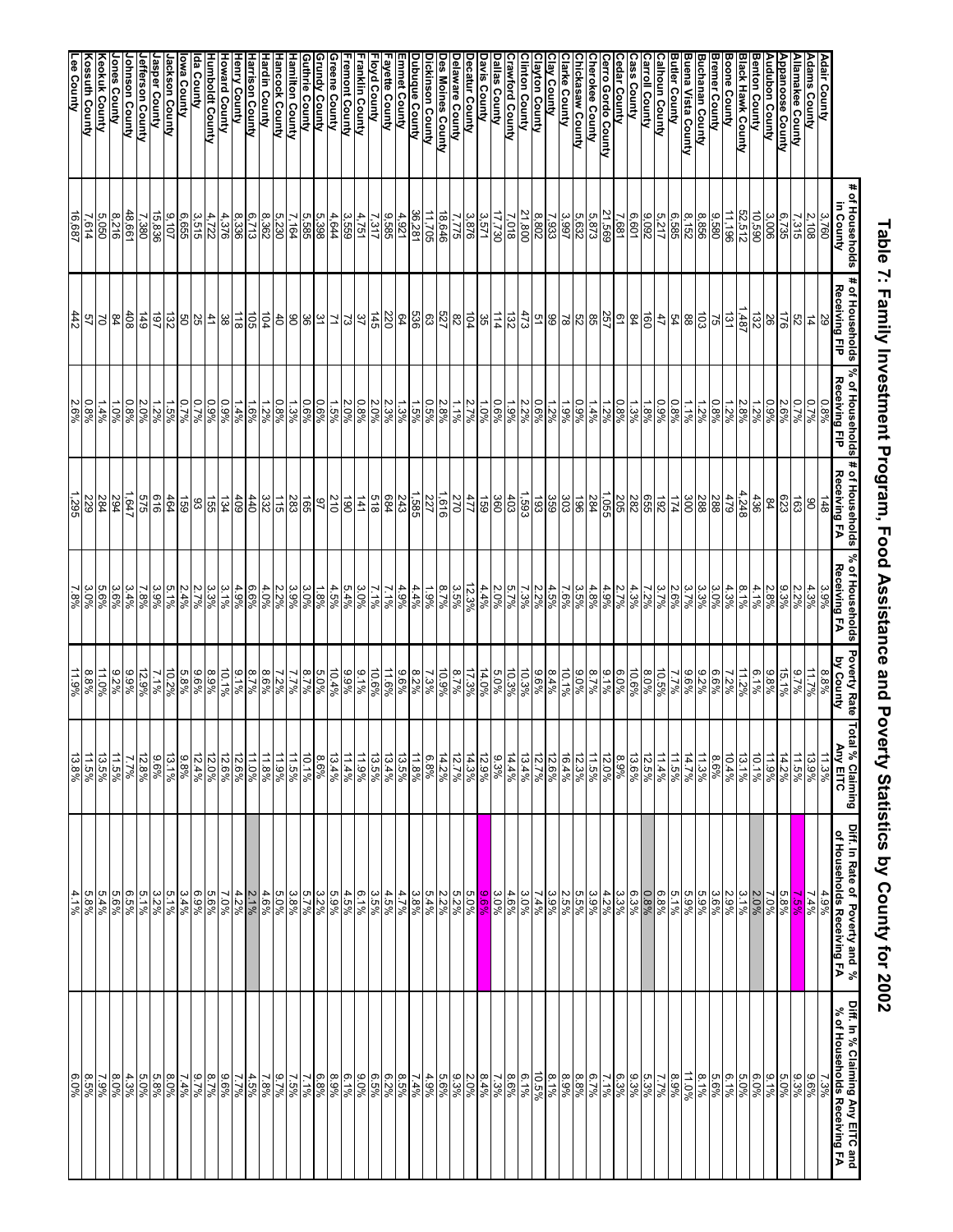# Table 7: Family Investment Program, Food Assistance and Poverty Statistics by County for 2002

| | # of Households in County | # of Households Receiving FIP | % of Households Receiving FIP | # of Households Receiving FA | % of Households Receiving FA | Poverty Rate by County | Total % Claiming Any EITC | Diff. In Rate of Poverty and % of Households Receiving FA | Diff. In % Claiming Any EITC and % of Households Receiving FA |
|---|---|---|---|---|---|---|---|---|---|
| Adair County | 3,760 | 29 | 0.8% | 148 | 3.9% | 8.8% | 11.3% | 4.9% | 7.3% |
| Adams County | 2,108 | 14 | 0.7% | 90 | 4.3% | 11.7% | 13.9% | 7.4% | 9.6% |
| Allamakee County | 7,315 | 52 | 0.7% | 163 | 2.2% | 9.7% | 11.5% | 7.5% | 9.3% |
| Appanoose County | 6,735 | 176 | 2.6% | 623 | 9.3% | 15.1% | 14.2% | 5.8% | 5.0% |
| Audubon County | 3,006 | 26 | 0.9% | 84 | 2.8% | 9.8% | 11.9% | 7.0% | 9.1% |
| Benton County | 10,590 | 132 | 1.2% | 436 | 4.1% | 6.1% | 10.1% | 2.0% | 6.0% |
| Black Hawk County | 52,512 | 1,487 | 2.8% | 4,248 | 8.1% | 11.2% | 13.1% | 3.1% | 5.0% |
| Boone County | 11,196 | 131 | 1.2% | 479 | 4.3% | 7.2% | 10.4% | 2.9% | 6.1% |
| Bremer County | 9,580 | 75 | 0.8% | 288 | 3.0% | 6.6% | 8.6% | 3.6% | 5.6% |
| Buchanan County | 8,856 | 103 | 1.2% | 288 | 3.3% | 9.2% | 11.3% | 5.9% | 8.1% |
| Buena Vista County | 8,152 | 88 | 1.1% | 300 | 3.7% | 9.6% | 14.7% | 5.9% | 11.0% |
| Butler County | 6,585 | 54 | 0.8% | 174 | 2.6% | 7.7% | 11.5% | 5.1% | 8.9% |
| Calhoun County | 5,217 | 47 | 0.9% | 192 | 3.7% | 10.5% | 11.4% | 6.8% | 7.7% |
| Carroll County | 9,092 | 160 | 1.8% | 655 | 7.2% | 8.0% | 12.5% | 0.8% | 5.3% |
| Cass County | 6,601 | 84 | 1.3% | 282 | 4.3% | 10.6% | 13.6% | 6.3% | 9.3% |
| Cedar County | 7,681 | 61 | 0.8% | 205 | 2.7% | 6.0% | 8.9% | 3.3% | 6.3% |
| Cerro Gordo County | 21,569 | 257 | 1.2% | 1,055 | 4.9% | 9.1% | 12.0% | 4.2% | 7.1% |
| Cherokee County | 5,873 | 85 | 1.4% | 284 | 4.8% | 8.7% | 11.5% | 3.9% | 6.7% |
| Chickasaw County | 5,632 | 52 | 0.9% | 196 | 3.5% | 9.0% | 12.3% | 5.5% | 8.8% |
| Clarke County | 3,997 | 78 | 1.9% | 303 | 7.6% | 10.1% | 16.4% | 2.5% | 8.9% |
| Clay County | 7,933 | 99 | 1.2% | 359 | 4.5% | 8.4% | 12.6% | 3.9% | 8.1% |
| Clayton County | 8,802 | 51 | 0.6% | 193 | 2.2% | 9.6% | 12.7% | 7.4% | 10.5% |
| Clinton County | 21,800 | 473 | 2.2% | 1,593 | 7.3% | 10.3% | 13.4% | 3.0% | 6.1% |
| Crawford County | 7,018 | 132 | 1.9% | 403 | 5.7% | 10.3% | 14.4% | 4.6% | 8.6% |
| Dallas County | 17,730 | 114 | 0.6% | 360 | 2.0% | 5.0% | 9.3% | 3.0% | 7.3% |
| Davis County | 3,571 | 35 | 1.0% | 159 | 4.4% | 14.0% | 12.9% | 9.6% | 8.4% |
| Decatur County | 3,876 | 104 | 2.7% | 477 | 12.3% | 17.3% | 14.3% | 5.0% | 2.0% |
| Delaware County | 7,775 | 82 | 1.1% | 270 | 3.5% | 8.7% | 12.7% | 5.2% | 9.3% |
| Des Moines County | 18,646 | 527 | 2.8% | 1,616 | 8.7% | 10.9% | 14.2% | 2.2% | 5.6% |
| Dickinson County | 11,705 | 63 | 0.5% | 227 | 1.9% | 7.3% | 6.8% | 5.4% | 4.9% |
| Dubuque County | 36,281 | 536 | 1.5% | 1,585 | 4.4% | 8.2% | 11.8% | 3.8% | 7.4% |
| Emmet County | 4,921 | 64 | 1.3% | 243 | 4.9% | 9.6% | 13.5% | 4.7% | 8.5% |
| Fayette County | 9,585 | 220 | 2.3% | 684 | 7.1% | 11.6% | 13.4% | 4.5% | 6.2% |
| Floyd County | 7,317 | 145 | 2.0% | 518 | 7.1% | 10.6% | 13.5% | 3.5% | 6.5% |
| Franklin County | 4,751 | 37 | 0.8% | 141 | 3.0% | 9.1% | 11.9% | 6.1% | 9.0% |
| Fremont County | 3,559 | 73 | 2.0% | 190 | 5.4% | 9.9% | 11.4% | 4.5% | 6.1% |
| Greene County | 4,644 | 71 | 1.5% | 210 | 4.5% | 10.4% | 13.4% | 5.9% | 8.9% |
| Grundy County | 5,398 | 31 | 0.6% | 97 | 1.8% | 5.0% | 8.6% | 3.2% | 6.8% |
| Guthrie County | 5,585 | 36 | 0.6% | 165 | 3.0% | 8.7% | 10.1% | 5.7% | 7.1% |
| Hamilton County | 7,164 | 90 | 1.3% | 283 | 3.9% | 7.7% | 11.5% | 3.8% | 7.5% |
| Hancock County | 5,230 | 40 | 0.8% | 115 | 2.2% | 7.2% | 11.9% | 5.0% | 9.7% |
| Hardin County | 8,362 | 104 | 1.2% | 332 | 4.0% | 8.6% | 11.8% | 4.6% | 7.8% |
| Harrison County | 6,713 | 105 | 1.6% | 440 | 6.6% | 8.7% | 11.0% | 2.1% | 4.5% |
| Henry County | 8,336 | 118 | 1.4% | 409 | 4.9% | 9.1% | 12.6% | 4.2% | 7.7% |
| Howard County | 4,376 | 38 | 0.9% | 134 | 3.1% | 10.1% | 12.6% | 7.0% | 9.6% |
| Humboldt County | 4,722 | 41 | 0.9% | 155 | 3.3% | 8.9% | 12.0% | 5.6% | 8.7% |
| Ida County | 3,515 | 25 | 0.7% | 93 | 2.7% | 9.6% | 12.4% | 6.9% | 9.7% |
| Iowa County | 6,655 | 50 | 0.7% | 159 | 2.4% | 5.8% | 9.8% | 3.4% | 7.4% |
| Jackson County | 9,107 | 132 | 1.5% | 464 | 5.1% | 10.2% | 13.1% | 5.1% | 8.0% |
| Jasper County | 15,836 | 197 | 1.2% | 616 | 3.9% | 7.1% | 9.6% | 3.2% | 5.8% |
| Jefferson County | 7,380 | 149 | 2.0% | 575 | 7.8% | 12.9% | 12.8% | 5.1% | 5.0% |
| Johnson County | 48,661 | 408 | 0.8% | 1,647 | 3.4% | 9.9% | 7.7% | 6.5% | 4.3% |
| Jones County | 8,216 | 84 | 1.0% | 294 | 3.6% | 9.2% | 11.5% | 5.6% | 8.0% |
| Keokuk County | 5,050 | 70 | 1.4% | 284 | 5.6% | 11.0% | 13.5% | 5.4% | 7.9% |
| Kossuth County | 7,614 | 57 | 0.8% | 229 | 3.0% | 8.8% | 11.5% | 5.8% | 8.5% |
| Lee County | 16,687 | 442 | 2.6% | 1,295 | 7.8% | 11.9% | 13.8% | 4.1% | 6.0% |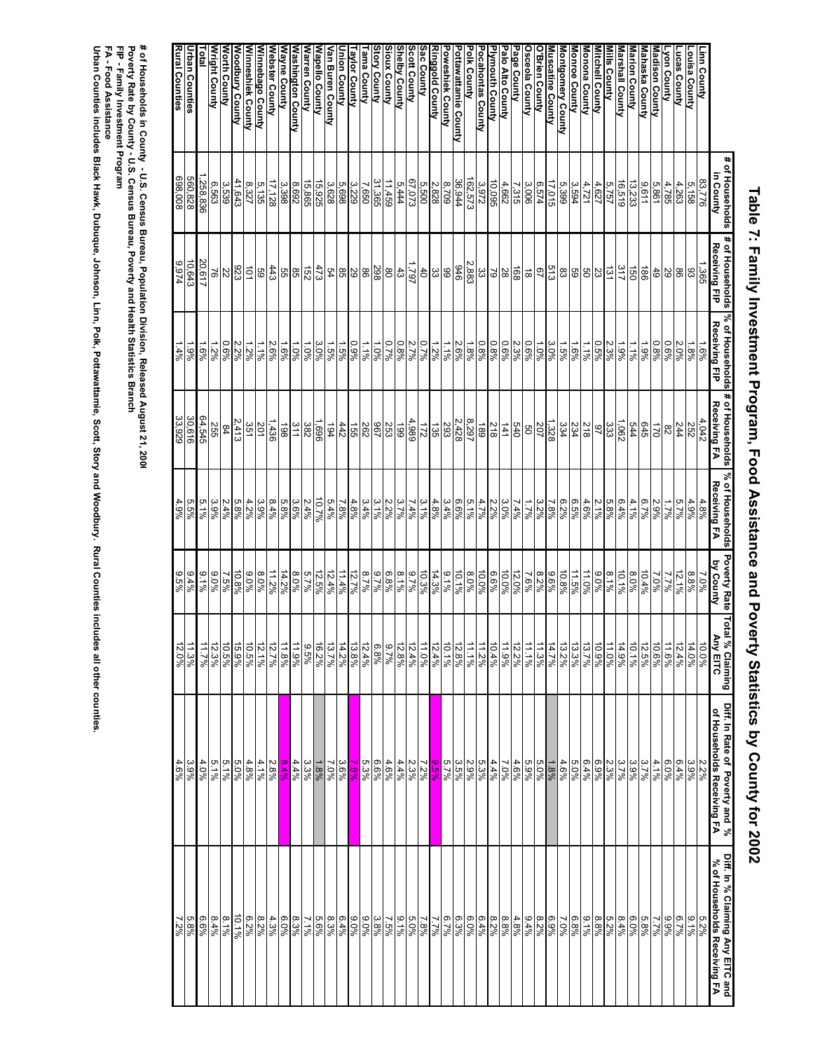# Table 7: Family Investment Program, Food Assistance and Poverty Statistics by County for 2002

| | # of Households in County | # of Households Receiving FIP | % of Households Receiving FIP | # of Households Receiving FA | % of Households Receiving FA | Poverty Rate by County | Total % Claiming Any EITC | Diff. In Rate of Poverty and % of Households Receiving FA | Diff. In % Claiming Any EITC and % of Households Receiving FA |
|---|---|---|---|---|---|---|---|---|---|
| Linn County | 83,776 | 1,365 | 1.6% | 4,042 | 4.8% | 7.0% | 10.0% | 2.2% | 5.2% |
| Louisa County | 5,158 | 93 | 1.8% | 252 | 4.9% | 8.8% | 14.0% | 3.9% | 9.1% |
| Lucas County | 4,263 | 86 | 2.0% | 244 | 5.7% | 12.1% | 12.4% | 6.4% | 6.7% |
| Lyon County | 4,785 | 29 | 0.6% | 82 | 1.7% | 7.7% | 11.6% | 6.0% | 9.9% |
| Madison County | 5,861 | 49 | 0.8% | 170 | 2.9% | 7.0% | 10.6% | 4.1% | 7.7% |
| Mahaska County | 9,611 | 186 | 1.9% | 645 | 6.7% | 10.4% | 12.5% | 3.7% | 5.8% |
| Marion County | 13,233 | 150 | 1.1% | 544 | 4.1% | 8.0% | 10.1% | 3.9% | 6.0% |
| Marshall County | 16,519 | 317 | 1.9% | 1,062 | 6.4% | 10.1% | 14.9% | 3.7% | 8.4% |
| Mills County | 5,757 | 131 | 2.3% | 333 | 5.8% | 8.1% | 11.0% | 2.3% | 5.2% |
| Mitchell County | 4,627 | 23 | 0.5% | 97 | 2.1% | 9.0% | 10.9% | 6.9% | 8.8% |
| Monona County | 4,721 | 50 | 1.1% | 218 | 4.6% | 11.0% | 13.7% | 6.4% | 9.1% |
| Monroe County | 3,594 | 59 | 1.6% | 234 | 6.5% | 11.5% | 13.3% | 5.0% | 6.8% |
| Montgomery County | 5,399 | 83 | 1.5% | 334 | 6.2% | 10.8% | 13.2% | 4.6% | 7.0% |
| Muscatine County | 17,015 | 513 | 3.0% | 1,328 | 7.8% | 9.6% | 14.7% | 1.8% | 6.9% |
| O'Brien County | 6,574 | 67 | 1.0% | 207 | 3.2% | 8.2% | 11.3% | 5.0% | 8.2% |
| Osceola County | 3,006 | 18 | 0.6% | 50 | 1.7% | 7.6% | 11.1% | 5.9% | 9.4% |
| Page County | 7,315 | 168 | 2.3% | 540 | 7.4% | 12.0% | 12.2% | 4.6% | 4.8% |
| Palo Alto County | 4,662 | 28 | 0.6% | 141 | 3.0% | 10.0% | 11.9% | 7.0% | 8.8% |
| Plymouth County | 10,095 | 79 | 0.8% | 218 | 2.2% | 6.6% | 10.4% | 4.4% | 8.2% |
| Pocahontas County | 3,972 | 33 | 0.8% | 189 | 4.7% | 10.0% | 11.2% | 5.3% | 6.4% |
| Polk County | 162,573 | 2,883 | 1.8% | 8,297 | 5.1% | 8.0% | 11.1% | 2.9% | 6.0% |
| Pottawattamie County | 36,944 | 946 | 2.6% | 2,428 | 6.6% | 10.1% | 12.8% | 3.5% | 6.3% |
| Poweshiek County | 8,709 | 99 | 1.1% | 293 | 3.4% | 9.1% | 10.1% | 5.7% | 6.7% |
| Ringgold County | 2,828 | 33 | 1.2% | 135 | 4.8% | 14.3% | 12.4% | 9.5% | 7.7% |
| Sac County | 5,500 | 40 | 0.7% | 172 | 3.1% | 10.3% | 11.0% | 7.2% | 7.8% |
| Scott County | 67,073 | 1,797 | 2.7% | 4,989 | 7.4% | 9.7% | 12.4% | 2.3% | 5.0% |
| Shelby County | 5,444 | 43 | 0.8% | 199 | 3.7% | 8.1% | 12.8% | 4.4% | 9.1% |
| Sioux County | 11,459 | 80 | 0.7% | 253 | 2.2% | 6.8% | 9.7% | 4.6% | 7.5% |
| Story County | 31,365 | 298 | 1.0% | 967 | 3.1% | 9.7% | 6.8% | 6.6% | 3.8% |
| Tama County | 7,650 | 86 | 1.1% | 262 | 3.4% | 8.7% | 12.4% | 5.3% | 9.0% |
| Taylor County | 3,229 | 29 | 0.9% | 155 | 4.8% | 12.7% | 13.8% | 7.9% | 9.0% |
| Union County | 5,698 | 85 | 1.5% | 442 | 7.8% | 11.4% | 14.2% | 3.6% | 6.4% |
| Van Buren County | 3,628 | 54 | 1.5% | 194 | 5.4% | 12.4% | 13.7% | 7.0% | 8.3% |
| Wapello County | 15,925 | 473 | 3.0% | 1,696 | 10.7% | 12.5% | 16.2% | 1.8% | 5.6% |
| Warren County | 15,865 | 152 | 1.0% | 382 | 2.4% | 5.7% | 9.5% | 3.3% | 7.1% |
| Washington County | 8,692 | 85 | 1.0% | 311 | 3.6% | 8.0% | 11.9% | 4.4% | 8.3% |
| Wayne County | 3,398 | 55 | 1.6% | 198 | 5.8% | 14.2% | 11.8% | 8.4% | 6.0% |
| Webster County | 17,128 | 443 | 2.6% | 1,436 | 8.4% | 11.2% | 12.7% | 2.8% | 4.3% |
| Winnebago County | 5,135 | 59 | 1.1% | 201 | 3.9% | 8.0% | 12.1% | 4.1% | 8.2% |
| Winneshiek County | 8,327 | 101 | 1.2% | 351 | 4.2% | 9.0% | 10.5% | 4.8% | 6.2% |
| Woodbury County | 41,643 | 923 | 2.2% | 2,413 | 5.8% | 10.8% | 15.9% | 5.0% | 10.1% |
| Worth County | 3,539 | 22 | 0.6% | 84 | 2.4% | 7.5% | 10.5% | 5.1% | 8.1% |
| Wright County | 6,563 | 76 | 1.2% | 255 | 3.9% | 9.0% | 12.3% | 5.1% | 8.4% |
| Total | 1,258,836 | 20,617 | 1.6% | 64,545 | 5.1% | 9.1% | 11.7% | 4.0% | 6.6% |
| Urban Counties | 560,828 | 10,643 | 1.9% | 30,616 | 5.5% | 9.4% | 11.3% | 3.9% | 5.8% |
| Rural Counties | 698,008 | 9,974 | 1.4% | 33,929 | 4.9% | 9.5% | 12.0% | 4.6% | 7.2% |

\# of Households in County - U.S. Census Bureau, Population Division, Released August 21, 2006
Poverty Rate by County - U.S. Census Bureau, Poverty and Health Statistics Branch
FIP - Family Investment Program
FA - Food Assistance
Urban Counties includes Black Hawk, Dubuque, Johnson, Linn, Polk, Pottawattamie, Scott, Story and Woodbury. Rural Counties includes all other counties.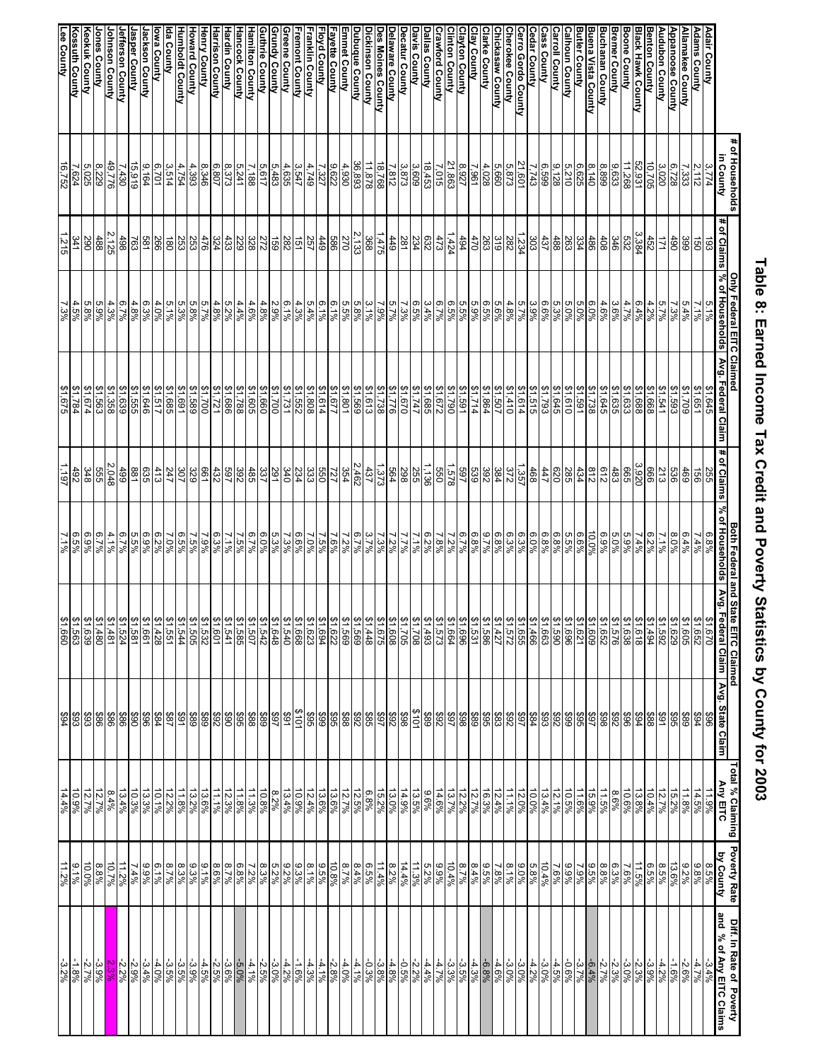# Table 8: Earned Income Tax Credit and Poverty Statistics by County for 2003

| | # of Households in County | Only Federal EITC Claimed | | | Both Federal and State EITC Claimed | | | | Total % Claiming Any EITC | Poverty Rate by County | Diff. In Rate of Poverty and % of Any EITC Claims |
|---|---|---|---|---|---|---|---|---|---|---|---|
| | | # of Claims | % of Households | Avg. Federal Claim | # of Claims | % of Households | Avg. Federal Claim | Avg. State Claim | | | |
| Adair County | 3,774 | 193 | 5.1% | $1,645 | 255 | 6.8% | $1,670 | $96 | 11.9% | 8.5% | -3.4% |
| Adams County | 2,112 | 150 | 7.1% | $1,651 | 156 | 7.4% | $1,652 | $94 | 14.5% | 9.8% | -4.7% |
| Allamakee County | 7,333 | 399 | 5.4% | $1,709 | 469 | 6.4% | $1,605 | $89 | 11.8% | 9.2% | -2.6% |
| Appanoose County | 6,728 | 490 | 7.3% | $1,593 | 536 | 8.0% | $1,629 | $95 | 15.2% | 13.6% | -1.6% |
| Audubon County | 3,020 | 171 | 5.7% | $1,541 | 213 | 7.1% | $1,592 | $91 | 12.7% | 8.5% | -4.2% |
| Benton County | 10,705 | 452 | 4.2% | $1,668 | 666 | 6.2% | $1,494 | $88 | 10.4% | 6.5% | -3.9% |
| Black Hawk County | 52,931 | 3,384 | 6.4% | $1,688 | 3,920 | 7.4% | $1,618 | $94 | 13.8% | 11.5% | -2.3% |
| Boone County | 11,268 | 532 | 4.7% | $1,633 | 665 | 5.9% | $1,638 | $96 | 10.6% | 7.6% | -3.0% |
| Bremer County | 9,633 | 346 | 3.6% | $1,635 | 483 | 5.0% | $1,576 | $92 | 8.6% | 6.3% | -2.3% |
| Buchanan County | 8,899 | 408 | 4.6% | $1,645 | 612 | 6.9% | $1,652 | $98 | 11.5% | 8.8% | -2.7% |
| Buena Vista County | 8,140 | 486 | 6.0% | $1,738 | 812 | 10.0% | $1,609 | $97 | 15.9% | 9.5% | -6.4% |
| Butler County | 6,625 | 334 | 5.0% | $1,591 | 434 | 6.6% | $1,621 | $95 | 11.6% | 7.9% | -3.7% |
| Calhoun County | 5,210 | 263 | 5.0% | $1,610 | 285 | 5.5% | $1,696 | $99 | 10.5% | 9.9% | -0.6% |
| Carroll County | 9,128 | 488 | 5.3% | $1,645 | 620 | 6.8% | $1,590 | $92 | 12.1% | 7.6% | -4.5% |
| Cass County | 6,599 | 437 | 6.6% | $1,793 | 447 | 6.8% | $1,663 | $93 | 13.4% | 10.4% | -3.0% |
| Cedar County | 7,743 | 303 | 3.9% | $1,515 | 468 | 6.0% | $1,466 | $84 | 10.0% | 5.8% | -4.2% |
| Cerro Gordo County | 21,601 | 1,234 | 5.7% | $1,614 | 1,357 | 6.3% | $1,655 | $97 | 12.0% | 9.0% | -3.0% |
| Cherokee County | 5,873 | 282 | 4.8% | $1,410 | 372 | 6.3% | $1,572 | $92 | 11.1% | 8.1% | -3.0% |
| Chickasaw County | 5,660 | 319 | 5.6% | $1,507 | 384 | 6.8% | $1,427 | $83 | 12.4% | 7.8% | -4.6% |
| Clarke County | 4,028 | 263 | 6.5% | $1,864 | 392 | 9.7% | $1,586 | $95 | 16.3% | 9.5% | -6.8% |
| Clay County | 7,961 | 470 | 5.9% | $1,714 | 539 | 6.8% | $1,531 | $89 | 12.7% | 8.4% | -4.3% |
| Clayton County | 8,927 | 494 | 5.5% | $1,591 | 597 | 6.7% | $1,696 | $98 | 12.2% | 8.7% | -3.5% |
| Clinton County | 21,863 | 1,424 | 6.5% | $1,790 | 1,578 | 7.2% | $1,664 | $97 | 13.7% | 10.4% | -3.3% |
| Crawford County | 7,015 | 473 | 6.7% | $1,672 | 550 | 7.8% | $1,573 | $92 | 14.6% | 9.9% | -4.7% |
| Dallas County | 18,453 | 632 | 3.4% | $1,685 | 1,136 | 6.2% | $1,493 | $89 | 9.6% | 5.2% | -4.4% |
| Davis County | 3,609 | 234 | 6.5% | $1,747 | 255 | 7.1% | $1,708 | $101 | 13.5% | 11.3% | -2.2% |
| Decatur County | 3,873 | 281 | 7.3% | $1,670 | 298 | 7.7% | $1,705 | $98 | 14.9% | 14.4% | -0.5% |
| Delaware County | 7,812 | 449 | 5.7% | $1,776 | 564 | 7.2% | $1,608 | $92 | 13.0% | 8.2% | -4.8% |
| Des Moines County | 18,768 | 1,475 | 7.9% | $1,738 | 1,373 | 7.3% | $1,675 | $97 | 15.2% | 11.4% | -3.8% |
| Dickinson County | 11,878 | 368 | 3.1% | $1,613 | 437 | 3.7% | $1,448 | $85 | 6.8% | 6.5% | -0.3% |
| Dubuque County | 36,893 | 2,133 | 5.8% | $1,569 | 2,462 | 6.7% | $1,569 | $92 | 12.5% | 8.4% | -4.1% |
| Emmet County | 4,930 | 270 | 5.5% | $1,801 | 354 | 7.2% | $1,569 | $88 | 12.7% | 8.7% | -4.0% |
| Fayette County | 9,622 | 586 | 6.1% | $1,677 | 727 | 7.6% | $1,622 | $95 | 13.6% | 10.8% | -2.8% |
| Floyd County | 7,327 | 449 | 6.1% | $1,614 | 550 | 7.5% | $1,694 | $99 | 13.6% | 9.5% | -4.1% |
| Franklin County | 4,749 | 257 | 5.4% | $1,808 | 333 | 7.0% | $1,623 | $95 | 12.4% | 8.1% | -4.3% |
| Fremont County | 3,547 | 151 | 4.3% | $1,552 | 234 | 6.6% | $1,668 | $101 | 10.9% | 9.3% | -1.6% |
| Greene County | 4,635 | 282 | 6.1% | $1,731 | 340 | 7.3% | $1,540 | $91 | 13.4% | 9.2% | -4.2% |
| Grundy County | 5,483 | 159 | 2.9% | $1,700 | 291 | 5.3% | $1,648 | $97 | 8.2% | 5.2% | -3.0% |
| Guthrie County | 5,617 | 272 | 4.8% | $1,660 | 337 | 6.0% | $1,542 | $89 | 10.8% | 8.3% | -2.5% |
| Hamilton County | 7,188 | 328 | 4.6% | $1,605 | 485 | 6.7% | $1,507 | $88 | 11.3% | 7.2% | -4.1% |
| Hancock County | 5,241 | 229 | 4.4% | $1,788 | 392 | 7.5% | $1,585 | $95 | 11.8% | 6.8% | -5.0% |
| Hardin County | 8,373 | 433 | 5.2% | $1,686 | 597 | 7.1% | $1,541 | $90 | 12.3% | 8.7% | -3.6% |
| Harrison County | 6,807 | 324 | 4.8% | $1,721 | 432 | 6.3% | $1,601 | $92 | 11.1% | 8.6% | -2.5% |
| Henry County | 8,346 | 476 | 5.7% | $1,700 | 661 | 7.9% | $1,532 | $89 | 13.6% | 9.1% | -4.5% |
| Howard County | 4,393 | 253 | 5.8% | $1,589 | 329 | 7.5% | $1,505 | $89 | 13.2% | 9.3% | -3.9% |
| Humboldt County | 4,754 | 253 | 5.3% | $1,691 | 307 | 6.5% | $1,544 | $91 | 11.8% | 8.3% | -3.5% |
| Ida County | 3,514 | 180 | 5.1% | $1,685 | 247 | 7.0% | $1,551 | $87 | 12.2% | 8.7% | -3.5% |
| Iowa County | 6,701 | 266 | 4.0% | $1,517 | 413 | 6.2% | $1,428 | $84 | 10.1% | 6.1% | -4.0% |
| Jackson County | 9,164 | 581 | 6.3% | $1,646 | 635 | 6.9% | $1,661 | $96 | 13.3% | 9.9% | -3.4% |
| Jasper County | 15,919 | 763 | 4.8% | $1,555 | 881 | 5.5% | $1,581 | $90 | 10.3% | 7.4% | -2.9% |
| Jefferson County | 7,430 | 498 | 6.7% | $1,639 | 499 | 6.7% | $1,524 | $86 | 13.4% | 11.2% | -2.2% |
| Johnson County | 49,776 | 2,125 | 4.3% | $1,358 | 2,048 | 4.1% | $1,481 | $86 | 8.4% | 10.7% | 2.3% |
| Jones County | 8,229 | 488 | 5.9% | $1,563 | 555 | 6.7% | $1,480 | $86 | 12.7% | 8.8% | -3.9% |
| Keokuk County | 5,025 | 290 | 5.8% | $1,674 | 348 | 6.9% | $1,639 | $93 | 12.7% | 10.0% | -2.7% |
| Kossuth County | 7,624 | 341 | 4.5% | $1,784 | 492 | 6.5% | $1,563 | $93 | 10.9% | 9.1% | -1.8% |
| Lee County | 16,752 | 1,215 | 7.3% | $1,675 | 1,197 | 7.1% | $1,660 | $94 | 14.4% | 11.2% | -3.2% |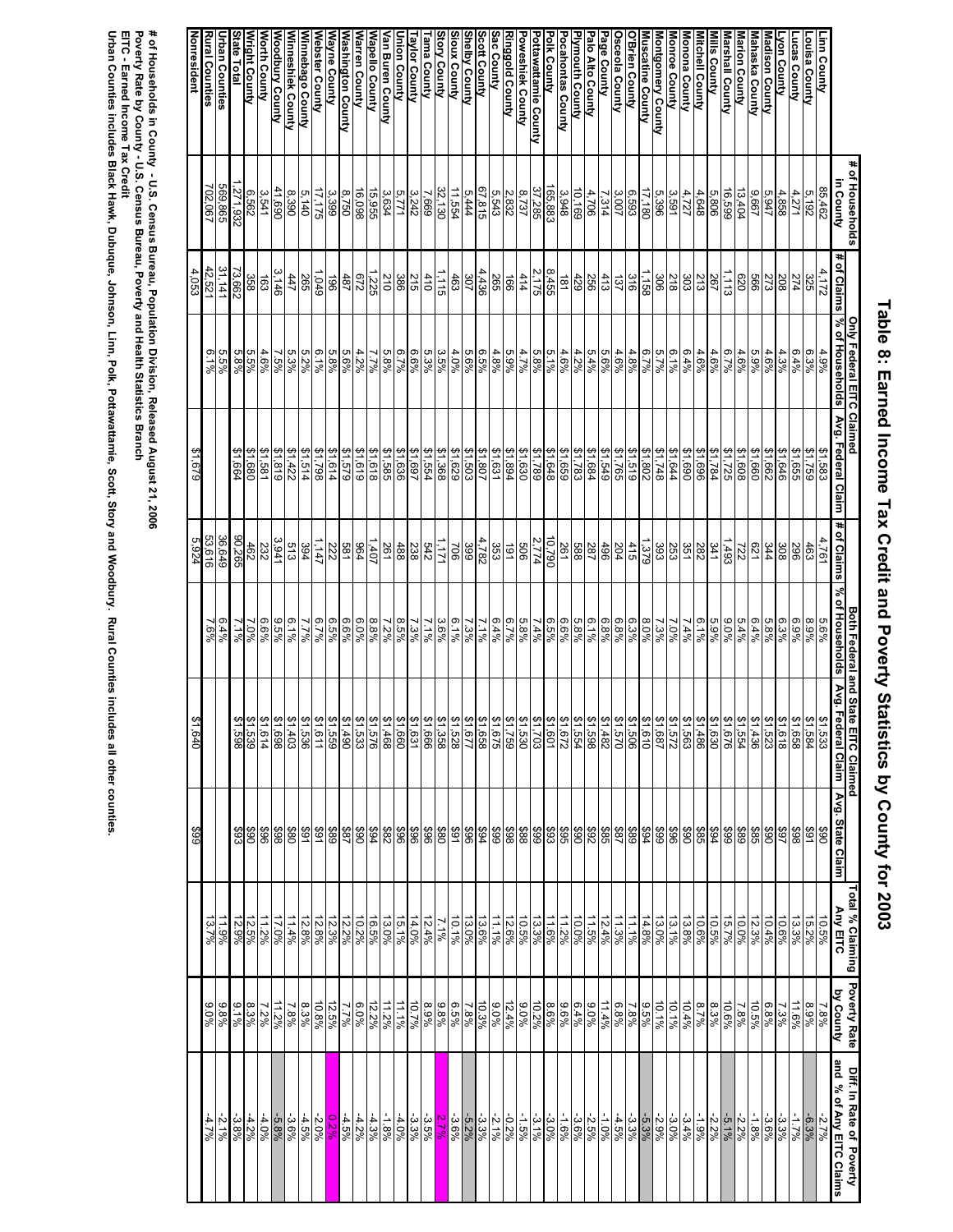# Table 8: Earned Income Tax Credit and Poverty Statistics by County for 2003

| | # of Households in County | Only Federal EITC Claimed | | | Both Federal and State EITC Claimed | | | | Total % Claiming Any EITC | Poverty Rate by County | Diff. In Rate of Poverty and % of Any EITC Claims |
|---|---|---|---|---|---|---|---|---|---|---|---|
| | | # of Claims | % of Households | Avg. Federal Claim | # of Claims | % of Households | Avg. Federal Claim | Avg. State Claim | | | |
| Linn County | 85,462 | 4,172 | 4.9% | $1,583 | 4,761 | 5.6% | $1,533 | $90 | 10.5% | 7.8% | -2.7% |
| Louisa County | 5,192 | 325 | 6.3% | $1,759 | 463 | 8.9% | $1,584 | $91 | 15.2% | 8.9% | -6.3% |
| Lucas County | 4,271 | 274 | 6.4% | $1,655 | 296 | 6.9% | $1,658 | $98 | 13.3% | 11.6% | -1.7% |
| Lyon County | 4,858 | 208 | 4.3% | $1,646 | 308 | 6.3% | $1,618 | $97 | 10.6% | 7.3% | -3.3% |
| Madison County | 5,947 | 273 | 4.6% | $1,662 | 344 | 5.8% | $1,523 | $90 | 10.4% | 6.8% | -3.6% |
| Mahaska County | 9,667 | 566 | 5.9% | $1,660 | 621 | 6.4% | $1,436 | $85 | 12.3% | 10.5% | -1.8% |
| Marion County | 13,404 | 620 | 4.6% | $1,608 | 722 | 5.4% | $1,554 | $89 | 10.0% | 7.8% | -2.2% |
| Marshall County | 16,599 | 1,113 | 6.7% | $1,725 | 1,493 | 9.0% | $1,676 | $99 | 15.7% | 10.6% | -5.1% |
| Mills County | 5,806 | 267 | 4.6% | $1,784 | 341 | 5.9% | $1,630 | $94 | 10.5% | 8.3% | -2.2% |
| Mitchell County | 4,648 | 213 | 4.6% | $1,696 | 282 | 6.1% | $1,486 | $85 | 10.6% | 8.7% | -1.9% |
| Monona County | 4,727 | 303 | 6.4% | $1,690 | 351 | 7.4% | $1,563 | $90 | 13.8% | 10.4% | -3.4% |
| Monroe County | 3,591 | 218 | 6.1% | $1,644 | 253 | 7.0% | $1,572 | $96 | 13.1% | 10.1% | -3.0% |
| Montgomery County | 5,396 | 306 | 5.7% | $1,748 | 393 | 7.3% | $1,687 | $99 | 13.0% | 10.1% | -2.9% |
| Muscatine County | 17,180 | 1,158 | 6.7% | $1,802 | 1,379 | 8.0% | $1,610 | $94 | 14.8% | 9.5% | -5.3% |
| O'Brien County | 6,593 | 316 | 4.8% | $1,519 | 415 | 6.3% | $1,506 | $89 | 11.1% | 7.8% | -3.3% |
| Osceola County | 3,007 | 137 | 4.6% | $1,765 | 204 | 6.8% | $1,570 | $87 | 11.3% | 6.8% | -4.5% |
| Page County | 7,314 | 413 | 5.6% | $1,549 | 496 | 6.8% | $1,482 | $85 | 12.4% | 11.4% | -1.0% |
| Palo Alto County | 4,706 | 256 | 5.4% | $1,684 | 287 | 6.1% | $1,598 | $92 | 11.5% | 9.0% | -2.5% |
| Plymouth County | 10,169 | 429 | 4.2% | $1,783 | 588 | 5.8% | $1,554 | $90 | 10.0% | 6.4% | -3.6% |
| Pocahontas County | 3,948 | 181 | 4.6% | $1,659 | 261 | 6.6% | $1,672 | $95 | 11.2% | 9.6% | -1.6% |
| Polk County | 165,883 | 8,455 | 5.1% | $1,648 | 10,790 | 6.5% | $1,601 | $93 | 11.6% | 8.6% | -3.0% |
| Pottawattamie County | 37,285 | 2,175 | 5.8% | $1,789 | 2,774 | 7.4% | $1,703 | $99 | 13.3% | 10.2% | -3.1% |
| Poweshiek County | 8,737 | 414 | 4.7% | $1,630 | 506 | 5.8% | $1,530 | $88 | 10.5% | 9.0% | -1.5% |
| Ringgold County | 2,832 | 166 | 5.9% | $1,894 | 191 | 6.7% | $1,759 | $98 | 12.6% | 12.4% | -0.2% |
| Sac County | 5,543 | 265 | 4.8% | $1,631 | 353 | 6.4% | $1,675 | $99 | 11.1% | 9.0% | -2.1% |
| Scott County | 67,815 | 4,436 | 6.5% | $1,807 | 4,782 | 7.1% | $1,658 | $94 | 13.6% | 10.3% | -3.3% |
| Shelby County | 5,444 | 307 | 5.6% | $1,503 | 399 | 7.3% | $1,677 | $96 | 13.0% | 7.8% | -5.2% |
| Sioux County | 11,554 | 463 | 4.0% | $1,629 | 706 | 6.1% | $1,528 | $91 | 10.1% | 6.5% | -3.6% |
| Story County | 32,130 | 1,115 | 3.5% | $1,368 | 1,171 | 3.6% | $1,358 | $80 | 7.1% | 9.8% | 2.7% |
| Tama County | 7,669 | 410 | 5.3% | $1,554 | 542 | 7.1% | $1,666 | $96 | 12.4% | 8.9% | -3.5% |
| Taylor County | 3,242 | 215 | 6.6% | $1,697 | 238 | 7.3% | $1,631 | $96 | 14.0% | 10.7% | -3.3% |
| Union County | 5,771 | 386 | 6.7% | $1,636 | 488 | 8.5% | $1,660 | $96 | 15.1% | 11.1% | -4.0% |
| Van Buren County | 3,634 | 210 | 5.8% | $1,585 | 261 | 7.2% | $1,468 | $82 | 13.0% | 11.2% | -1.8% |
| Wapello County | 15,955 | 1,225 | 7.7% | $1,618 | 1,407 | 8.8% | $1,576 | $94 | 16.5% | 12.2% | -4.3% |
| Warren County | 16,098 | 672 | 4.2% | $1,619 | 964 | 6.0% | $1,533 | $90 | 10.2% | 6.0% | -4.2% |
| Washington County | 8,750 | 487 | 5.6% | $1,579 | 581 | 6.6% | $1,490 | $87 | 12.2% | 7.7% | -4.5% |
| Wayne County | 3,399 | 196 | 5.8% | $1,614 | 222 | 6.5% | $1,559 | $89 | 12.3% | 12.5% | 0.2% |
| Webster County | 17,175 | 1,049 | 6.1% | $1,798 | 1,147 | 6.7% | $1,611 | $91 | 12.8% | 10.8% | -2.0% |
| Winnebago County | 5,140 | 265 | 5.2% | $1,514 | 394 | 7.7% | $1,536 | $91 | 12.8% | 8.3% | -4.5% |
| Winneshiek County | 8,390 | 447 | 5.3% | $1,422 | 513 | 6.1% | $1,403 | $80 | 11.4% | 7.8% | -3.6% |
| Woodbury County | 41,690 | 3,146 | 7.5% | $1,819 | 3,941 | 9.5% | $1,698 | $98 | 17.0% | 11.2% | -5.8% |
| Worth County | 3,541 | 163 | 4.6% | $1,581 | 232 | 6.6% | $1,614 | $96 | 11.2% | 7.2% | -4.0% |
| Wright County | 6,562 | 358 | 5.5% | $1,680 | 462 | 7.0% | $1,539 | $90 | 12.5% | 8.3% | -4.2% |
| State Total | 1,271,932 | 73,662 | 5.8% | $1,664 | 90,265 | 7.1% | $1,598 | $93 | 12.9% | 9.1% | -3.8% |
| Urban Counties | 569,865 | 31,141 | 5.5% | | 36,649 | 6.4% | | | 11.9% | 9.8% | -2.1% |
| Rural Counties | 702,067 | 42,521 | 6.1% | | 53,616 | 7.6% | | | 13.7% | 9.0% | -4.7% |
| Nonresident | | 4,053 | | $1,679 | 5,924 | | $1,640 | $99 | | | |

**# of Households in County - U.S. Census Bureau, Population Division, Released August 21, 2006**
**Poverty Rate by County - U.S. Census Bureau, Poverty and Health Statistics Branch**
**EITC - Earned Income Tax Credit**
**Urban Counties includes Black Hawk, Dubuque, Johnson, Linn, Polk, Pottawattamie, Scott, Story and Woodbury. Rural Counties includes all other counties.**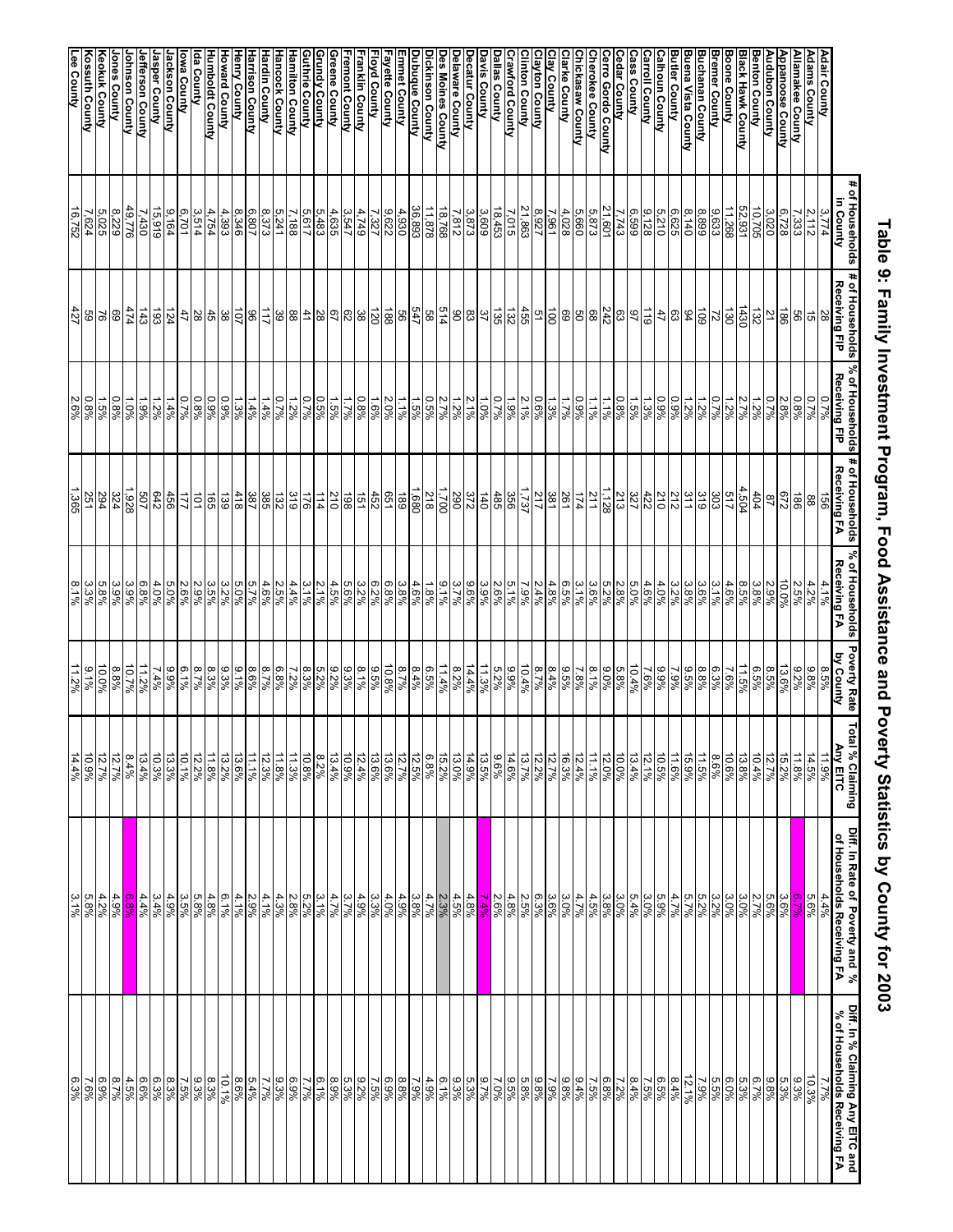# Table 9: Family Investment Program, Food Assistance and Poverty Statistics by County for 2003

| | # of Households in County | # of Households Receiving FIP | % of Households Receiving FIP | # of Households Receiving FA | % of Households Receiving FA | Poverty Rate by County | Total % Claiming Any EITC | Diff. In Rate of Poverty and % of Households Receiving FA | Diff. In % Claiming Any EITC and % of Households Receiving FA |
|---|---|---|---|---|---|---|---|---|---|
| Adair County | 3,774 | 28 | 0.7% | 156 | 4.1% | 8.5% | 11.9% | 4.4% | 7.7% |
| Adams County | 2,112 | 15 | 0.7% | 88 | 4.2% | 9.8% | 14.5% | 5.6% | 10.3% |
| Allamakee County | 7,333 | 56 | 0.8% | 186 | 2.5% | 9.2% | 11.8% | 6.7% | 9.3% |
| Appanoose County | 6,728 | 186 | 2.8% | 672 | 10.0% | 13.6% | 15.2% | 3.6% | 5.3% |
| Audubon County | 3,020 | 21 | 0.7% | 87 | 2.9% | 8.5% | 12.7% | 5.6% | 9.8% |
| Benton County | 10,705 | 132 | 1.2% | 404 | 3.8% | 6.5% | 10.4% | 2.7% | 6.7% |
| Black Hawk County | 52,931 | 1430 | 2.7% | 4,504 | 8.5% | 11.5% | 13.8% | 3.0% | 5.3% |
| Boone County | 11,268 | 130 | 1.2% | 517 | 4.6% | 7.6% | 10.6% | 3.0% | 6.0% |
| Bremer County | 9,633 | 72 | 0.7% | 303 | 3.1% | 6.3% | 8.6% | 3.2% | 5.5% |
| Buchanan County | 8,899 | 109 | 1.2% | 319 | 3.6% | 8.8% | 11.5% | 5.2% | 7.9% |
| Buena Vista County | 8,140 | 94 | 1.2% | 311 | 3.8% | 9.5% | 15.9% | 5.7% | 12.1% |
| Butler County | 6,625 | 63 | 0.9% | 212 | 3.2% | 7.9% | 11.6% | 4.7% | 8.4% |
| Calhoun County | 5,210 | 47 | 0.9% | 210 | 4.0% | 9.9% | 10.5% | 5.9% | 6.5% |
| Carroll County | 9,128 | 119 | 1.3% | 422 | 4.6% | 7.6% | 12.1% | 3.0% | 7.5% |
| Cass County | 6,599 | 97 | 1.5% | 327 | 5.0% | 10.4% | 13.4% | 5.4% | 8.4% |
| Cedar County | 7,743 | 63 | 0.8% | 213 | 2.8% | 5.8% | 10.0% | 3.0% | 7.2% |
| Cerro Gordo County | 21,601 | 242 | 1.1% | 1,128 | 5.2% | 9.0% | 12.0% | 3.8% | 6.8% |
| Cherokee County | 5,873 | 68 | 1.1% | 211 | 3.6% | 8.1% | 11.1% | 4.5% | 7.5% |
| Chickasaw County | 5,660 | 50 | 0.9% | 174 | 3.1% | 7.8% | 12.4% | 4.7% | 9.4% |
| Clarke County | 4,028 | 69 | 1.7% | 261 | 6.5% | 9.5% | 16.3% | 3.0% | 9.8% |
| Clay County | 7,961 | 100 | 1.3% | 381 | 4.8% | 8.4% | 12.7% | 3.6% | 7.9% |
| Clayton County | 8,927 | 51 | 0.6% | 217 | 2.4% | 8.7% | 12.2% | 6.3% | 9.8% |
| Clinton County | 21,863 | 455 | 2.1% | 1,737 | 7.9% | 10.4% | 13.7% | 2.5% | 5.8% |
| Crawford County | 7,015 | 132 | 1.9% | 356 | 5.1% | 9.9% | 14.6% | 4.8% | 9.5% |
| Dallas County | 18,453 | 135 | 0.7% | 485 | 2.6% | 5.2% | 9.6% | 2.6% | 7.0% |
| Davis County | 3,609 | 37 | 1.0% | 140 | 3.9% | 11.3% | 13.5% | 7.4% | 9.7% |
| Decatur County | 3,873 | 83 | 2.1% | 372 | 9.6% | 14.4% | 14.9% | 4.8% | 5.3% |
| Delaware County | 7,812 | 90 | 1.2% | 290 | 3.7% | 8.2% | 13.0% | 4.5% | 9.3% |
| Des Moines County | 18,768 | 514 | 2.7% | 1,700 | 9.1% | 11.4% | 15.2% | 2.3% | 6.1% |
| Dickinson County | 11,878 | 58 | 0.5% | 218 | 1.8% | 6.5% | 6.8% | 4.7% | 4.9% |
| Dubuque County | 36,893 | 547 | 1.5% | 1,680 | 4.6% | 8.4% | 12.5% | 3.8% | 7.9% |
| Emmet County | 4,930 | 56 | 1.1% | 189 | 3.8% | 8.7% | 12.7% | 4.9% | 8.8% |
| Fayette County | 9,622 | 188 | 2.0% | 651 | 6.8% | 10.8% | 13.6% | 4.0% | 6.9% |
| Floyd County | 7,327 | 120 | 1.6% | 452 | 6.2% | 9.5% | 13.6% | 3.3% | 7.5% |
| Franklin County | 4,749 | 38 | 0.8% | 151 | 3.2% | 8.1% | 12.4% | 4.9% | 9.2% |
| Fremont County | 3,547 | 62 | 1.7% | 198 | 5.6% | 9.3% | 10.9% | 3.7% | 5.3% |
| Greene County | 4,635 | 67 | 1.5% | 210 | 4.5% | 9.2% | 13.4% | 4.7% | 8.9% |
| Grundy County | 5,483 | 28 | 0.5% | 114 | 2.1% | 5.2% | 8.2% | 3.1% | 6.1% |
| Guthrie County | 5,617 | 41 | 0.7% | 176 | 3.1% | 8.3% | 10.8% | 5.2% | 7.7% |
| Hamilton County | 7,188 | 88 | 1.2% | 319 | 4.4% | 7.2% | 11.3% | 2.8% | 6.9% |
| Hancock County | 5,241 | 39 | 0.7% | 132 | 2.5% | 6.8% | 11.8% | 4.3% | 9.3% |
| Hardin County | 8,373 | 117 | 1.4% | 385 | 4.6% | 8.7% | 12.3% | 4.1% | 7.7% |
| Harrison County | 6,807 | 96 | 1.4% | 387 | 5.7% | 8.6% | 11.1% | 2.9% | 5.4% |
| Henry County | 8,346 | 107 | 1.3% | 418 | 5.0% | 9.1% | 13.6% | 4.1% | 8.6% |
| Howard County | 4,393 | 38 | 0.9% | 139 | 3.2% | 9.3% | 13.2% | 6.1% | 10.1% |
| Humboldt County | 4,754 | 45 | 0.9% | 165 | 3.5% | 8.3% | 11.8% | 4.8% | 8.3% |
| Ida County | 3,514 | 28 | 0.8% | 101 | 2.9% | 8.7% | 12.2% | 5.8% | 9.3% |
| Iowa County | 6,701 | 47 | 0.7% | 177 | 2.6% | 6.1% | 10.1% | 3.5% | 7.5% |
| Jackson County | 9,164 | 124 | 1.4% | 456 | 5.0% | 9.9% | 13.3% | 4.9% | 8.3% |
| Jasper County | 15,919 | 193 | 1.2% | 642 | 4.0% | 7.4% | 10.3% | 3.4% | 6.3% |
| Jefferson County | 7,430 | 143 | 1.9% | 507 | 6.8% | 11.2% | 13.4% | 4.4% | 6.6% |
| Johnson County | 49,776 | 474 | 1.0% | 1,928 | 3.9% | 10.7% | 8.4% | 6.8% | 4.5% |
| Jones County | 8,229 | 69 | 0.8% | 324 | 3.9% | 8.8% | 12.7% | 4.9% | 8.7% |
| Keokuk County | 5,025 | 76 | 1.5% | 294 | 5.8% | 10.0% | 12.7% | 4.2% | 6.9% |
| Kossuth County | 7,624 | 69 | 0.8% | 251 | 3.3% | 9.1% | 10.9% | 5.8% | 7.6% |
| Lee County | 16,752 | 427 | 2.6% | 1,365 | 8.1% | 11.2% | 14.4% | 3.1% | 6.3% |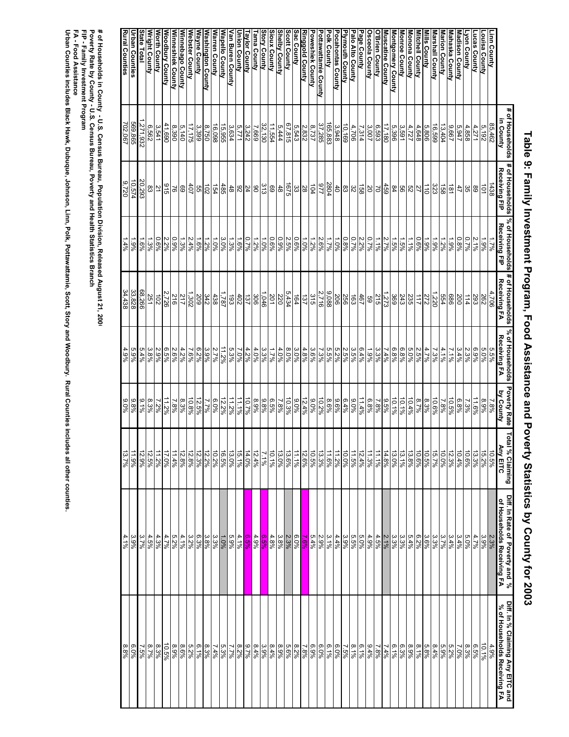# Table 9: Family Investment Program, Food Assistance and Poverty Statistics by County for 2003

| | # of Households in County | # of Households Receiving FIP | % of Households Receiving FIP | # of Households Receiving FA | % of Households Receiving FA | Poverty Rate by County | Total % Claiming Any EITC | Diff. In Rate of Poverty and % of Households Receiving FA | Diff. In % Claiming Any EITC and % of Households Receiving FA |
|---|---|---|---|---|---|---|---|---|---|
| Linn County | 85,462 | 1438 | 1.7% | 4,706 | 5.5% | 7.8% | 10.5% | 2.3% | 4.9% |
| Louisa County | 5,192 | 101 | 1.9% | 262 | 5.0% | 8.9% | 15.2% | 3.9% | 10.1% |
| Lucas County | 4,271 | 89 | 2.1% | 293 | 6.9% | 11.6% | 13.3% | 4.7% | 6.5% |
| Lyon County | 4,858 | 35 | 0.7% | 114 | 2.3% | 7.3% | 10.6% | 5.0% | 8.3% |
| Madison County | 5,947 | 47 | 0.8% | 200 | 3.4% | 6.8% | 10.4% | 3.4% | 7.0% |
| Mahaska County | 9,667 | 181 | 1.9% | 686 | 7.1% | 10.5% | 12.3% | 3.4% | 5.2% |
| Marion County | 13,404 | 158 | 1.2% | 554 | 4.1% | 7.8% | 10.0% | 3.7% | 5.9% |
| Marshall County | 16,599 | 323 | 1.9% | 1,220 | 7.3% | 10.6% | 15.7% | 3.3% | 8.4% |
| Mills County | 5,806 | 110 | 1.9% | 272 | 4.7% | 8.3% | 10.5% | 3.6% | 5.8% |
| Mitchell County | 4,648 | 27 | 0.6% | 117 | 2.5% | 8.7% | 10.6% | 6.2% | 8.1% |
| Monona County | 4,727 | 52 | 1.1% | 235 | 5.0% | 10.4% | 13.8% | 5.4% | 8.9% |
| Monroe County | 3,591 | 56 | 1.5% | 243 | 6.8% | 10.1% | 13.1% | 3.3% | 6.3% |
| Montgomery County | 5,396 | 84 | 1.5% | 369 | 6.8% | 10.1% | 13.0% | 3.3% | 6.1% |
| Muscatine County | 17,180 | 459 | 2.7% | 1,273 | 7.4% | 9.5% | 14.8% | 2.1% | 7.4% |
| O'Brien County | 6,593 | 70 | 1.1% | 215 | 3.3% | 7.8% | 11.1% | 4.5% | 7.8% |
| Osceola County | 3,007 | 20 | 0.7% | 59 | 1.9% | 6.8% | 11.3% | 4.9% | 9.4% |
| Page County | 7,314 | 158 | 2.2% | 467 | 6.4% | 11.4% | 12.4% | 5.0% | 6.1% |
| Palo Alto County | 4,706 | 32 | 0.7% | 163 | 3.5% | 9.0% | 11.5% | 5.5% | 8.1% |
| Plymouth County | 10,169 | 83 | 0.8% | 256 | 2.5% | 6.4% | 10.0% | 3.9% | 7.5% |
| Pocahontas County | 3,948 | 40 | 1.0% | 206 | 5.2% | 9.6% | 11.2% | 4.4% | 6.0% |
| Polk County | 165,883 | 2804 | 1.7% | 9,088 | 5.5% | 8.6% | 11.6% | 3.1% | 6.1% |
| Pottawattamie County | 37,285 | 977 | 2.6% | 2,716 | 7.3% | 10.2% | 13.3% | 2.9% | 6.0% |
| Poweshiek County | 8,737 | 104 | 1.2% | 315 | 3.6% | 9.0% | 10.5% | 5.4% | 6.9% |
| Ringgold County | 2,832 | 28 | 1.0% | 137 | 4.8% | 12.4% | 12.6% | 7.6% | 7.8% |
| Sac County | 5,543 | 33 | 0.6% | 164 | 3.0% | 9.0% | 11.1% | 6.0% | 8.2% |
| Scott County | 67,815 | 1675 | 2.5% | 5,434 | 8.0% | 10.3% | 13.6% | 2.3% | 5.6% |
| Shelby County | 5,444 | 48 | 0.9% | 220 | 4.0% | 7.8% | 13.0% | 3.8% | 8.9% |
| Sioux County | 11,554 | 69 | 0.6% | 201 | 1.7% | 6.5% | 10.1% | 4.8% | 8.4% |
| Story County | 32,130 | 313 | 1.0% | 1,046 | 3.3% | 9.8% | 7.1% | 6.5% | 3.9% |
| Tama County | 7,669 | 90 | 1.2% | 306 | 4.0% | 8.9% | 12.4% | 4.9% | 8.4% |
| Taylor County | 3,242 | 24 | 0.7% | 137 | 4.2% | 10.7% | 14.0% | 6.5% | 9.7% |
| Union County | 5,771 | 92 | 1.6% | 402 | 7.0% | 11.1% | 15.1% | 4.1% | 8.2% |
| Van Buren County | 3,634 | 48 | 1.3% | 193 | 5.3% | 11.2% | 13.0% | 5.9% | 7.7% |
| Wapello County | 15,955 | 485 | 3.0% | 1,787 | 11.2% | 12.2% | 16.5% | 1.0% | 5.3% |
| Warren County | 16,098 | 154 | 1.0% | 438 | 2.7% | 6.0% | 10.2% | 3.3% | 7.4% |
| Washington County | 8,750 | 102 | 1.2% | 342 | 3.9% | 7.7% | 12.2% | 3.8% | 8.3% |
| Wayne County | 3,399 | 55 | 1.6% | 209 | 6.2% | 12.5% | 12.3% | 6.3% | 6.1% |
| Webster County | 17,175 | 407 | 2.4% | 1,302 | 7.6% | 10.8% | 12.8% | 3.2% | 5.2% |
| Winnebago County | 5,140 | 69 | 1.3% | 217 | 4.2% | 8.3% | 12.8% | 4.1% | 8.6% |
| Winneshiek County | 8,390 | 76 | 0.9% | 216 | 2.6% | 7.8% | 11.4% | 5.2% | 8.9% |
| Woodbury County | 41,690 | 915 | 2.2% | 2,726 | 6.5% | 11.2% | 17.0% | 4.7% | 10.5% |
| Worth County | 3,541 | 21 | 0.6% | 102 | 2.9% | 7.2% | 11.2% | 4.3% | 8.3% |
| Wright County | 6,562 | 83 | 1.3% | 251 | 3.8% | 8.3% | 12.5% | 4.5% | 8.7% |
| State Total | 1,271,932 | 20,293 | 1.6% | 68,266 | 5.4% | 9.1% | 12.9% | 3.7% | 7.5% |
| Urban Counties | 569,865 | 10,574 | 1.9% | 33,828 | 5.9% | 9.8% | 11.9% | 3.9% | 6.0% |
| Rural Counties | 702,067 | 9,720 | 1.4% | 34,438 | 4.9% | 9.0% | 13.7% | 4.1% | 8.8% |

**# of Households in County - U.S. Census Bureau, Population Division, Released August 21, 200!**
**Poverty Rate by County - U.S. Census Bureau, Poverty and Health Statistics Branch**
**FIP - Family Investment Program**
**FA - Food Assistance**
**Urban Counties includes Black Hawk, Dubuque, Johnson, Linn, Polk, Pottawattamie, Scott, Story and Woodbury. Rural Counties includes all other counties.**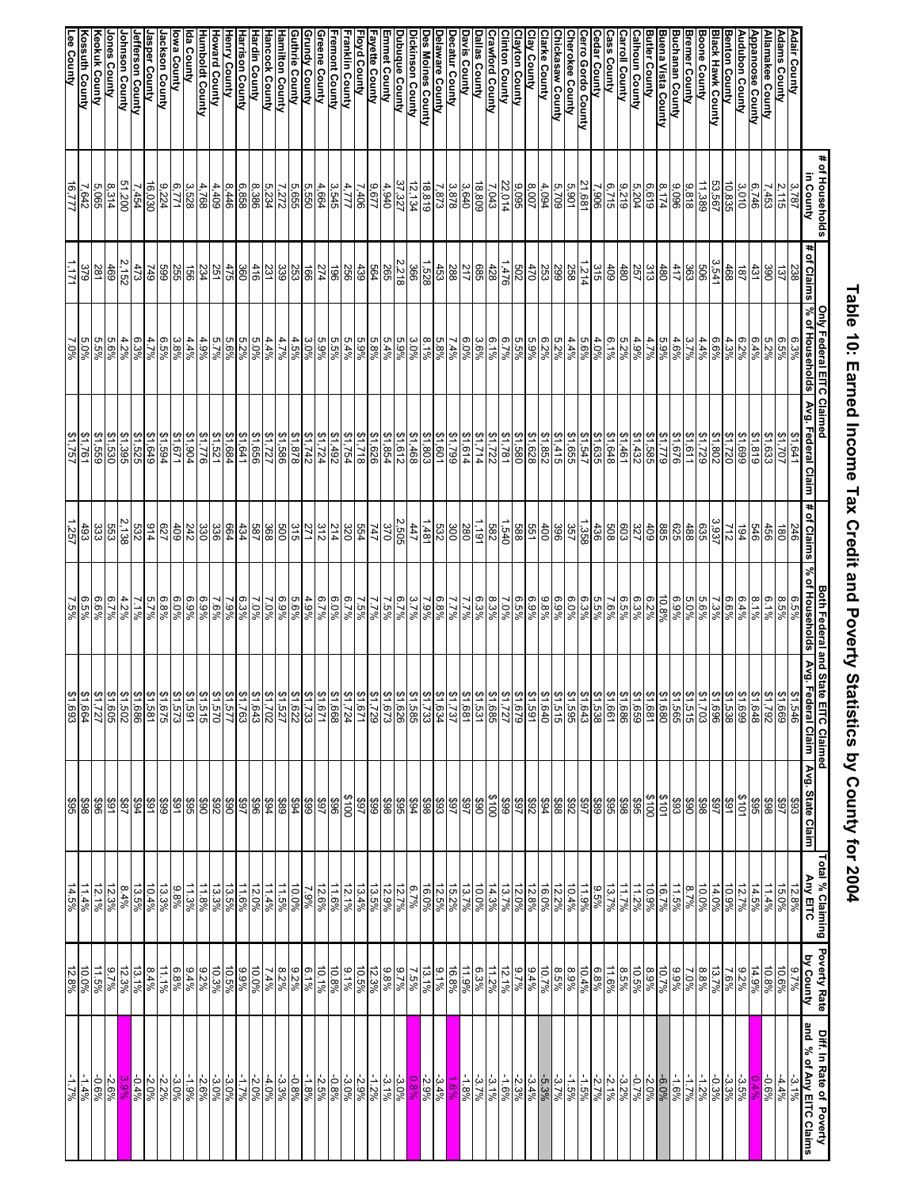# Table 10: Earned Income Tax Credit and Poverty Statistics by County for 2004

| | # of Households in County | Only Federal EITC Claimed | | | Both Federal and State EITC Claimed | | | | Total % Claiming Any EITC | Poverty Rate by County | Diff. In Rate of Poverty and % of Any EITC Claims |
|---|---|---|---|---|---|---|---|---|---|---|---|
| | | # of Claims | % of Households | Avg. Federal Claim | # of Claims | % of Households | Avg. Federal Claim | Avg. State Claim | | | |
| Adair County | 3,787 | 238 | 6.3% | $1,641 | 246 | 6.5% | $1,546 | $93 | 12.8% | 9.7% | -3.1% |
| Adams County | 2,115 | 137 | 6.5% | $1,707 | 180 | 8.5% | $1,669 | $97 | 15.0% | 10.6% | -4.4% |
| Allamakee County | 7,453 | 390 | 5.2% | $1,633 | 456 | 6.1% | $1,792 | $98 | 11.4% | 10.8% | -0.6% |
| Appanoose County | 6,746 | 431 | 6.4% | $1,819 | 546 | 8.1% | $1,648 | $95 | 14.5% | 14.9% | 0.4% |
| Audubon County | 3,010 | 187 | 6.2% | $1,699 | 194 | 6.4% | $1,699 | $101 | 12.7% | 9.2% | -3.5% |
| Benton County | 10,835 | 468 | 4.3% | $1,720 | 712 | 6.6% | $1,538 | $91 | 10.9% | 7.6% | -3.3% |
| Black Hawk County | 53,567 | 3,541 | 6.6% | $1,802 | 3,937 | 7.3% | $1,696 | $97 | 14.0% | 13.7% | -0.3% |
| Boone County | 11,389 | 506 | 4.4% | $1,729 | 635 | 5.6% | $1,703 | $98 | 10.0% | 8.8% | -1.2% |
| Bremer County | 9,818 | 363 | 3.7% | $1,611 | 488 | 5.0% | $1,515 | $90 | 8.7% | 7.0% | -1.7% |
| Buchanan County | 9,096 | 417 | 4.6% | $1,676 | 625 | 6.9% | $1,565 | $93 | 11.5% | 9.9% | -1.6% |
| Buena Vista County | 8,174 | 480 | 5.9% | $1,779 | 885 | 10.8% | $1,680 | $101 | 16.7% | 10.7% | -6.0% |
| Butler County | 6,619 | 313 | 4.7% | $1,585 | 409 | 6.2% | $1,681 | $100 | 10.9% | 8.9% | -2.0% |
| Calhoun County | 5,204 | 257 | 4.9% | $1,432 | 327 | 6.3% | $1,659 | $95 | 11.2% | 10.5% | -0.7% |
| Carroll County | 9,219 | 480 | 5.2% | $1,461 | 603 | 6.5% | $1,686 | $98 | 11.7% | 8.5% | -3.2% |
| Cass County | 6,715 | 409 | 6.1% | $1,648 | 508 | 7.6% | $1,661 | $95 | 13.7% | 11.6% | -2.1% |
| Cedar County | 7,906 | 315 | 4.0% | $1,635 | 436 | 5.5% | $1,538 | $89 | 9.5% | 6.8% | -2.7% |
| Cerro Gordo County | 21,681 | 1,214 | 5.6% | $1,547 | 1,358 | 6.3% | $1,643 | $97 | 11.9% | 10.4% | -1.5% |
| Cherokee County | 5,901 | 258 | 4.4% | $1,655 | 357 | 6.0% | $1,595 | $92 | 10.4% | 8.9% | -1.5% |
| Chickasaw County | 5,709 | 299 | 5.2% | $1,415 | 396 | 6.9% | $1,515 | $88 | 12.2% | 8.5% | -3.7% |
| Clarke County | 4,094 | 253 | 6.2% | $1,852 | 400 | 9.8% | $1,640 | $94 | 16.0% | 10.7% | -5.3% |
| Clay County | 8,007 | 470 | 5.9% | $1,628 | 551 | 6.9% | $1,591 | $92 | 12.8% | 9.4% | -3.4% |
| Clayton County | 9,095 | 502 | 5.5% | $1,580 | 588 | 6.5% | $1,679 | $97 | 12.0% | 9.7% | -2.3% |
| Clinton County | 22,014 | 1,476 | 6.7% | $1,781 | 1,540 | 7.0% | $1,727 | $99 | 13.7% | 12.1% | -1.6% |
| Crawford County | 7,043 | 428 | 6.1% | $1,722 | 582 | 8.3% | $1,685 | $100 | 14.3% | 11.2% | -3.1% |
| Dallas County | 18,809 | 685 | 3.6% | $1,714 | 1,191 | 6.3% | $1,531 | $90 | 10.0% | 6.3% | -3.7% |
| Davis County | 3,640 | 217 | 6.0% | $1,614 | 280 | 7.7% | $1,681 | $97 | 13.7% | 11.9% | -1.8% |
| Decatur County | 3,878 | 288 | 7.4% | $1,799 | 300 | 7.7% | $1,737 | $97 | 15.2% | 16.8% | 1.6% |
| Delaware County | 7,873 | 453 | 5.8% | $1,601 | 532 | 6.8% | $1,634 | $93 | 12.5% | 9.1% | -3.4% |
| Des Moines County | 18,819 | 1,528 | 8.1% | $1,803 | 1,481 | 7.9% | $1,733 | $98 | 16.0% | 13.1% | -2.9% |
| Dickinson County | 12,134 | 366 | 3.0% | $1,468 | 447 | 3.7% | $1,585 | $94 | 6.7% | 7.5% | 0.8% |
| Dubuque County | 37,327 | 2,218 | 5.9% | $1,612 | 2,505 | 6.7% | $1,626 | $95 | 12.7% | 9.7% | -3.0% |
| Emmet County | 4,940 | 265 | 5.4% | $1,854 | 370 | 7.5% | $1,673 | $98 | 12.9% | 9.8% | -3.1% |
| Fayette County | 9,677 | 564 | 5.8% | $1,626 | 747 | 7.7% | $1,729 | $99 | 13.5% | 12.3% | -1.2% |
| Floyd County | 7,406 | 439 | 5.9% | $1,718 | 554 | 7.5% | $1,671 | $97 | 13.4% | 10.5% | -2.9% |
| Franklin County | 4,777 | 256 | 5.4% | $1,754 | 320 | 6.7% | $1,724 | $100 | 12.1% | 9.1% | -3.0% |
| Fremont County | 3,545 | 196 | 5.5% | $1,492 | 214 | 6.0% | $1,668 | $96 | 11.6% | 10.8% | -0.8% |
| Greene County | 4,664 | 274 | 5.9% | $1,724 | 312 | 6.7% | $1,671 | $97 | 12.6% | 10.1% | -2.5% |
| Grundy County | 5,550 | 166 | 3.0% | $1,742 | 271 | 4.9% | $1,733 | $99 | 7.9% | 6.1% | -1.8% |
| Guthrie County | 5,655 | 253 | 4.5% | $1,878 | 315 | 5.6% | $1,622 | $94 | 10.0% | 9.2% | -0.8% |
| Hamilton County | 7,272 | 339 | 4.7% | $1,586 | 500 | 6.9% | $1,527 | $89 | 11.5% | 8.2% | -3.3% |
| Hancock County | 5,234 | 231 | 4.4% | $1,727 | 368 | 7.0% | $1,702 | $94 | 11.4% | 7.4% | -4.0% |
| Hardin County | 8,386 | 416 | 5.0% | $1,656 | 587 | 7.0% | $1,643 | $96 | 12.0% | 10.0% | -2.0% |
| Harrison County | 6,858 | 360 | 5.2% | $1,641 | 434 | 6.3% | $1,763 | $97 | 11.6% | 9.9% | -1.7% |
| Henry County | 8,446 | 475 | 5.6% | $1,684 | 664 | 7.9% | $1,577 | $90 | 13.5% | 10.5% | -3.0% |
| Howard County | 4,409 | 251 | 5.7% | $1,521 | 336 | 7.6% | $1,570 | $92 | 13.3% | 10.3% | -3.0% |
| Humboldt County | 4,768 | 234 | 4.9% | $1,776 | 330 | 6.9% | $1,515 | $90 | 11.8% | 9.2% | -2.6% |
| Ida County | 3,528 | 156 | 4.4% | $1,904 | 242 | 6.9% | $1,591 | $95 | 11.3% | 9.4% | -1.9% |
| Iowa County | 6,771 | 255 | 3.8% | $1,671 | 409 | 6.0% | $1,573 | $91 | 9.8% | 6.8% | -3.0% |
| Jackson County | 9,224 | 599 | 6.5% | $1,594 | 627 | 6.8% | $1,675 | $99 | 13.3% | 11.1% | -2.2% |
| Jasper County | 16,030 | 749 | 4.7% | $1,649 | 914 | 5.7% | $1,581 | $91 | 10.4% | 8.4% | -2.0% |
| Jefferson County | 7,454 | 473 | 6.3% | $1,525 | 532 | 7.1% | $1,686 | $94 | 13.5% | 13.1% | -0.4% |
| Johnson County | 51,200 | 2,152 | 4.2% | $1,395 | 2,138 | 4.2% | $1,502 | $87 | 8.4% | 12.3% | 3.9% |
| Jones County | 8,314 | 469 | 5.6% | $1,530 | 553 | 6.7% | $1,605 | $91 | 12.3% | 9.7% | -2.6% |
| Keokuk County | 5,065 | 281 | 5.5% | $1,559 | 333 | 6.6% | $1,727 | $96 | 12.1% | 11.5% | -0.6% |
| Kossuth County | 7,642 | 379 | 5.0% | $1,761 | 493 | 6.5% | $1,664 | $98 | 11.4% | 10.0% | -1.4% |
| Lee County | 16,777 | 1,171 | 7.0% | $1,757 | 1,257 | 7.5% | $1,693 | $95 | 14.5% | 12.8% | -1.7% |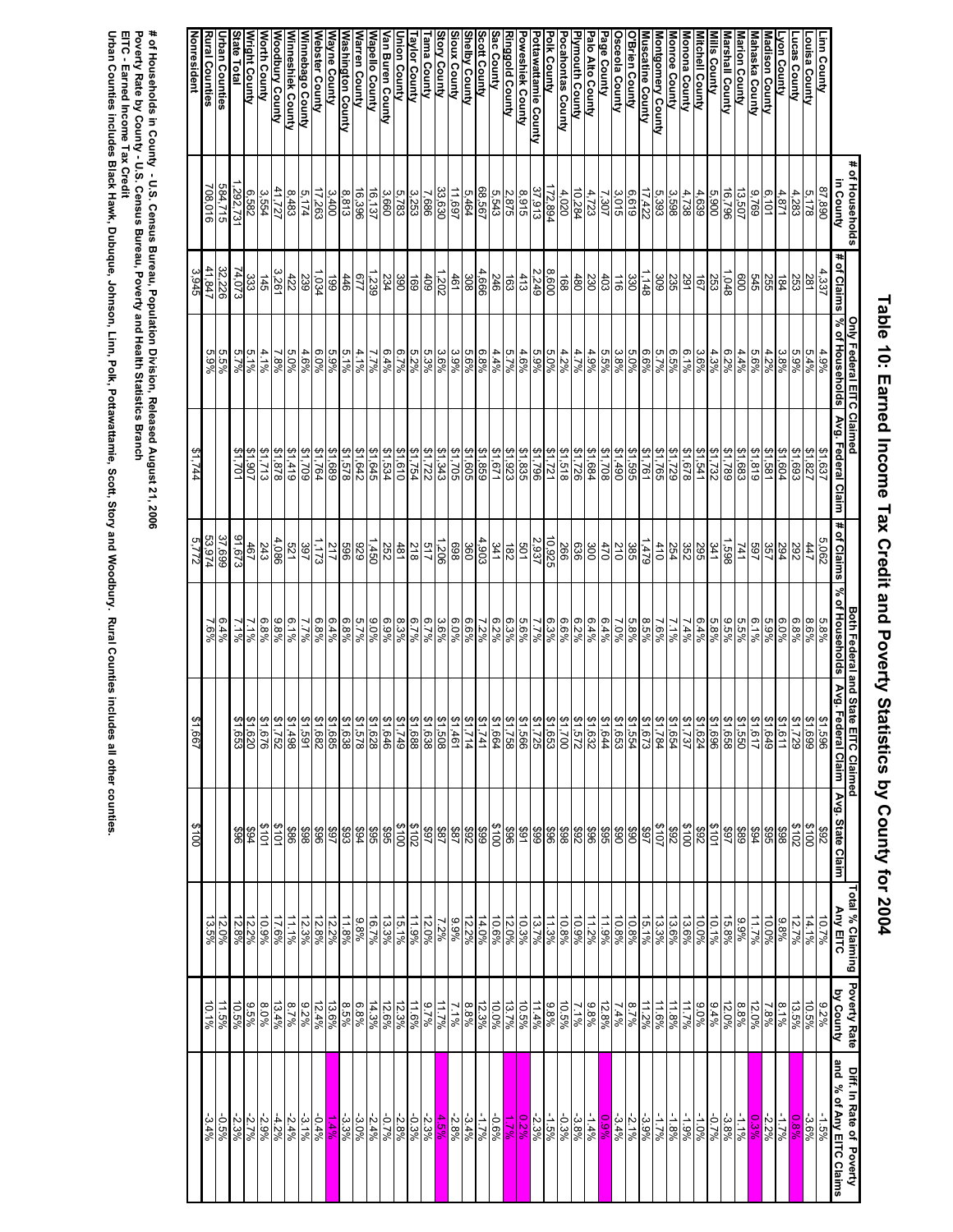# Table 10: Earned Income Tax Credit and Poverty Statistics by County for 2004

| | # of Households in County | Only Federal EITC Claimed | | | Both Federal and State EITC Claimed | | | | Total % Claiming Any EITC | Poverty Rate by County | Diff. In Rate of Poverty and % of Any EITC Claims |
|---|---|---|---|---|---|---|---|---|---|---|---|
| | | # of Claims | % of Households | Avg. Federal Claim | # of Claims | % of Households | Avg. Federal Claim | Avg. State Claim | | | |
| Linn County | 87,890 | 4,337 | 4.9% | $1,637 | 5,062 | 5.8% | $1,596 | $92 | 10.7% | 9.2% | -1.5% |
| Louisa County | 5,178 | 281 | 5.4% | $1,827 | 447 | 8.6% | $1,699 | $100 | 14.1% | 10.5% | -3.6% |
| Lucas County | 4,283 | 253 | 5.9% | $1,693 | 292 | 6.8% | $1,729 | $102 | 12.7% | 13.5% | 0.8% |
| Lyon County | 4,871 | 184 | 3.8% | $1,604 | 294 | 6.0% | $1,611 | $98 | 9.8% | 8.1% | -1.7% |
| Madison County | 6,101 | 255 | 4.2% | $1,581 | 357 | 5.9% | $1,649 | $95 | 10.0% | 7.8% | -2.2% |
| Mahaska County | 9,769 | 545 | 5.6% | $1,819 | 597 | 6.1% | $1,617 | $94 | 11.7% | 12.0% | 0.3% |
| Marion County | 13,507 | 600 | 4.4% | $1,683 | 741 | 5.5% | $1,550 | $89 | 9.9% | 8.8% | -1.1% |
| Marshall County | 16,796 | 1,048 | 6.2% | $1,789 | 1,598 | 9.5% | $1,658 | $97 | 15.8% | 12.0% | -3.8% |
| Mills County | 5,900 | 253 | 4.3% | $1,732 | 341 | 5.8% | $1,696 | $101 | 10.1% | 9.4% | -0.7% |
| Mitchell County | 4,639 | 167 | 3.6% | $1,541 | 295 | 6.4% | $1,624 | $92 | 10.0% | 9.0% | -1.0% |
| Monona County | 4,738 | 291 | 6.1% | $1,678 | 352 | 7.4% | $1,737 | $100 | 13.6% | 11.7% | -1.9% |
| Monroe County | 3,598 | 235 | 6.5% | $1,729 | 254 | 7.1% | $1,654 | $92 | 13.6% | 11.8% | -1.8% |
| Montgomery County | 5,393 | 309 | 5.7% | $1,765 | 410 | 7.6% | $1,784 | $107 | 13.3% | 11.6% | -1.7% |
| Muscatine County | 17,422 | 1,148 | 6.6% | $1,761 | 1,479 | 8.5% | $1,673 | $97 | 15.1% | 11.2% | -3.9% |
| O'Brien County | 6,619 | 330 | 5.0% | $1,595 | 385 | 5.8% | $1,554 | $90 | 10.8% | 8.7% | -2.1% |
| Osceola County | 3,015 | 116 | 3.8% | $1,490 | 210 | 7.0% | $1,653 | $90 | 10.8% | 7.4% | -3.4% |
| Page County | 7,307 | 403 | 5.5% | $1,708 | 470 | 6.4% | $1,644 | $95 | 11.9% | 12.8% | 0.9% |
| Palo Alto County | 4,723 | 230 | 4.9% | $1,684 | 300 | 6.4% | $1,632 | $96 | 11.2% | 9.8% | -1.4% |
| Plymouth County | 10,284 | 480 | 4.7% | $1,726 | 636 | 6.2% | $1,572 | $92 | 10.9% | 7.1% | -3.8% |
| Pocahontas County | 4,020 | 168 | 4.2% | $1,518 | 266 | 6.6% | $1,700 | $98 | 10.8% | 10.5% | -0.3% |
| Polk County | 172,894 | 8,600 | 5.0% | $1,721 | 10,925 | 6.3% | $1,653 | $96 | 11.3% | 9.8% | -1.5% |
| Pottawattamie County | 37,913 | 2,249 | 5.9% | $1,796 | 2,937 | 7.7% | $1,725 | $99 | 13.7% | 11.4% | -2.3% |
| Poweshiek County | 8,915 | 413 | 4.6% | $1,835 | 501 | 5.6% | $1,566 | $91 | 10.3% | 10.5% | 0.2% |
| Ringgold County | 2,875 | 163 | 5.7% | $1,923 | 182 | 6.3% | $1,758 | $96 | 12.0% | 13.7% | 1.7% |
| Sac County | 5,543 | 246 | 4.4% | $1,671 | 341 | 6.2% | $1,664 | $100 | 10.6% | 10.0% | -0.6% |
| Scott County | 68,567 | 4,666 | 6.8% | $1,859 | 4,903 | 7.2% | $1,741 | $99 | 14.0% | 12.3% | -1.7% |
| Shelby County | 5,464 | 308 | 5.6% | $1,605 | 360 | 6.6% | $1,714 | $92 | 12.2% | 8.8% | -3.4% |
| Sioux County | 11,697 | 461 | 3.9% | $1,705 | 698 | 6.0% | $1,461 | $87 | 9.9% | 7.1% | -2.8% |
| Story County | 33,630 | 1,202 | 3.6% | $1,343 | 1,206 | 3.6% | $1,508 | $87 | 7.2% | 11.7% | 4.5% |
| Tama County | 7,686 | 409 | 5.3% | $1,722 | 517 | 6.7% | $1,638 | $97 | 12.0% | 9.7% | -2.3% |
| Taylor County | 3,253 | 169 | 5.2% | $1,754 | 218 | 6.7% | $1,688 | $102 | 11.9% | 11.6% | -0.3% |
| Union County | 5,783 | 390 | 6.7% | $1,610 | 481 | 8.3% | $1,749 | $100 | 15.1% | 12.3% | -2.8% |
| Van Buren County | 3,660 | 234 | 6.4% | $1,534 | 252 | 6.9% | $1,646 | $95 | 13.3% | 12.6% | -0.7% |
| Wapello County | 16,137 | 1,239 | 7.7% | $1,645 | 1,450 | 9.0% | $1,628 | $95 | 16.7% | 14.3% | -2.4% |
| Warren County | 16,396 | 677 | 4.1% | $1,642 | 929 | 5.7% | $1,578 | $94 | 9.8% | 6.8% | -3.0% |
| Washington County | 8,813 | 446 | 5.1% | $1,578 | 596 | 6.8% | $1,638 | $93 | 11.8% | 8.5% | -3.3% |
| Wayne County | 3,400 | 199 | 5.9% | $1,689 | 217 | 6.4% | $1,685 | $97 | 12.2% | 13.6% | 1.4% |
| Webster County | 17,263 | 1,034 | 6.0% | $1,764 | 1,173 | 6.8% | $1,682 | $96 | 12.8% | 12.4% | -0.4% |
| Winnebago County | 5,174 | 239 | 4.6% | $1,709 | 397 | 7.7% | $1,591 | $98 | 12.3% | 9.2% | -3.1% |
| Winneshiek County | 8,483 | 422 | 5.0% | $1,419 | 521 | 6.1% | $1,498 | $86 | 11.1% | 8.7% | -2.4% |
| Woodbury County | 41,727 | 3,261 | 7.8% | $1,878 | 4,086 | 9.8% | $1,752 | $101 | 17.6% | 13.4% | -4.2% |
| Worth County | 3,554 | 145 | 4.1% | $1,713 | 243 | 6.8% | $1,676 | $101 | 10.9% | 8.0% | -2.9% |
| Wright County | 6,582 | 333 | 5.1% | $1,907 | 467 | 7.1% | $1,620 | $94 | 12.2% | 9.5% | -2.7% |
| State Total | 1,292,731 | 74,073 | 5.7% | $1,701 | 91,673 | 7.1% | $1,653 | $96 | 12.8% | 10.5% | -2.3% |
| Urban Counties | 584,715 | 32,226 | 5.5% | | 37,699 | 6.4% | | | 12.0% | 11.5% | -0.5% |
| Rural Counties | 708,016 | 41,847 | 5.9% | | 53,974 | 7.6% | | | 13.5% | 10.1% | -3.4% |
| Nonresident | | 3,945 | | $1,744 | 5,772 | | $1,667 | $100 | | | |

**# of Households in County - U.S. Census Bureau, Population Division, Released August 21, 2006**
**Poverty Rate by County - U.S. Census Bureau, Poverty and Health Statistics Branch**
**EITC - Earned Income Tax Credit**
**Urban Counties includes Black Hawk, Dubuque, Johnson, Linn, Polk, Pottawattamie, Scott, Story and Woodbury. Rural Counties includes all other counties.**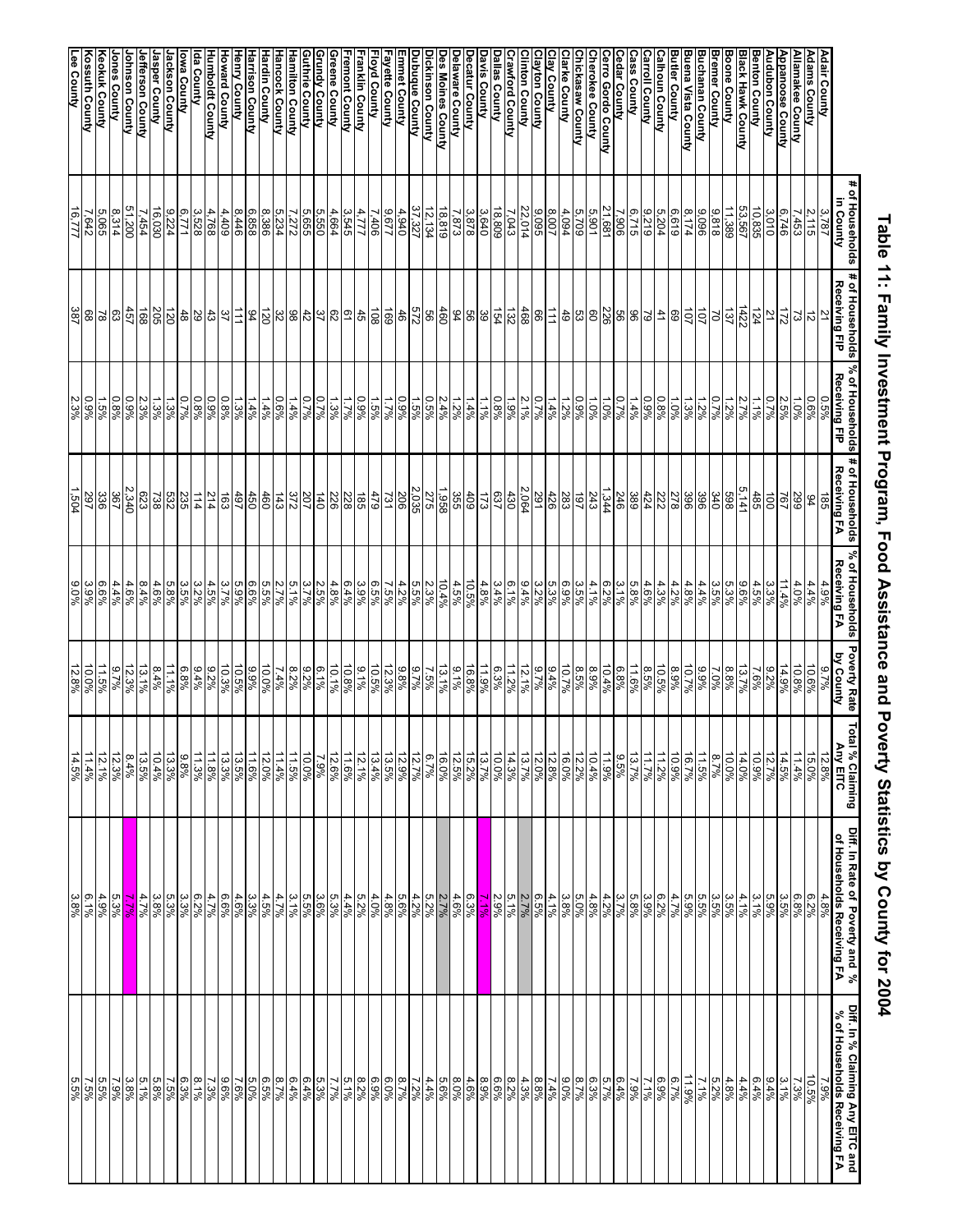# Table 11: Family Investment Program, Food Assistance and Poverty Statistics by County for 2004

| | # of Households in County | # of Households Receiving FIP | % of Households Receiving FIP | # of Households Receiving FA | % of Households Receiving FA | Poverty Rate by County | Total % Claiming Any EITC | Diff. In Rate of Poverty and % of Households Receiving FA | Diff. In % Claiming Any EITC and % of Households Receiving FA |
|---|---|---|---|---|---|---|---|---|---|
| Adair County | 3,787 | 21 | 0.5% | 185 | 4.9% | 9.7% | 12.8% | 4.8% | 7.9% |
| Adams County | 2,115 | 12 | 0.6% | 94 | 4.4% | 10.6% | 15.0% | 6.2% | 10.5% |
| Allamakee County | 7,453 | 73 | 1.0% | 299 | 4.0% | 10.8% | 11.4% | 6.8% | 7.3% |
| Appanoose County | 6,746 | 172 | 2.5% | 767 | 11.4% | 14.9% | 14.5% | 3.5% | 3.1% |
| Audubon County | 3,010 | 21 | 0.7% | 100 | 3.3% | 9.2% | 12.7% | 5.9% | 9.4% |
| Benton County | 10,835 | 124 | 1.1% | 485 | 4.5% | 7.6% | 10.9% | 3.1% | 6.4% |
| Black Hawk County | 53,567 | 1422 | 2.7% | 5,141 | 9.6% | 13.7% | 14.0% | 4.1% | 4.4% |
| Boone County | 11,389 | 137 | 1.2% | 598 | 5.3% | 8.8% | 10.0% | 3.5% | 4.8% |
| Bremer County | 9,818 | 70 | 0.7% | 340 | 3.5% | 7.0% | 8.7% | 3.5% | 5.2% |
| Buchanan County | 9,096 | 107 | 1.2% | 396 | 4.4% | 9.9% | 11.5% | 5.5% | 7.1% |
| Buena Vista County | 8,174 | 107 | 1.3% | 396 | 4.8% | 10.7% | 16.7% | 5.9% | 11.9% |
| Butler County | 6,619 | 69 | 1.0% | 278 | 4.2% | 8.9% | 10.9% | 4.7% | 6.7% |
| Calhoun County | 5,204 | 41 | 0.8% | 222 | 4.3% | 10.5% | 11.2% | 6.2% | 6.9% |
| Carroll County | 9,219 | 79 | 0.9% | 424 | 4.6% | 8.5% | 11.7% | 3.9% | 7.1% |
| Cass County | 6,715 | 96 | 1.4% | 389 | 5.8% | 11.6% | 13.7% | 5.8% | 7.9% |
| Cedar County | 7,906 | 56 | 0.7% | 246 | 3.1% | 6.8% | 9.5% | 3.7% | 6.4% |
| Cerro Gordo County | 21,681 | 226 | 1.0% | 1,344 | 6.2% | 10.4% | 11.9% | 4.2% | 5.7% |
| Cherokee County | 5,901 | 60 | 1.0% | 243 | 4.1% | 8.9% | 10.4% | 4.8% | 6.3% |
| Chickasaw County | 5,709 | 53 | 0.9% | 197 | 3.5% | 8.5% | 12.2% | 5.0% | 8.7% |
| Clarke County | 4,094 | 49 | 1.2% | 283 | 6.9% | 10.7% | 16.0% | 3.8% | 9.0% |
| Clay County | 8,007 | 111 | 1.4% | 426 | 5.3% | 9.4% | 12.8% | 4.1% | 7.4% |
| Clayton County | 9,095 | 66 | 0.7% | 291 | 3.2% | 9.7% | 12.0% | 6.5% | 8.8% |
| Clinton County | 22,014 | 468 | 2.1% | 2,064 | 9.4% | 12.1% | 13.7% | 2.7% | 4.3% |
| Crawford County | 7,043 | 132 | 1.9% | 430 | 6.1% | 11.2% | 14.3% | 5.1% | 8.2% |
| Dallas County | 18,809 | 154 | 0.8% | 637 | 3.4% | 6.3% | 10.0% | 2.9% | 6.6% |
| Davis County | 3,640 | 39 | 1.1% | 173 | 4.8% | 11.9% | 13.7% | 7.1% | 8.9% |
| Decatur County | 3,878 | 56 | 1.4% | 409 | 10.5% | 16.8% | 15.2% | 6.3% | 4.6% |
| Delaware County | 7,873 | 94 | 1.2% | 355 | 4.5% | 9.1% | 12.5% | 4.6% | 8.0% |
| Des Moines County | 18,819 | 460 | 2.4% | 1,958 | 10.4% | 13.1% | 16.0% | 2.7% | 5.6% |
| Dickinson County | 12,134 | 56 | 0.5% | 275 | 2.3% | 7.5% | 6.7% | 5.2% | 4.4% |
| Dubuque County | 37,327 | 572 | 1.5% | 2,035 | 5.5% | 9.7% | 12.7% | 4.2% | 7.2% |
| Emmet County | 4,940 | 46 | 0.9% | 206 | 4.2% | 9.8% | 12.9% | 5.6% | 8.7% |
| Fayette County | 9,677 | 169 | 1.7% | 731 | 7.5% | 12.3% | 13.5% | 4.8% | 6.0% |
| Floyd County | 7,406 | 108 | 1.5% | 479 | 6.5% | 10.5% | 13.4% | 4.0% | 6.9% |
| Franklin County | 4,777 | 45 | 0.9% | 185 | 3.9% | 9.1% | 12.1% | 5.2% | 8.2% |
| Fremont County | 3,545 | 61 | 1.7% | 228 | 6.4% | 10.8% | 11.6% | 4.4% | 5.1% |
| Greene County | 4,664 | 62 | 1.3% | 226 | 4.8% | 10.1% | 12.6% | 5.3% | 7.7% |
| Grundy County | 5,550 | 37 | 0.7% | 140 | 2.5% | 6.1% | 7.9% | 3.6% | 5.3% |
| Guthrie County | 5,655 | 42 | 0.7% | 207 | 3.7% | 9.2% | 10.0% | 5.5% | 6.4% |
| Hamilton County | 7,272 | 98 | 1.4% | 372 | 5.1% | 8.2% | 11.5% | 3.1% | 6.4% |
| Hancock County | 5,234 | 32 | 0.6% | 143 | 2.7% | 7.4% | 11.4% | 4.7% | 8.7% |
| Hardin County | 8,386 | 120 | 1.4% | 460 | 5.5% | 10.0% | 12.0% | 4.5% | 6.5% |
| Harrison County | 6,858 | 94 | 1.4% | 450 | 6.6% | 9.9% | 11.6% | 3.3% | 5.0% |
| Henry County | 8,446 | 111 | 1.3% | 497 | 5.9% | 10.5% | 13.5% | 4.6% | 7.6% |
| Howard County | 4,409 | 37 | 0.8% | 163 | 3.7% | 10.3% | 13.3% | 6.6% | 9.6% |
| Humboldt County | 4,768 | 43 | 0.9% | 214 | 4.5% | 9.2% | 11.8% | 4.7% | 7.3% |
| Ida County | 3,528 | 29 | 0.8% | 114 | 3.2% | 9.4% | 11.3% | 6.2% | 8.1% |
| Iowa County | 6,771 | 48 | 0.7% | 235 | 3.5% | 6.8% | 9.8% | 3.3% | 6.3% |
| Jackson County | 9,224 | 120 | 1.3% | 532 | 5.8% | 11.1% | 13.3% | 5.3% | 7.5% |
| Jasper County | 16,030 | 205 | 1.3% | 738 | 4.6% | 8.4% | 10.4% | 3.8% | 5.8% |
| Jefferson County | 7,454 | 168 | 2.3% | 623 | 8.4% | 13.1% | 13.5% | 4.7% | 5.1% |
| Johnson County | 51,200 | 457 | 0.9% | 2,340 | 4.6% | 12.3% | 8.4% | 7.7% | 3.8% |
| Jones County | 8,314 | 63 | 0.8% | 367 | 4.4% | 9.7% | 12.3% | 5.3% | 7.9% |
| Keokuk County | 5,065 | 78 | 1.5% | 336 | 6.6% | 11.5% | 12.1% | 4.9% | 5.5% |
| Kossuth County | 7,642 | 68 | 0.9% | 297 | 3.9% | 10.0% | 11.4% | 6.1% | 7.5% |
| Lee County | 16,777 | 387 | 2.3% | 1,504 | 9.0% | 12.8% | 14.5% | 3.8% | 5.5% |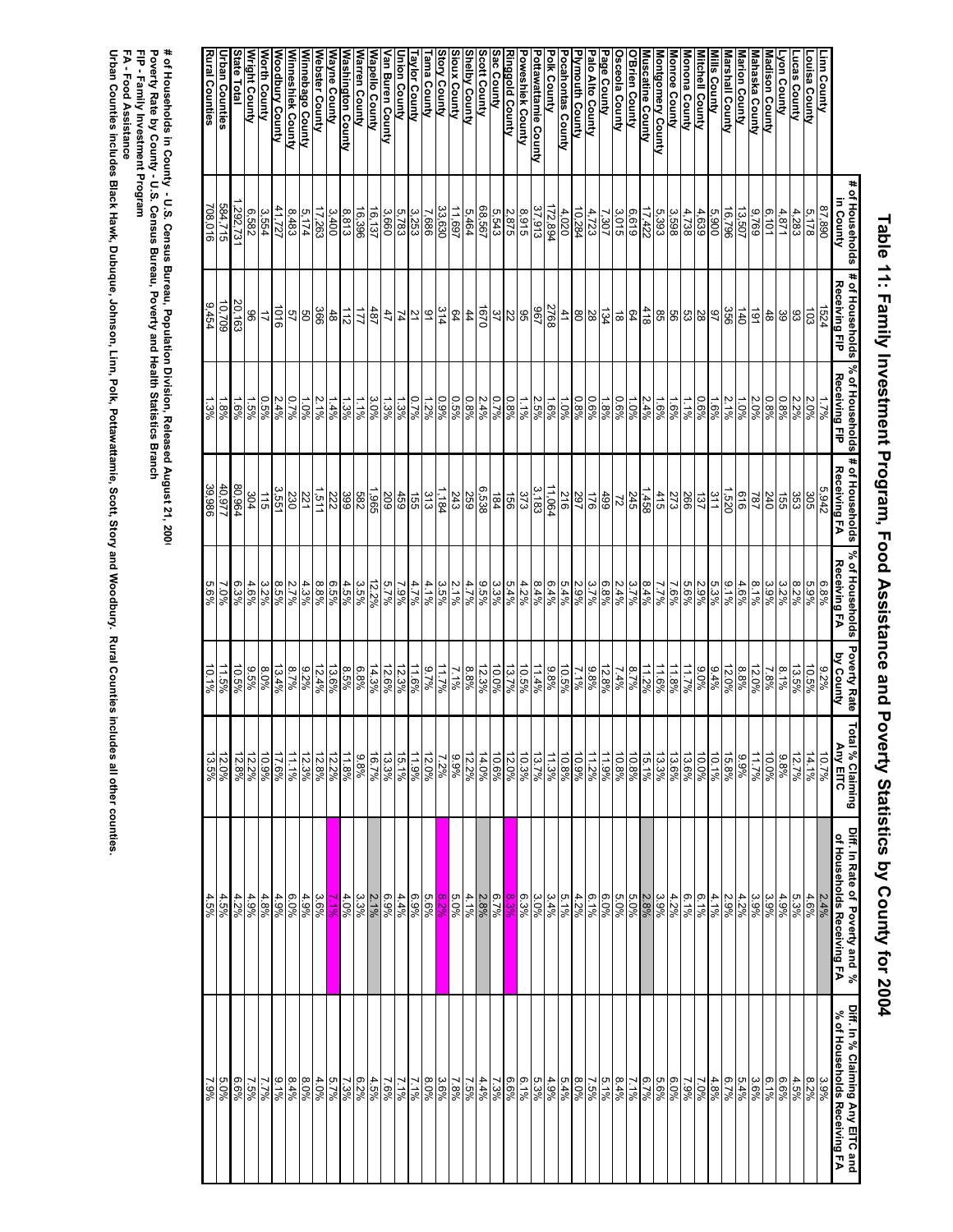# Table 11: Family Investment Program, Food Assistance and Poverty Statistics by County for 2004

| | # of Households in County | # of Households Receiving FIP | % of Households Receiving FIP | # of Households Receiving FA | % of Households Receiving FA | Poverty Rate by County | Total % Claiming Any EITC | Diff. In Rate of Poverty and % of Households Receiving FA | Diff. In % Claiming Any EITC and % of Households Receiving FA |
|---|---|---|---|---|---|---|---|---|---|
| Linn County | 87,890 | 1524 | 1.7% | 5,942 | 6.8% | 9.2% | 10.7% | 2.4% | 3.9% |
| Louisa County | 5,178 | 103 | 2.0% | 305 | 5.9% | 10.5% | 14.1% | 4.6% | 8.2% |
| Lucas County | 4,283 | 93 | 2.2% | 353 | 8.2% | 13.5% | 12.7% | 5.3% | 4.5% |
| Lyon County | 4,871 | 39 | 0.8% | 155 | 3.2% | 8.1% | 9.8% | 4.9% | 6.6% |
| Madison County | 6,101 | 48 | 0.8% | 240 | 3.9% | 7.8% | 10.0% | 3.9% | 6.1% |
| Mahaska County | 9,769 | 191 | 2.0% | 787 | 8.1% | 12.0% | 11.7% | 3.9% | 3.6% |
| Marion County | 13,507 | 140 | 1.0% | 616 | 4.6% | 8.8% | 9.9% | 4.2% | 5.4% |
| Marshall County | 16,796 | 356 | 2.1% | 1,520 | 9.1% | 12.0% | 15.8% | 2.9% | 6.7% |
| Mills County | 5,900 | 97 | 1.6% | 311 | 5.3% | 9.4% | 10.1% | 4.1% | 4.8% |
| Mitchell County | 4,639 | 28 | 0.6% | 137 | 2.9% | 9.0% | 10.0% | 6.1% | 7.0% |
| Monona County | 4,738 | 53 | 1.1% | 266 | 5.6% | 11.7% | 13.6% | 6.1% | 7.9% |
| Monroe County | 3,598 | 56 | 1.6% | 273 | 7.6% | 11.8% | 13.6% | 4.2% | 6.0% |
| Montgomery County | 5,393 | 85 | 1.6% | 415 | 7.7% | 11.6% | 13.3% | 3.9% | 5.6% |
| Muscatine County | 17,422 | 418 | 2.4% | 1,458 | 8.4% | 11.2% | 15.1% | 2.8% | 6.7% |
| O'Brien County | 6,619 | 64 | 1.0% | 245 | 3.7% | 8.7% | 10.8% | 5.0% | 7.1% |
| Osceola County | 3,015 | 18 | 0.6% | 72 | 2.4% | 7.4% | 10.8% | 5.0% | 8.4% |
| Page County | 7,307 | 134 | 1.8% | 499 | 6.8% | 12.8% | 11.9% | 6.0% | 5.1% |
| Palo Alto County | 4,723 | 28 | 0.6% | 176 | 3.7% | 9.8% | 11.2% | 6.1% | 7.5% |
| Plymouth County | 10,284 | 80 | 0.8% | 297 | 2.9% | 7.1% | 10.9% | 4.2% | 8.0% |
| Pocahontas County | 4,020 | 41 | 1.0% | 216 | 5.4% | 10.5% | 10.8% | 5.1% | 5.4% |
| Polk County | 172,894 | 2768 | 1.6% | 11,064 | 6.4% | 9.8% | 11.3% | 3.4% | 4.9% |
| Pottawattamie County | 37,913 | 967 | 2.5% | 3,183 | 8.4% | 11.4% | 13.7% | 3.0% | 5.3% |
| Poweshiek County | 8,915 | 95 | 1.1% | 373 | 4.2% | 10.5% | 10.3% | 6.3% | 6.1% |
| Ringgold County | 2,875 | 22 | 0.8% | 156 | 5.4% | 13.7% | 12.0% | 8.3% | 6.6% |
| Sac County | 5,543 | 37 | 0.7% | 184 | 3.3% | 10.0% | 10.6% | 6.7% | 7.3% |
| Scott County | 68,567 | 1670 | 2.4% | 6,538 | 9.5% | 12.3% | 14.0% | 2.8% | 4.4% |
| Shelby County | 5,464 | 44 | 0.8% | 259 | 4.7% | 8.8% | 12.2% | 4.1% | 7.5% |
| Sioux County | 11,697 | 64 | 0.5% | 243 | 2.1% | 7.1% | 9.9% | 5.0% | 7.8% |
| Story County | 33,630 | 314 | 0.9% | 1,184 | 3.5% | 11.7% | 7.2% | 8.2% | 3.6% |
| Tama County | 7,686 | 91 | 1.2% | 313 | 4.1% | 9.7% | 12.0% | 5.6% | 8.0% |
| Taylor County | 3,253 | 21 | 0.7% | 155 | 4.7% | 11.6% | 11.9% | 6.9% | 7.1% |
| Union County | 5,783 | 74 | 1.3% | 459 | 7.9% | 12.3% | 15.1% | 4.4% | 7.1% |
| Van Buren County | 3,660 | 47 | 1.3% | 209 | 5.7% | 12.6% | 13.3% | 6.9% | 7.6% |
| Wapello County | 16,137 | 487 | 3.0% | 1,965 | 12.2% | 14.3% | 16.7% | 2.1% | 4.5% |
| Warren County | 16,396 | 177 | 1.1% | 582 | 3.5% | 6.8% | 9.8% | 3.3% | 6.2% |
| Washington County | 8,813 | 112 | 1.3% | 399 | 4.5% | 8.5% | 11.8% | 4.0% | 7.3% |
| Wayne County | 3,400 | 48 | 1.4% | 222 | 6.5% | 13.6% | 12.2% | 7.1% | 5.7% |
| Webster County | 17,263 | 366 | 2.1% | 1,511 | 8.8% | 12.4% | 12.8% | 3.6% | 4.0% |
| Winnebago County | 5,174 | 50 | 1.0% | 221 | 4.3% | 9.2% | 12.3% | 4.9% | 8.0% |
| Winneshiek County | 8,483 | 57 | 0.7% | 230 | 2.7% | 8.7% | 11.1% | 6.0% | 8.4% |
| Woodbury County | 41,727 | 1016 | 2.4% | 3,551 | 8.5% | 13.4% | 17.6% | 4.9% | 9.1% |
| Worth County | 3,554 | 17 | 0.5% | 115 | 3.2% | 8.0% | 10.9% | 4.8% | 7.7% |
| Wright County | 6,582 | 96 | 1.5% | 304 | 4.6% | 9.5% | 12.2% | 4.9% | 7.5% |
| State Total | 1,292,731 | 20,163 | 1.6% | 80,964 | 6.3% | 10.5% | 12.8% | 4.2% | 6.6% |
| Urban Counties | 584,715 | 10,709 | 1.8% | 40,977 | 7.0% | 11.5% | 12.0% | 4.5% | 5.0% |
| Rural Counties | 708,016 | 9,454 | 1.3% | 39,986 | 5.6% | 10.1% | 13.5% | 4.5% | 7.9% |

**# of Households in County - U.S. Census Bureau, Population Division, Released August 21, 200!**
**Poverty Rate by County - U.S. Census Bureau, Poverty and Health Statistics Branch**
**FIP - Family Investment Program**
**FA - Food Assistance**
**Urban Counties includes Black Hawk, Dubuque, Johnson, Linn, Polk, Pottawattamie, Scott, Story and Woodbury. Rural Counties includes all other counties.**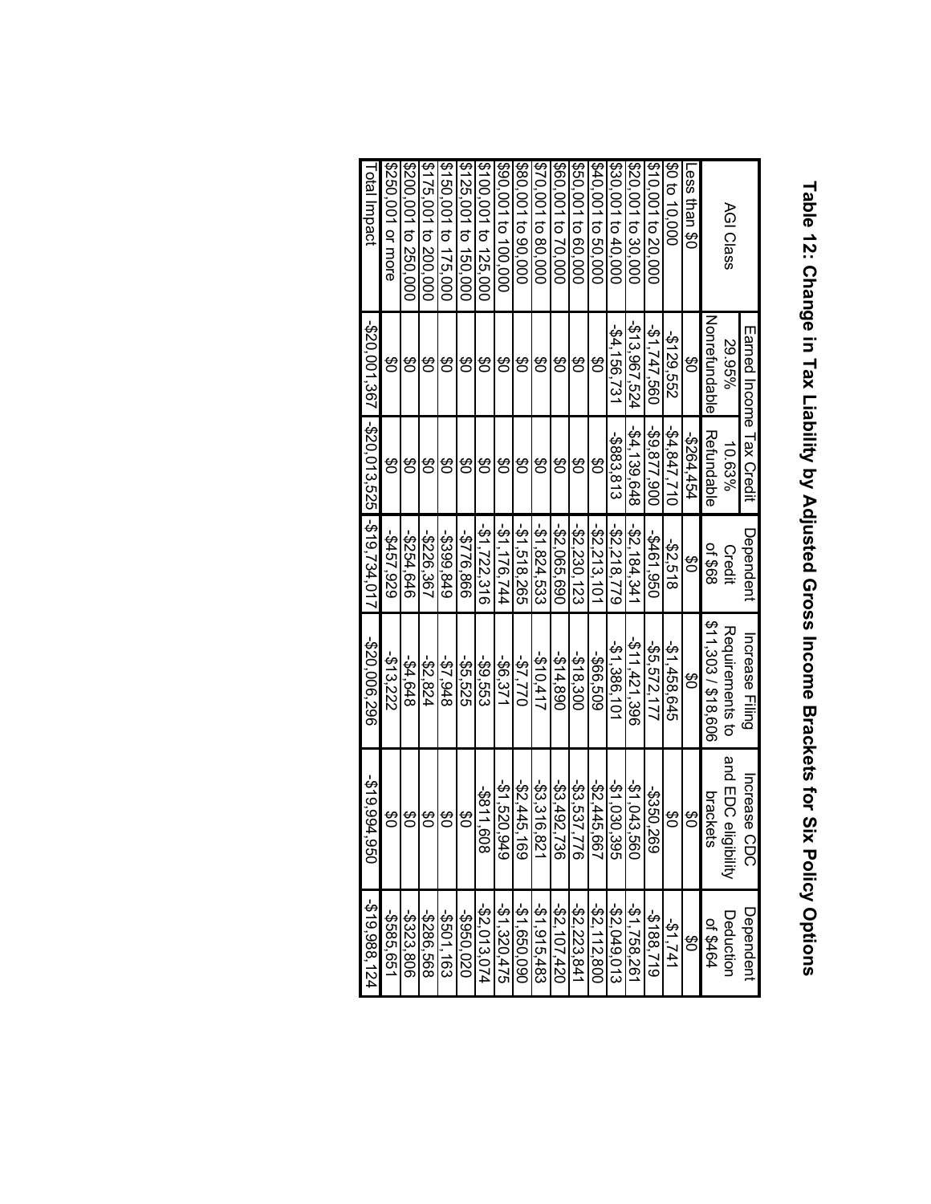# Table 12: Change in Tax Liability by Adjusted Gross Income Brackets for Six Policy Options

| AGI Class | Earned Income Tax Credit 29.95% Nonrefundable | Earned Income Tax Credit 10.63% Refundable | Dependent Credit of $68 | Increase Filing Requirements to $11,303 / $18,606 | Increase CDC and EDC eligibility brackets | Dependent Deduction of $464 |
|---|---|---|---|---|---|---|
| Less than $0 | $0 | -$264,454 | $0 | $0 | $0 | $0 |
| $0 to 10,000 | -$129,552 | -$4,847,710 | -$2,518 | -$1,458,645 | $0 | -$1,741 |
| $10,001 to 20,000 | -$1,747,560 | -$9,877,900 | -$461,950 | -$5,572,177 | -$350,269 | -$188,719 |
| $20,001 to 30,000 | -$13,967,524 | -$4,139,648 | -$2,184,341 | -$11,421,396 | -$1,043,560 | -$1,758,261 |
| $30,001 to 40,000 | -$4,156,731 | -$883,813 | -$2,218,779 | -$1,386,101 | -$1,030,395 | -$2,049,013 |
| $40,001 to 50,000 | $0 | $0 | -$2,213,101 | -$66,509 | -$2,445,667 | -$2,112,800 |
| $50,001 to 60,000 | $0 | $0 | -$2,230,123 | -$18,300 | -$3,537,776 | -$2,223,841 |
| $60,001 to 70,000 | $0 | $0 | -$2,065,690 | -$14,890 | -$3,492,736 | -$2,107,420 |
| $70,001 to 80,000 | $0 | $0 | -$1,824,533 | -$10,417 | -$3,316,821 | -$1,915,483 |
| $80,001 to 90,000 | $0 | $0 | -$1,518,265 | -$7,770 | -$2,445,169 | -$1,650,090 |
| $90,001 to 100,000 | $0 | $0 | -$1,176,744 | -$6,371 | -$1,520,949 | -$1,320,475 |
| $100,001 to 125,000 | $0 | $0 | -$1,722,316 | -$9,553 | -$811,608 | -$2,013,074 |
| $125,001 to 150,000 | $0 | $0 | -$776,866 | -$5,525 | $0 | -$950,020 |
| $150,001 to 175,000 | $0 | $0 | -$399,849 | -$7,948 | $0 | -$501,163 |
| $175,001 to 200,000 | $0 | $0 | -$226,367 | -$2,824 | $0 | -$286,568 |
| $200,001 to 250,000 | $0 | $0 | -$254,646 | -$4,648 | $0 | -$323,806 |
| $250,001 or more | $0 | $0 | -$457,929 | -$13,222 | $0 | -$585,651 |
| Total Impact | -$20,001,367 | -$20,013,525 | -$19,734,017 | -$20,006,296 | -$19,994,950 | -$19,988,124 |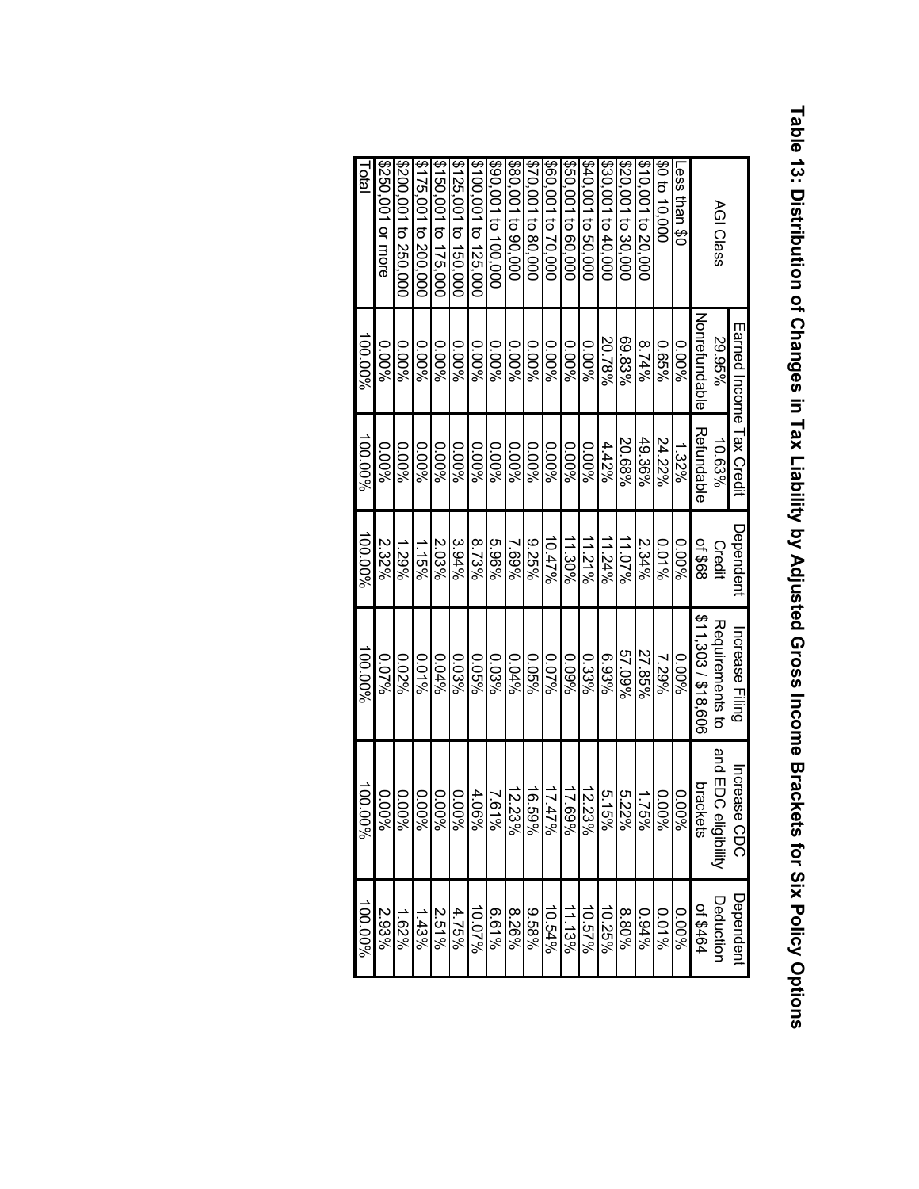**Table 13: Distribution of Changes in Tax Liability by Adjusted Gross Income Brackets for Six Policy Options**

| AGI Class | Earned Income Tax Credit | | Dependent Credit of $68 | Increase Filing Requirements to $11,303 / $18,606 | Increase CDC and EDC eligibility brackets | Dependent Deduction of $464 |
|---|---|---|---|---|---|---|
| | 29.95% Nonrefundable | 10.63% Refundable | | | | |
| Less than $0 | 0.00% | 1.32% | 0.00% | 0.00% | 0.00% | 0.00% |
| $0 to 10,000 | 0.65% | 24.22% | 0.01% | 7.29% | 0.00% | 0.01% |
| $10,001 to 20,000 | 8.74% | 49.36% | 2.34% | 27.85% | 1.75% | 0.94% |
| $20,001 to 30,000 | 69.83% | 20.68% | 11.07% | 57.09% | 5.22% | 8.80% |
| $30,001 to 40,000 | 20.78% | 4.42% | 11.24% | 6.93% | 5.15% | 10.25% |
| $40,001 to 50,000 | 0.00% | 0.00% | 11.21% | 0.33% | 12.23% | 10.57% |
| $50,001 to 60,000 | 0.00% | 0.00% | 11.30% | 0.09% | 17.69% | 11.13% |
| $60,001 to 70,000 | 0.00% | 0.00% | 10.47% | 0.07% | 17.47% | 10.54% |
| $70,001 to 80,000 | 0.00% | 0.00% | 9.25% | 0.05% | 16.59% | 9.58% |
| $80,001 to 90,000 | 0.00% | 0.00% | 7.69% | 0.04% | 12.23% | 8.26% |
| $90,001 to 100,000 | 0.00% | 0.00% | 5.96% | 0.03% | 7.61% | 6.61% |
| $100,001 to 125,000 | 0.00% | 0.00% | 8.73% | 0.05% | 4.06% | 10.07% |
| $125,001 to 150,000 | 0.00% | 0.00% | 3.94% | 0.03% | 0.00% | 4.75% |
| $150,001 to 175,000 | 0.00% | 0.00% | 2.03% | 0.04% | 0.00% | 2.51% |
| $175,001 to 200,000 | 0.00% | 0.00% | 1.15% | 0.01% | 0.00% | 1.43% |
| $200,001 to 250,000 | 0.00% | 0.00% | 1.29% | 0.02% | 0.00% | 1.62% |
| $250,001 or more | 0.00% | 0.00% | 2.32% | 0.07% | 0.00% | 2.93% |
| Total | 100.00% | 100.00% | 100.00% | 100.00% | 100.00% | 100.00% |